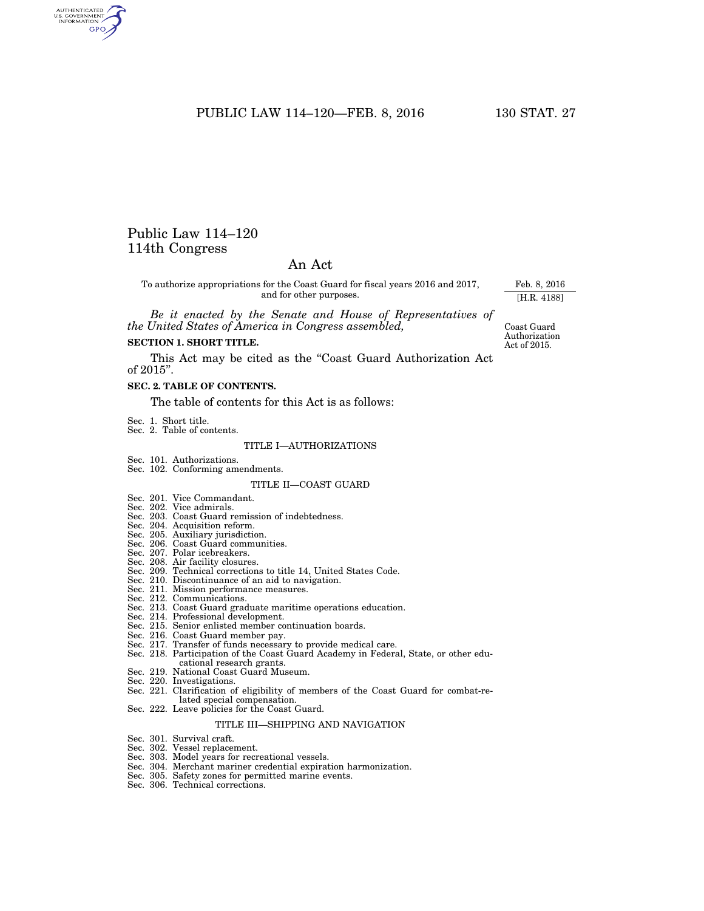# Public Law 114–120
# 114th Congress

## An Act

To authorize appropriations for the Coast Guard for fiscal years 2016 and 2017, and for other purposes.

Feb. 8, 2016
[H.R. 4188]

*Be it enacted by the Senate and House of Representatives of the United States of America in Congress assembled,*

Coast Guard Authorization Act of 2015.

**SECTION 1. SHORT TITLE.**

This Act may be cited as the "Coast Guard Authorization Act of 2015".

**SEC. 2. TABLE OF CONTENTS.**

The table of contents for this Act is as follows:

Sec. 1. Short title.
Sec. 2. Table of contents.

TITLE I—AUTHORIZATIONS

Sec. 101. Authorizations.
Sec. 102. Conforming amendments.

TITLE II—COAST GUARD

Sec. 201. Vice Commandant.
Sec. 202. Vice admirals.
Sec. 203. Coast Guard remission of indebtedness.
Sec. 204. Acquisition reform.
Sec. 205. Auxiliary jurisdiction.
Sec. 206. Coast Guard communities.
Sec. 207. Polar icebreakers.
Sec. 208. Air facility closures.
Sec. 209. Technical corrections to title 14, United States Code.
Sec. 210. Discontinuance of an aid to navigation.
Sec. 211. Mission performance measures.
Sec. 212. Communications.
Sec. 213. Coast Guard graduate maritime operations education.
Sec. 214. Professional development.
Sec. 215. Senior enlisted member continuation boards.
Sec. 216. Coast Guard member pay.
Sec. 217. Transfer of funds necessary to provide medical care.
Sec. 218. Participation of the Coast Guard Academy in Federal, State, or other educational research grants.
Sec. 219. National Coast Guard Museum.
Sec. 220. Investigations.
Sec. 221. Clarification of eligibility of members of the Coast Guard for combat-related special compensation.
Sec. 222. Leave policies for the Coast Guard.

TITLE III—SHIPPING AND NAVIGATION

Sec. 301. Survival craft.
Sec. 302. Vessel replacement.
Sec. 303. Model years for recreational vessels.
Sec. 304. Merchant mariner credential expiration harmonization.
Sec. 305. Safety zones for permitted marine events.
Sec. 306. Technical corrections.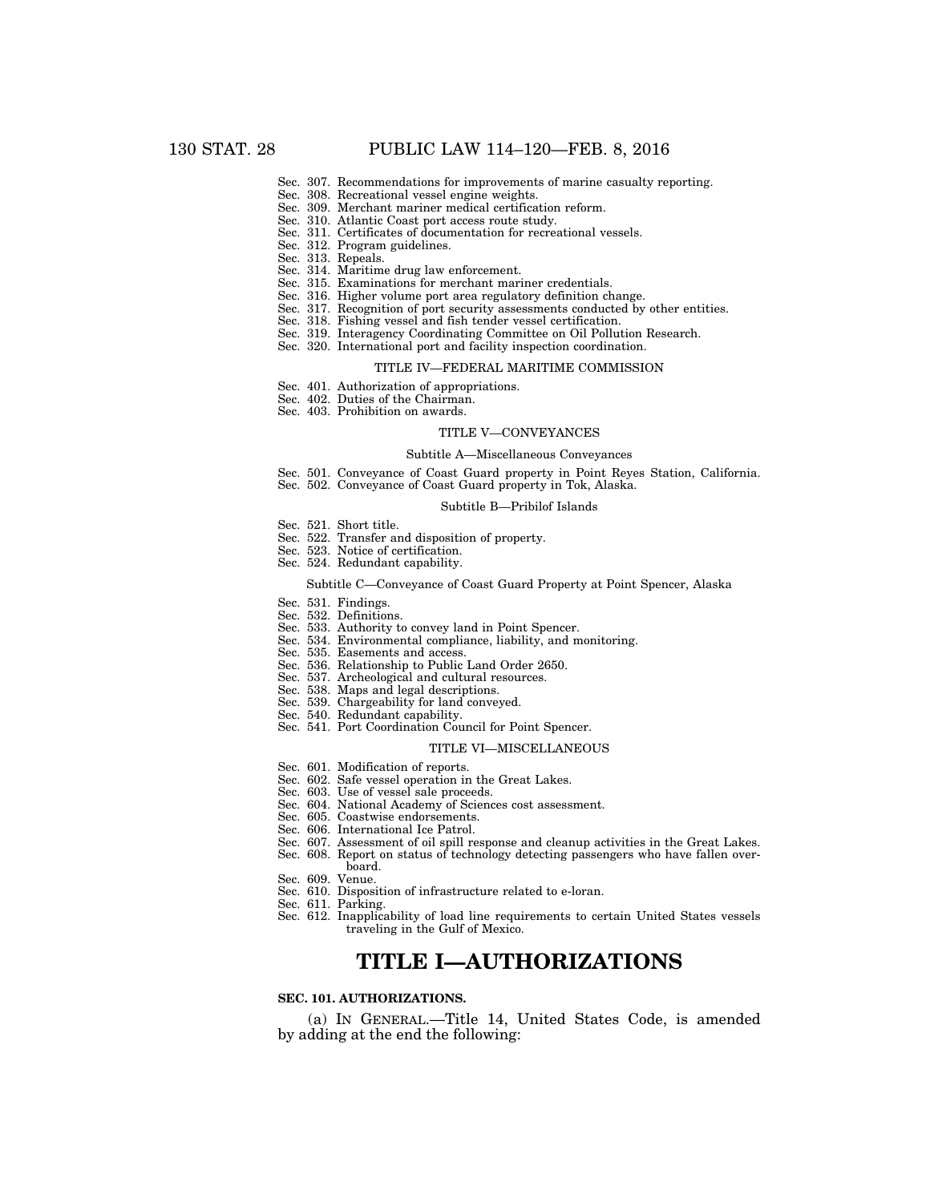Sec. 307. Recommendations for improvements of marine casualty reporting.
Sec. 308. Recreational vessel engine weights.
Sec. 309. Merchant mariner medical certification reform.
Sec. 310. Atlantic Coast port access route study.
Sec. 311. Certificates of documentation for recreational vessels.
Sec. 312. Program guidelines.
Sec. 313. Repeals.
Sec. 314. Maritime drug law enforcement.
Sec. 315. Examinations for merchant mariner credentials.
Sec. 316. Higher volume port area regulatory definition change.
Sec. 317. Recognition of port security assessments conducted by other entities.
Sec. 318. Fishing vessel and fish tender vessel certification.
Sec. 319. Interagency Coordinating Committee on Oil Pollution Research.
Sec. 320. International port and facility inspection coordination.

TITLE IV—FEDERAL MARITIME COMMISSION

Sec. 401. Authorization of appropriations.
Sec. 402. Duties of the Chairman.
Sec. 403. Prohibition on awards.

TITLE V—CONVEYANCES

Subtitle A—Miscellaneous Conveyances

Sec. 501. Conveyance of Coast Guard property in Point Reyes Station, California.
Sec. 502. Conveyance of Coast Guard property in Tok, Alaska.

Subtitle B—Pribilof Islands

Sec. 521. Short title.
Sec. 522. Transfer and disposition of property.
Sec. 523. Notice of certification.
Sec. 524. Redundant capability.

Subtitle C—Conveyance of Coast Guard Property at Point Spencer, Alaska

Sec. 531. Findings.
Sec. 532. Definitions.
Sec. 533. Authority to convey land in Point Spencer.
Sec. 534. Environmental compliance, liability, and monitoring.
Sec. 535. Easements and access.
Sec. 536. Relationship to Public Land Order 2650.
Sec. 537. Archeological and cultural resources.
Sec. 538. Maps and legal descriptions.
Sec. 539. Chargeability for land conveyed.
Sec. 540. Redundant capability.
Sec. 541. Port Coordination Council for Point Spencer.

TITLE VI—MISCELLANEOUS

Sec. 601. Modification of reports.
Sec. 602. Safe vessel operation in the Great Lakes.
Sec. 603. Use of vessel sale proceeds.
Sec. 604. National Academy of Sciences cost assessment.
Sec. 605. Coastwise endorsements.
Sec. 606. International Ice Patrol.
Sec. 607. Assessment of oil spill response and cleanup activities in the Great Lakes.
Sec. 608. Report on status of technology detecting passengers who have fallen overboard.
Sec. 609. Venue.
Sec. 610. Disposition of infrastructure related to e-loran.
Sec. 611. Parking.
Sec. 612. Inapplicability of load line requirements to certain United States vessels traveling in the Gulf of Mexico.

# TITLE I—AUTHORIZATIONS

**SEC. 101. AUTHORIZATIONS.**

(a) IN GENERAL.—Title 14, United States Code, is amended by adding at the end the following: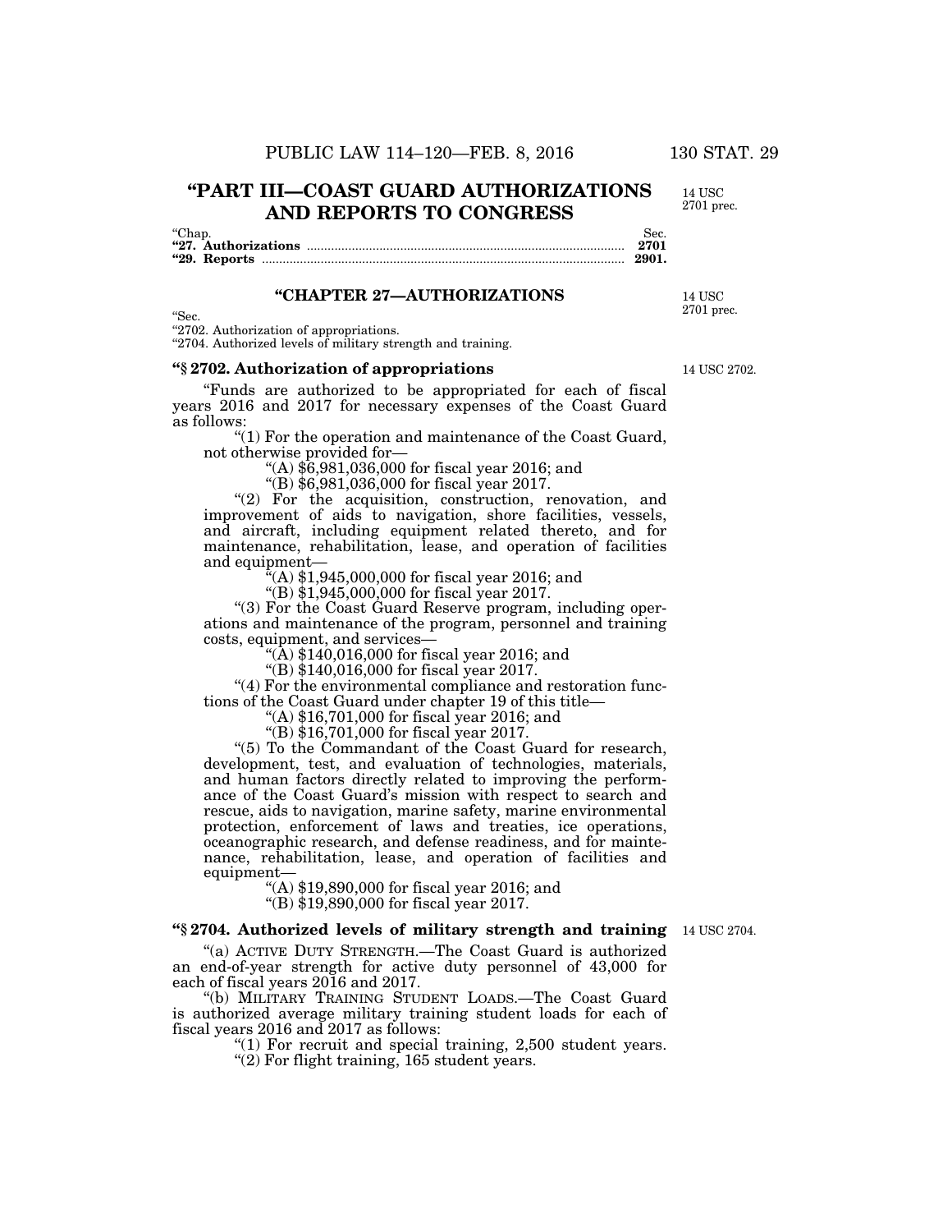# "PART III—COAST GUARD AUTHORIZATIONS AND REPORTS TO CONGRESS

14 USC 2701 prec.

| "Chap. | Sec. |
|---|---|
| **"27. Authorizations** | **2701** |
| **"29. Reports** | **2901.** |

## "CHAPTER 27—AUTHORIZATIONS

14 USC 2701 prec.

"Sec.
"2702. Authorization of appropriations.
"2704. Authorized levels of military strength and training.

### "§ 2702. Authorization of appropriations

14 USC 2702.

"Funds are authorized to be appropriated for each of fiscal years 2016 and 2017 for necessary expenses of the Coast Guard as follows:

"(1) For the operation and maintenance of the Coast Guard, not otherwise provided for—

"(A) $6,981,036,000 for fiscal year 2016; and

"(B) $6,981,036,000 for fiscal year 2017.

"(2) For the acquisition, construction, renovation, and improvement of aids to navigation, shore facilities, vessels, and aircraft, including equipment related thereto, and for maintenance, rehabilitation, lease, and operation of facilities and equipment—

"(A) $1,945,000,000 for fiscal year 2016; and

"(B) $1,945,000,000 for fiscal year 2017.

"(3) For the Coast Guard Reserve program, including operations and maintenance of the program, personnel and training costs, equipment, and services—

"(A) $140,016,000 for fiscal year 2016; and

"(B) $140,016,000 for fiscal year 2017.

"(4) For the environmental compliance and restoration functions of the Coast Guard under chapter 19 of this title—

"(A) $16,701,000 for fiscal year 2016; and

"(B) $16,701,000 for fiscal year 2017.

"(5) To the Commandant of the Coast Guard for research, development, test, and evaluation of technologies, materials, and human factors directly related to improving the performance of the Coast Guard's mission with respect to search and rescue, aids to navigation, marine safety, marine environmental protection, enforcement of laws and treaties, ice operations, oceanographic research, and defense readiness, and for maintenance, rehabilitation, lease, and operation of facilities and equipment—

"(A) $19,890,000 for fiscal year 2016; and

"(B) $19,890,000 for fiscal year 2017.

### "§ 2704. Authorized levels of military strength and training

14 USC 2704.

"(a) ACTIVE DUTY STRENGTH.—The Coast Guard is authorized an end-of-year strength for active duty personnel of 43,000 for each of fiscal years 2016 and 2017.

"(b) MILITARY TRAINING STUDENT LOADS.—The Coast Guard is authorized average military training student loads for each of fiscal years 2016 and 2017 as follows:

"(1) For recruit and special training, 2,500 student years.

"(2) For flight training, 165 student years.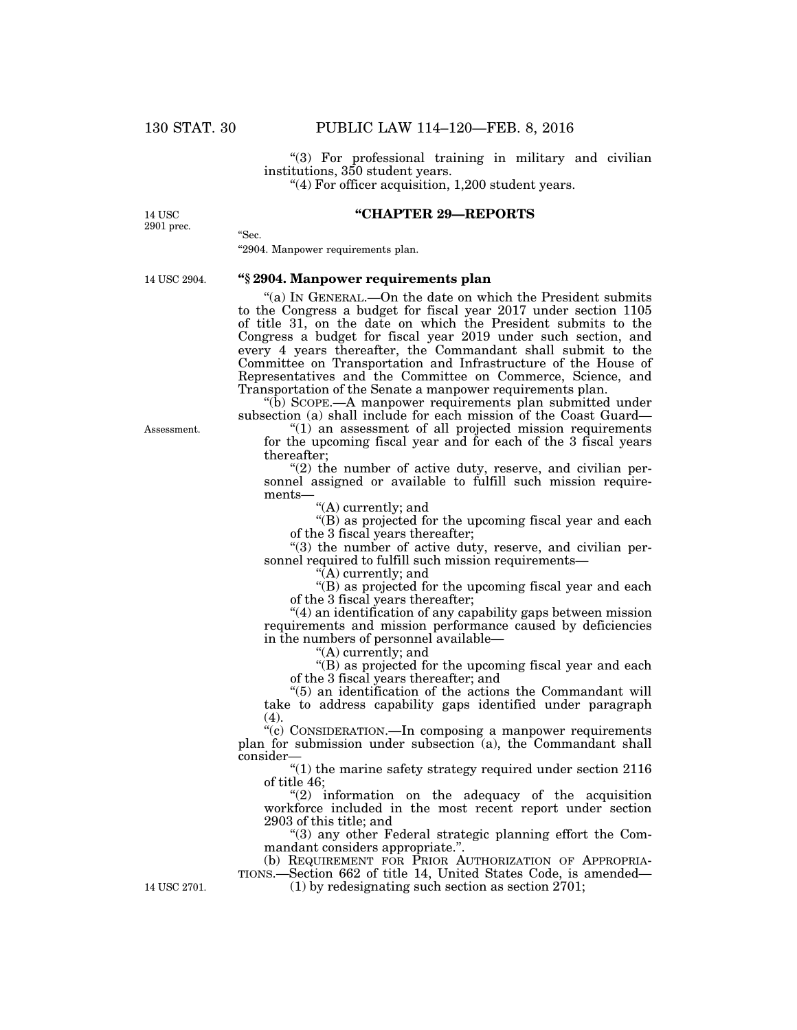"(3) For professional training in military and civilian institutions, 350 student years.

"(4) For officer acquisition, 1,200 student years.

14 USC 2901 prec.

## "CHAPTER 29—REPORTS

"Sec.

"2904. Manpower requirements plan.

14 USC 2904.

### "§ 2904. Manpower requirements plan

"(a) IN GENERAL.—On the date on which the President submits to the Congress a budget for fiscal year 2017 under section 1105 of title 31, on the date on which the President submits to the Congress a budget for fiscal year 2019 under such section, and every 4 years thereafter, the Commandant shall submit to the Committee on Transportation and Infrastructure of the House of Representatives and the Committee on Commerce, Science, and Transportation of the Senate a manpower requirements plan.

"(b) SCOPE.—A manpower requirements plan submitted under subsection (a) shall include for each mission of the Coast Guard—

Assessment.

"(1) an assessment of all projected mission requirements for the upcoming fiscal year and for each of the 3 fiscal years thereafter;

"(2) the number of active duty, reserve, and civilian personnel assigned or available to fulfill such mission requirements—

"(A) currently; and

"(B) as projected for the upcoming fiscal year and each of the 3 fiscal years thereafter;

"(3) the number of active duty, reserve, and civilian personnel required to fulfill such mission requirements—

"(A) currently; and

"(B) as projected for the upcoming fiscal year and each of the 3 fiscal years thereafter;

"(4) an identification of any capability gaps between mission requirements and mission performance caused by deficiencies in the numbers of personnel available—

"(A) currently; and

"(B) as projected for the upcoming fiscal year and each of the 3 fiscal years thereafter; and

"(5) an identification of the actions the Commandant will take to address capability gaps identified under paragraph (4).

"(c) CONSIDERATION.—In composing a manpower requirements plan for submission under subsection (a), the Commandant shall consider—

"(1) the marine safety strategy required under section 2116 of title 46;

"(2) information on the adequacy of the acquisition workforce included in the most recent report under section 2903 of this title; and

"(3) any other Federal strategic planning effort the Commandant considers appropriate.".

(b) REQUIREMENT FOR PRIOR AUTHORIZATION OF APPROPRIATIONS.—Section 662 of title 14, United States Code, is amended—

14 USC 2701.

(1) by redesignating such section as section 2701;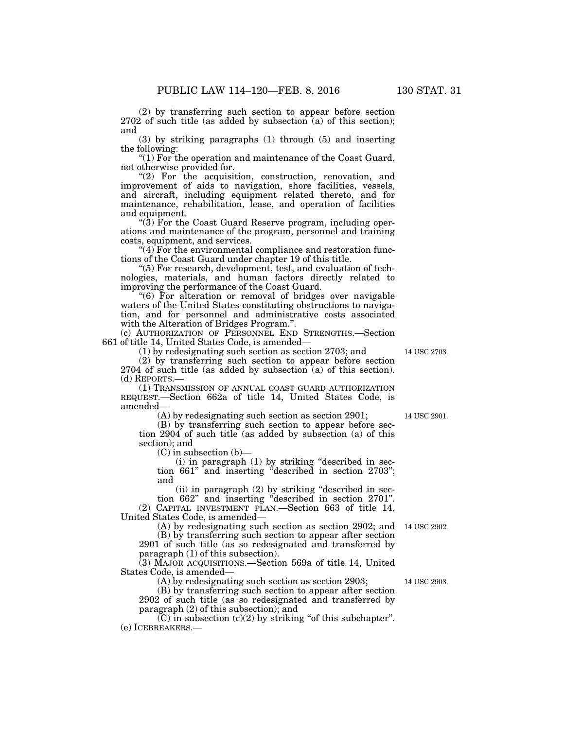(2) by transferring such section to appear before section 2702 of such title (as added by subsection (a) of this section); and

(3) by striking paragraphs (1) through (5) and inserting the following:

"(1) For the operation and maintenance of the Coast Guard, not otherwise provided for.

"(2) For the acquisition, construction, renovation, and improvement of aids to navigation, shore facilities, vessels, and aircraft, including equipment related thereto, and for maintenance, rehabilitation, lease, and operation of facilities and equipment.

"(3) For the Coast Guard Reserve program, including operations and maintenance of the program, personnel and training costs, equipment, and services.

"(4) For the environmental compliance and restoration functions of the Coast Guard under chapter 19 of this title.

"(5) For research, development, test, and evaluation of technologies, materials, and human factors directly related to improving the performance of the Coast Guard.

"(6) For alteration or removal of bridges over navigable waters of the United States constituting obstructions to navigation, and for personnel and administrative costs associated with the Alteration of Bridges Program.".

(c) AUTHORIZATION OF PERSONNEL END STRENGTHS.—Section 661 of title 14, United States Code, is amended—

14 USC 2703.

(1) by redesignating such section as section 2703; and

(2) by transferring such section to appear before section 2704 of such title (as added by subsection (a) of this section).

(d) REPORTS.—

(1) TRANSMISSION OF ANNUAL COAST GUARD AUTHORIZATION REQUEST.—Section 662a of title 14, United States Code, is amended—

14 USC 2901.

(A) by redesignating such section as section 2901;

(B) by transferring such section to appear before section 2904 of such title (as added by subsection (a) of this section); and

(C) in subsection (b)—

(i) in paragraph (1) by striking "described in section 661" and inserting "described in section 2703"; and

(ii) in paragraph (2) by striking "described in section 662" and inserting "described in section 2701".

(2) CAPITAL INVESTMENT PLAN.—Section 663 of title 14, United States Code, is amended—

14 USC 2902.

(A) by redesignating such section as section 2902; and

(B) by transferring such section to appear after section 2901 of such title (as so redesignated and transferred by paragraph (1) of this subsection).

(3) MAJOR ACQUISITIONS.—Section 569a of title 14, United States Code, is amended—

14 USC 2903.

(A) by redesignating such section as section 2903;

(B) by transferring such section to appear after section 2902 of such title (as so redesignated and transferred by paragraph (2) of this subsection); and

(C) in subsection (c)(2) by striking "of this subchapter".

(e) ICEBREAKERS.—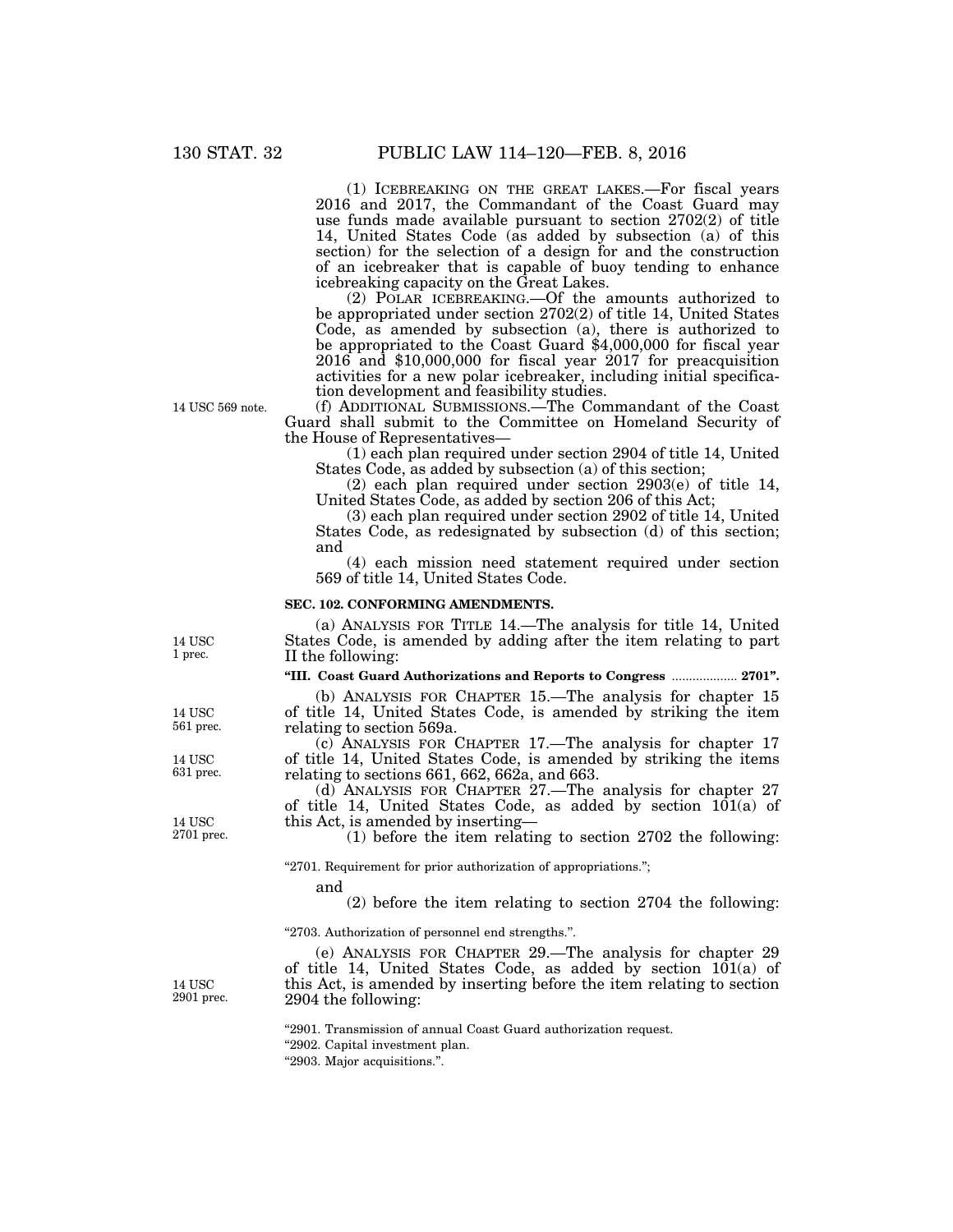(1) ICEBREAKING ON THE GREAT LAKES.—For fiscal years 2016 and 2017, the Commandant of the Coast Guard may use funds made available pursuant to section 2702(2) of title 14, United States Code (as added by subsection (a) of this section) for the selection of a design for and the construction of an icebreaker that is capable of buoy tending to enhance icebreaking capacity on the Great Lakes.

(2) POLAR ICEBREAKING.—Of the amounts authorized to be appropriated under section 2702(2) of title 14, United States Code, as amended by subsection (a), there is authorized to be appropriated to the Coast Guard $4,000,000 for fiscal year 2016 and $10,000,000 for fiscal year 2017 for preacquisition activities for a new polar icebreaker, including initial specification development and feasibility studies.

14 USC 569 note.

(f) ADDITIONAL SUBMISSIONS.—The Commandant of the Coast Guard shall submit to the Committee on Homeland Security of the House of Representatives—

(1) each plan required under section 2904 of title 14, United States Code, as added by subsection (a) of this section;

(2) each plan required under section 2903(e) of title 14, United States Code, as added by section 206 of this Act;

(3) each plan required under section 2902 of title 14, United States Code, as redesignated by subsection (d) of this section; and

(4) each mission need statement required under section 569 of title 14, United States Code.

**SEC. 102. CONFORMING AMENDMENTS.**

14 USC 1 prec.

(a) ANALYSIS FOR TITLE 14.—The analysis for title 14, United States Code, is amended by adding after the item relating to part II the following:

**"III. Coast Guard Authorizations and Reports to Congress .................. 2701".**

14 USC 561 prec.

(b) ANALYSIS FOR CHAPTER 15.—The analysis for chapter 15 of title 14, United States Code, is amended by striking the item relating to section 569a.

14 USC 631 prec.

(c) ANALYSIS FOR CHAPTER 17.—The analysis for chapter 17 of title 14, United States Code, is amended by striking the items relating to sections 661, 662, 662a, and 663.

14 USC 2701 prec.

(d) ANALYSIS FOR CHAPTER 27.—The analysis for chapter 27 of title 14, United States Code, as added by section 101(a) of this Act, is amended by inserting—

(1) before the item relating to section 2702 the following:

"2701. Requirement for prior authorization of appropriations.";

and

(2) before the item relating to section 2704 the following:

"2703. Authorization of personnel end strengths.".

14 USC 2901 prec.

(e) ANALYSIS FOR CHAPTER 29.—The analysis for chapter 29 of title 14, United States Code, as added by section 101(a) of this Act, is amended by inserting before the item relating to section 2904 the following:

"2901. Transmission of annual Coast Guard authorization request.
"2902. Capital investment plan.
"2903. Major acquisitions.".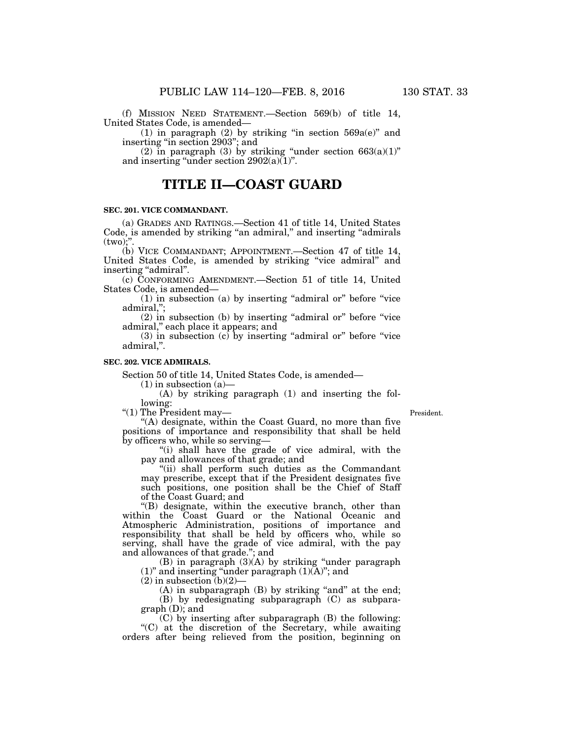(f) MISSION NEED STATEMENT.—Section 569(b) of title 14, United States Code, is amended—

(1) in paragraph (2) by striking "in section 569a(e)" and inserting "in section 2903"; and

(2) in paragraph (3) by striking "under section 663(a)(1)" and inserting "under section 2902(a)(1)".

# TITLE II—COAST GUARD

**SEC. 201. VICE COMMANDANT.**

(a) GRADES AND RATINGS.—Section 41 of title 14, United States Code, is amended by striking "an admiral," and inserting "admirals (two);".

(b) VICE COMMANDANT; APPOINTMENT.—Section 47 of title 14, United States Code, is amended by striking "vice admiral" and inserting "admiral".

(c) CONFORMING AMENDMENT.—Section 51 of title 14, United States Code, is amended—

(1) in subsection (a) by inserting "admiral or" before "vice admiral,";

(2) in subsection (b) by inserting "admiral or" before "vice admiral," each place it appears; and

(3) in subsection (c) by inserting "admiral or" before "vice admiral,".

**SEC. 202. VICE ADMIRALS.**

Section 50 of title 14, United States Code, is amended—

(1) in subsection (a)—

(A) by striking paragraph (1) and inserting the following:

"(1) The President may—

President.

"(A) designate, within the Coast Guard, no more than five positions of importance and responsibility that shall be held by officers who, while so serving—

"(i) shall have the grade of vice admiral, with the pay and allowances of that grade; and

"(ii) shall perform such duties as the Commandant may prescribe, except that if the President designates five such positions, one position shall be the Chief of Staff of the Coast Guard; and

"(B) designate, within the executive branch, other than within the Coast Guard or the National Oceanic and Atmospheric Administration, positions of importance and responsibility that shall be held by officers who, while so serving, shall have the grade of vice admiral, with the pay and allowances of that grade."; and

(B) in paragraph (3)(A) by striking "under paragraph (1)" and inserting "under paragraph (1)(A)"; and

(2) in subsection (b)(2)—

(A) in subparagraph (B) by striking "and" at the end;

(B) by redesignating subparagraph (C) as subparagraph (D); and

(C) by inserting after subparagraph (B) the following:

"(C) at the discretion of the Secretary, while awaiting orders after being relieved from the position, beginning on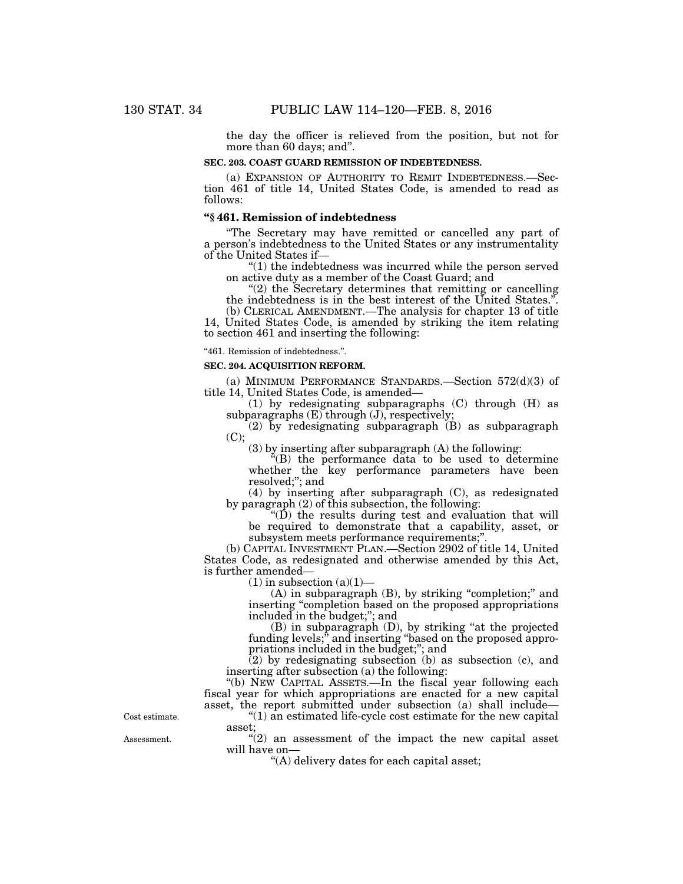the day the officer is relieved from the position, but not for more than 60 days; and".

**SEC. 203. COAST GUARD REMISSION OF INDEBTEDNESS.**

(a) EXPANSION OF AUTHORITY TO REMIT INDEBTEDNESS.—Section 461 of title 14, United States Code, is amended to read as follows:

**"§ 461. Remission of indebtedness**

"The Secretary may have remitted or cancelled any part of a person's indebtedness to the United States or any instrumentality of the United States if—

"(1) the indebtedness was incurred while the person served on active duty as a member of the Coast Guard; and

"(2) the Secretary determines that remitting or cancelling the indebtedness is in the best interest of the United States.".

(b) CLERICAL AMENDMENT.—The analysis for chapter 13 of title 14, United States Code, is amended by striking the item relating to section 461 and inserting the following:

"461. Remission of indebtedness.".

**SEC. 204. ACQUISITION REFORM.**

(a) MINIMUM PERFORMANCE STANDARDS.—Section 572(d)(3) of title 14, United States Code, is amended—

(1) by redesignating subparagraphs (C) through (H) as subparagraphs (E) through (J), respectively;

(2) by redesignating subparagraph (B) as subparagraph (C);

(3) by inserting after subparagraph (A) the following:

"(B) the performance data to be used to determine whether the key performance parameters have been resolved;"; and

(4) by inserting after subparagraph (C), as redesignated by paragraph (2) of this subsection, the following:

"(D) the results during test and evaluation that will be required to demonstrate that a capability, asset, or subsystem meets performance requirements;".

(b) CAPITAL INVESTMENT PLAN.—Section 2902 of title 14, United States Code, as redesignated and otherwise amended by this Act, is further amended—

(1) in subsection (a)(1)—

(A) in subparagraph (B), by striking "completion;" and inserting "completion based on the proposed appropriations included in the budget;"; and

(B) in subparagraph (D), by striking "at the projected funding levels;" and inserting "based on the proposed appropriations included in the budget;"; and

(2) by redesignating subsection (b) as subsection (c), and inserting after subsection (a) the following:

"(b) NEW CAPITAL ASSETS.—In the fiscal year following each fiscal year for which appropriations are enacted for a new capital asset, the report submitted under subsection (a) shall include—

Cost estimate.

"(1) an estimated life-cycle cost estimate for the new capital asset;

Assessment.

"(2) an assessment of the impact the new capital asset will have on—

"(A) delivery dates for each capital asset;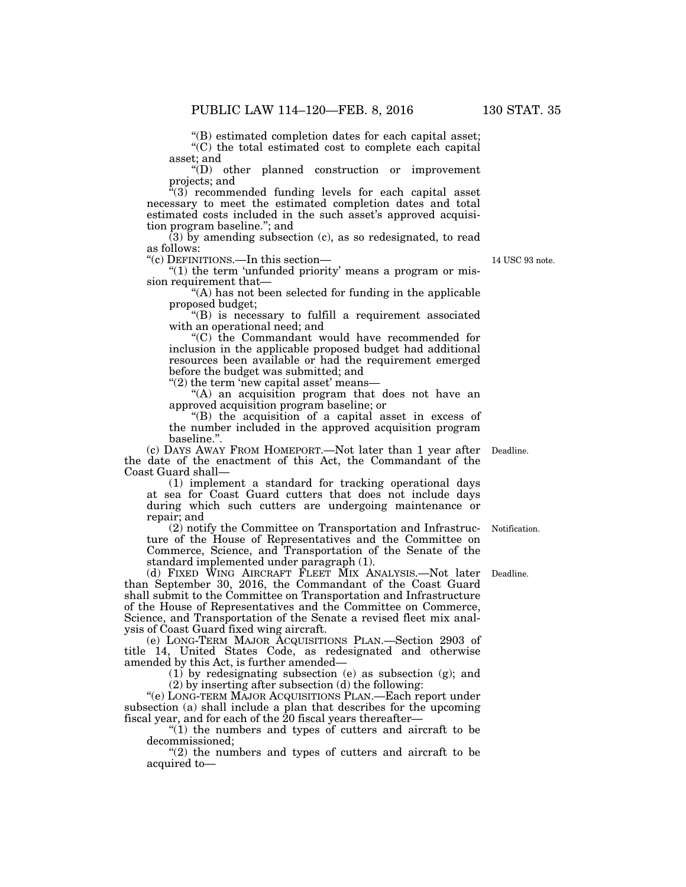"(B) estimated completion dates for each capital asset;

"(C) the total estimated cost to complete each capital asset; and

"(D) other planned construction or improvement projects; and

"(3) recommended funding levels for each capital asset necessary to meet the estimated completion dates and total estimated costs included in the such asset's approved acquisition program baseline."; and

(3) by amending subsection (c), as so redesignated, to read as follows:

"(c) DEFINITIONS.—In this section—

14 USC 93 note.

"(1) the term 'unfunded priority' means a program or mission requirement that—

"(A) has not been selected for funding in the applicable proposed budget;

"(B) is necessary to fulfill a requirement associated with an operational need; and

"(C) the Commandant would have recommended for inclusion in the applicable proposed budget had additional resources been available or had the requirement emerged before the budget was submitted; and

"(2) the term 'new capital asset' means—

"(A) an acquisition program that does not have an approved acquisition program baseline; or

"(B) the acquisition of a capital asset in excess of the number included in the approved acquisition program baseline.".

Deadline.

(c) DAYS AWAY FROM HOMEPORT.—Not later than 1 year after the date of the enactment of this Act, the Commandant of the Coast Guard shall—

(1) implement a standard for tracking operational days at sea for Coast Guard cutters that does not include days during which such cutters are undergoing maintenance or repair; and

Notification.

(2) notify the Committee on Transportation and Infrastructure of the House of Representatives and the Committee on Commerce, Science, and Transportation of the Senate of the standard implemented under paragraph (1).

Deadline.

(d) FIXED WING AIRCRAFT FLEET MIX ANALYSIS.—Not later than September 30, 2016, the Commandant of the Coast Guard shall submit to the Committee on Transportation and Infrastructure of the House of Representatives and the Committee on Commerce, Science, and Transportation of the Senate a revised fleet mix analysis of Coast Guard fixed wing aircraft.

(e) LONG-TERM MAJOR ACQUISITIONS PLAN.—Section 2903 of title 14, United States Code, as redesignated and otherwise amended by this Act, is further amended—

(1) by redesignating subsection (e) as subsection (g); and

(2) by inserting after subsection (d) the following:

"(e) LONG-TERM MAJOR ACQUISITIONS PLAN.—Each report under subsection (a) shall include a plan that describes for the upcoming fiscal year, and for each of the 20 fiscal years thereafter—

"(1) the numbers and types of cutters and aircraft to be decommissioned;

"(2) the numbers and types of cutters and aircraft to be acquired to—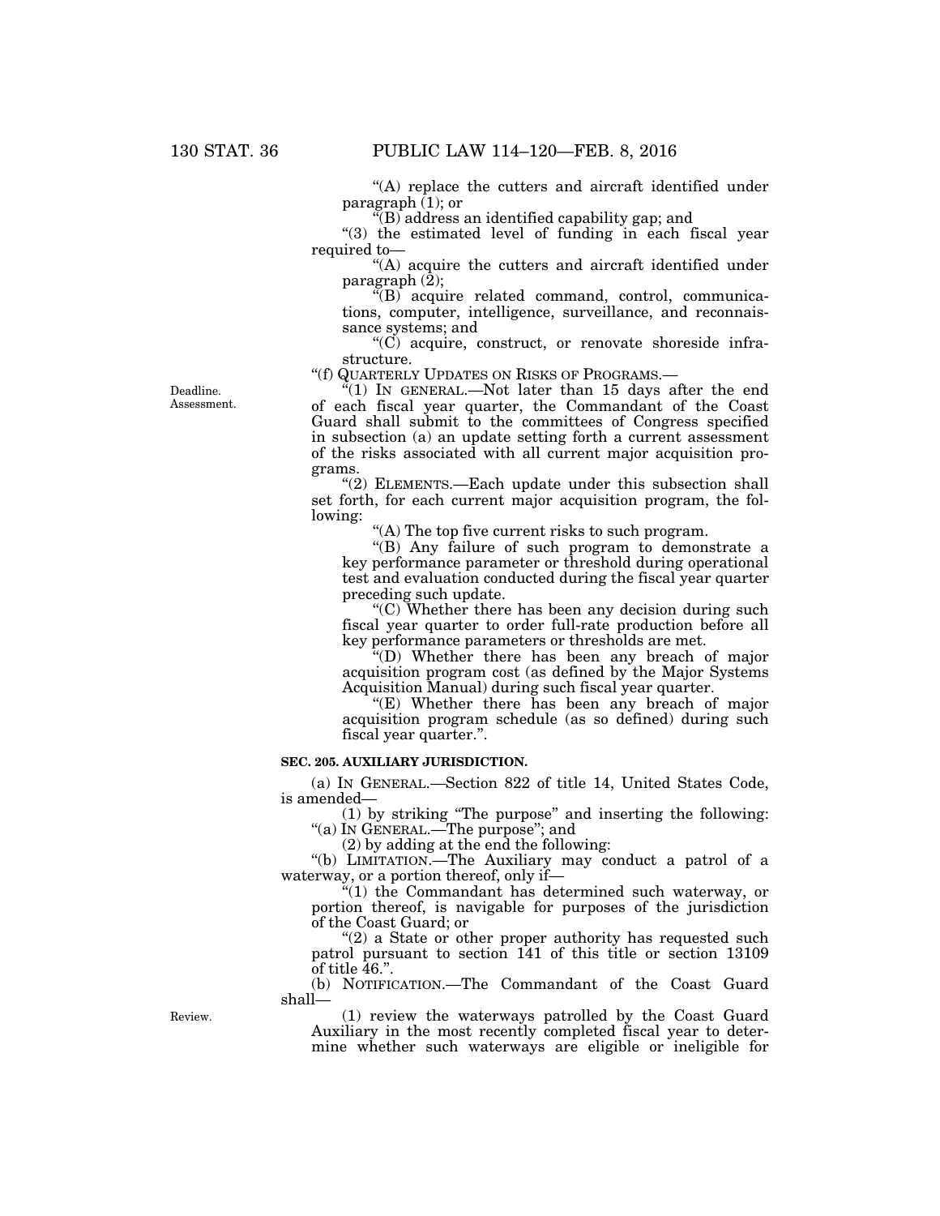"(A) replace the cutters and aircraft identified under paragraph (1); or

"(B) address an identified capability gap; and

"(3) the estimated level of funding in each fiscal year required to—

"(A) acquire the cutters and aircraft identified under paragraph (2);

"(B) acquire related command, control, communications, computer, intelligence, surveillance, and reconnaissance systems; and

"(C) acquire, construct, or renovate shoreside infrastructure.

"(f) QUARTERLY UPDATES ON RISKS OF PROGRAMS.—

Deadline. Assessment.

"(1) IN GENERAL.—Not later than 15 days after the end of each fiscal year quarter, the Commandant of the Coast Guard shall submit to the committees of Congress specified in subsection (a) an update setting forth a current assessment of the risks associated with all current major acquisition programs.

"(2) ELEMENTS.—Each update under this subsection shall set forth, for each current major acquisition program, the following:

"(A) The top five current risks to such program.

"(B) Any failure of such program to demonstrate a key performance parameter or threshold during operational test and evaluation conducted during the fiscal year quarter preceding such update.

"(C) Whether there has been any decision during such fiscal year quarter to order full-rate production before all key performance parameters or thresholds are met.

"(D) Whether there has been any breach of major acquisition program cost (as defined by the Major Systems Acquisition Manual) during such fiscal year quarter.

"(E) Whether there has been any breach of major acquisition program schedule (as so defined) during such fiscal year quarter.".

**SEC. 205. AUXILIARY JURISDICTION.**

(a) IN GENERAL.—Section 822 of title 14, United States Code, is amended—

(1) by striking "The purpose" and inserting the following: "(a) IN GENERAL.—The purpose"; and

(2) by adding at the end the following:

"(b) LIMITATION.—The Auxiliary may conduct a patrol of a waterway, or a portion thereof, only if—

"(1) the Commandant has determined such waterway, or portion thereof, is navigable for purposes of the jurisdiction of the Coast Guard; or

"(2) a State or other proper authority has requested such patrol pursuant to section 141 of this title or section 13109 of title 46.".

(b) NOTIFICATION.—The Commandant of the Coast Guard shall—

Review.

(1) review the waterways patrolled by the Coast Guard Auxiliary in the most recently completed fiscal year to determine whether such waterways are eligible or ineligible for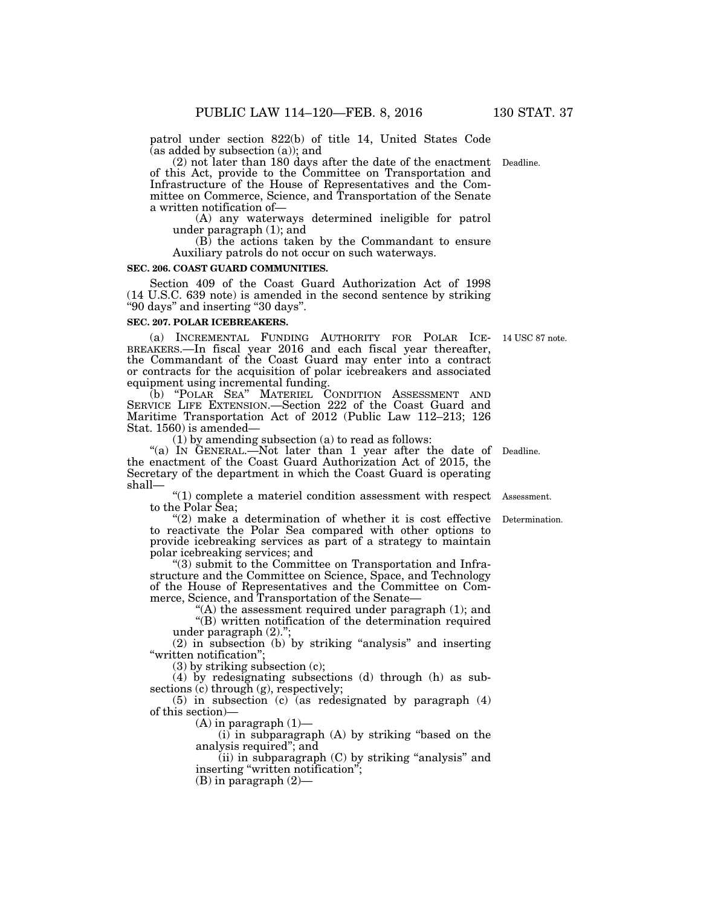patrol under section 822(b) of title 14, United States Code (as added by subsection (a)); and

(2) not later than 180 days after the date of the enactment of this Act, provide to the Committee on Transportation and Infrastructure of the House of Representatives and the Committee on Commerce, Science, and Transportation of the Senate a written notification of—

(A) any waterways determined ineligible for patrol under paragraph (1); and

(B) the actions taken by the Commandant to ensure Auxiliary patrols do not occur on such waterways.

Deadline.

**SEC. 206. COAST GUARD COMMUNITIES.**

Section 409 of the Coast Guard Authorization Act of 1998 (14 U.S.C. 639 note) is amended in the second sentence by striking "90 days" and inserting "30 days".

**SEC. 207. POLAR ICEBREAKERS.**

(a) INCREMENTAL FUNDING AUTHORITY FOR POLAR ICEBREAKERS.—In fiscal year 2016 and each fiscal year thereafter, the Commandant of the Coast Guard may enter into a contract or contracts for the acquisition of polar icebreakers and associated equipment using incremental funding.

14 USC 87 note.

(b) "POLAR SEA" MATERIEL CONDITION ASSESSMENT AND SERVICE LIFE EXTENSION.—Section 222 of the Coast Guard and Maritime Transportation Act of 2012 (Public Law 112–213; 126 Stat. 1560) is amended—

(1) by amending subsection (a) to read as follows:

"(a) IN GENERAL.—Not later than 1 year after the date of the enactment of the Coast Guard Authorization Act of 2015, the Secretary of the department in which the Coast Guard is operating shall—

Deadline.

"(1) complete a materiel condition assessment with respect to the Polar Sea;

Assessment.

"(2) make a determination of whether it is cost effective to reactivate the Polar Sea compared with other options to provide icebreaking services as part of a strategy to maintain polar icebreaking services; and

Determination.

"(3) submit to the Committee on Transportation and Infrastructure and the Committee on Science, Space, and Technology of the House of Representatives and the Committee on Commerce, Science, and Transportation of the Senate—

"(A) the assessment required under paragraph (1); and

"(B) written notification of the determination required under paragraph (2).";

(2) in subsection (b) by striking "analysis" and inserting "written notification";

(3) by striking subsection (c);

(4) by redesignating subsections (d) through (h) as subsections (c) through (g), respectively;

(5) in subsection (c) (as redesignated by paragraph (4) of this section)—

(A) in paragraph (1)—

(i) in subparagraph (A) by striking "based on the analysis required"; and

(ii) in subparagraph (C) by striking "analysis" and inserting "written notification";

(B) in paragraph (2)—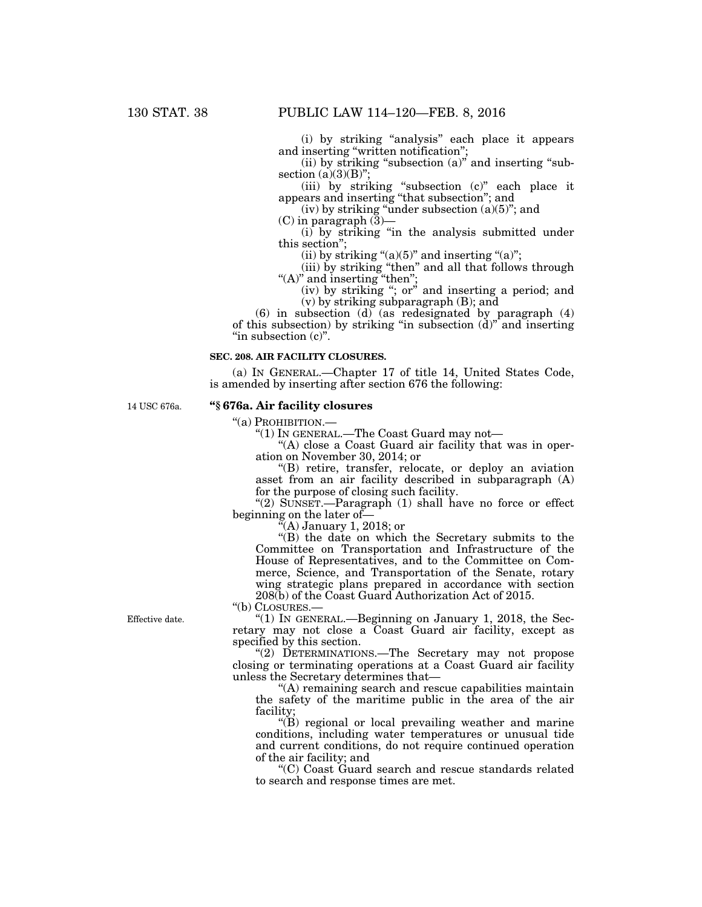(i) by striking "analysis" each place it appears and inserting "written notification";

(ii) by striking "subsection (a)" and inserting "subsection (a)(3)(B)";

(iii) by striking "subsection (c)" each place it appears and inserting "that subsection"; and

(iv) by striking "under subsection (a)(5)"; and

(C) in paragraph (3)—

(i) by striking "in the analysis submitted under this section";

(ii) by striking "(a)(5)" and inserting "(a)";

(iii) by striking "then" and all that follows through "(A)" and inserting "then";

(iv) by striking "; or" and inserting a period; and

(v) by striking subparagraph (B); and

(6) in subsection (d) (as redesignated by paragraph (4) of this subsection) by striking "in subsection (d)" and inserting "in subsection (c)".

**SEC. 208. AIR FACILITY CLOSURES.**

(a) IN GENERAL.—Chapter 17 of title 14, United States Code, is amended by inserting after section 676 the following:

14 USC 676a.

**"§ 676a. Air facility closures**

"(a) PROHIBITION.—

"(1) IN GENERAL.—The Coast Guard may not—

"(A) close a Coast Guard air facility that was in operation on November 30, 2014; or

"(B) retire, transfer, relocate, or deploy an aviation asset from an air facility described in subparagraph (A) for the purpose of closing such facility.

"(2) SUNSET.—Paragraph (1) shall have no force or effect beginning on the later of—

"(A) January 1, 2018; or

"(B) the date on which the Secretary submits to the Committee on Transportation and Infrastructure of the House of Representatives, and to the Committee on Commerce, Science, and Transportation of the Senate, rotary wing strategic plans prepared in accordance with section 208(b) of the Coast Guard Authorization Act of 2015.

"(b) CLOSURES.—

Effective date.

"(1) IN GENERAL.—Beginning on January 1, 2018, the Secretary may not close a Coast Guard air facility, except as specified by this section.

"(2) DETERMINATIONS.—The Secretary may not propose closing or terminating operations at a Coast Guard air facility unless the Secretary determines that—

"(A) remaining search and rescue capabilities maintain the safety of the maritime public in the area of the air facility;

"(B) regional or local prevailing weather and marine conditions, including water temperatures or unusual tide and current conditions, do not require continued operation of the air facility; and

"(C) Coast Guard search and rescue standards related to search and response times are met.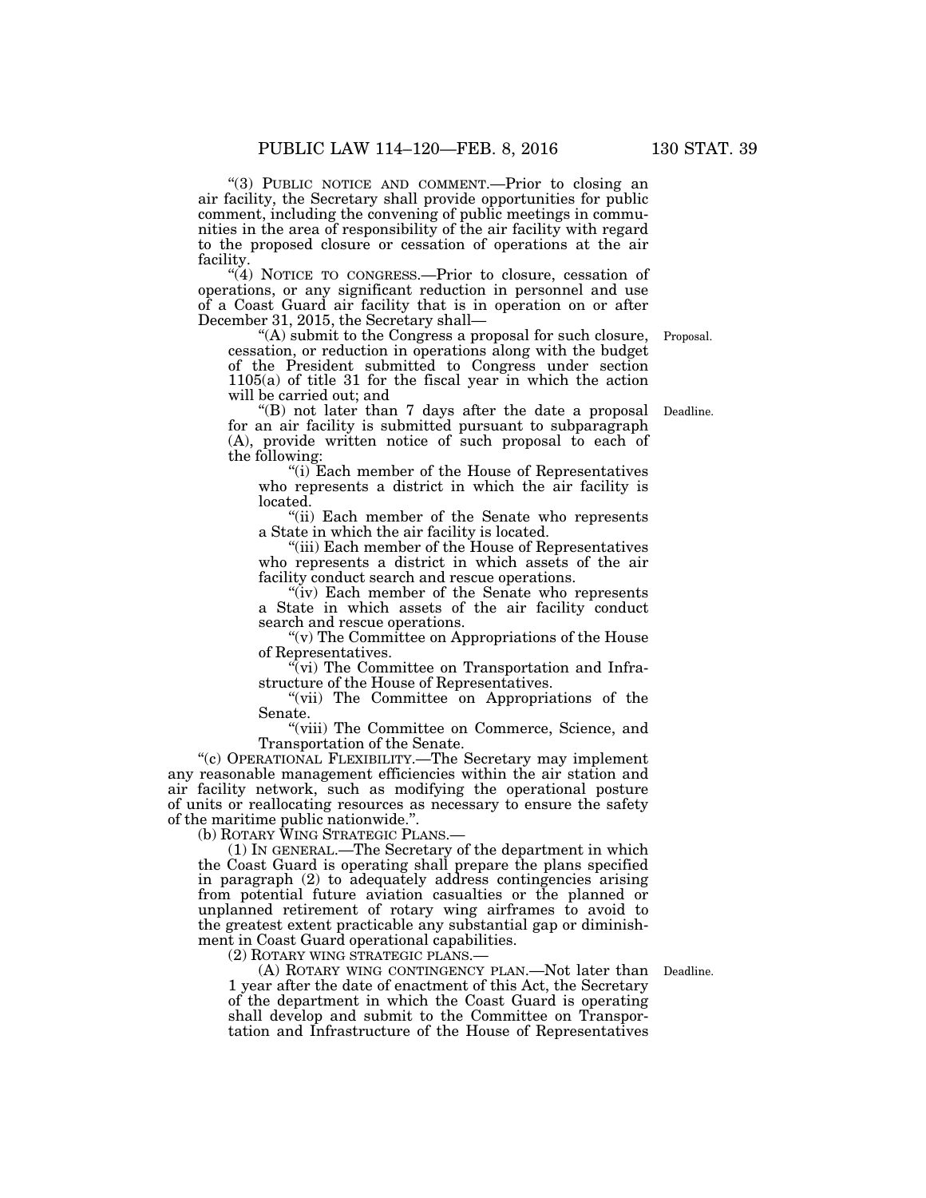"(3) PUBLIC NOTICE AND COMMENT.—Prior to closing an air facility, the Secretary shall provide opportunities for public comment, including the convening of public meetings in communities in the area of responsibility of the air facility with regard to the proposed closure or cessation of operations at the air facility.

"(4) NOTICE TO CONGRESS.—Prior to closure, cessation of operations, or any significant reduction in personnel and use of a Coast Guard air facility that is in operation on or after December 31, 2015, the Secretary shall—

"(A) submit to the Congress a proposal for such closure, cessation, or reduction in operations along with the budget of the President submitted to Congress under section 1105(a) of title 31 for the fiscal year in which the action will be carried out; and

Proposal.

"(B) not later than 7 days after the date a proposal for an air facility is submitted pursuant to subparagraph (A), provide written notice of such proposal to each of the following:

Deadline.

"(i) Each member of the House of Representatives who represents a district in which the air facility is located.

"(ii) Each member of the Senate who represents a State in which the air facility is located.

"(iii) Each member of the House of Representatives who represents a district in which assets of the air facility conduct search and rescue operations.

"(iv) Each member of the Senate who represents a State in which assets of the air facility conduct search and rescue operations.

"(v) The Committee on Appropriations of the House of Representatives.

"(vi) The Committee on Transportation and Infrastructure of the House of Representatives.

"(vii) The Committee on Appropriations of the Senate.

"(viii) The Committee on Commerce, Science, and Transportation of the Senate.

"(c) OPERATIONAL FLEXIBILITY.—The Secretary may implement any reasonable management efficiencies within the air station and air facility network, such as modifying the operational posture of units or reallocating resources as necessary to ensure the safety of the maritime public nationwide.".

(b) ROTARY WING STRATEGIC PLANS.—

(1) IN GENERAL.—The Secretary of the department in which the Coast Guard is operating shall prepare the plans specified in paragraph (2) to adequately address contingencies arising from potential future aviation casualties or the planned or unplanned retirement of rotary wing airframes to avoid to the greatest extent practicable any substantial gap or diminishment in Coast Guard operational capabilities.

(2) ROTARY WING STRATEGIC PLANS.—

(A) ROTARY WING CONTINGENCY PLAN.—Not later than 1 year after the date of enactment of this Act, the Secretary of the department in which the Coast Guard is operating shall develop and submit to the Committee on Transportation and Infrastructure of the House of Representatives

Deadline.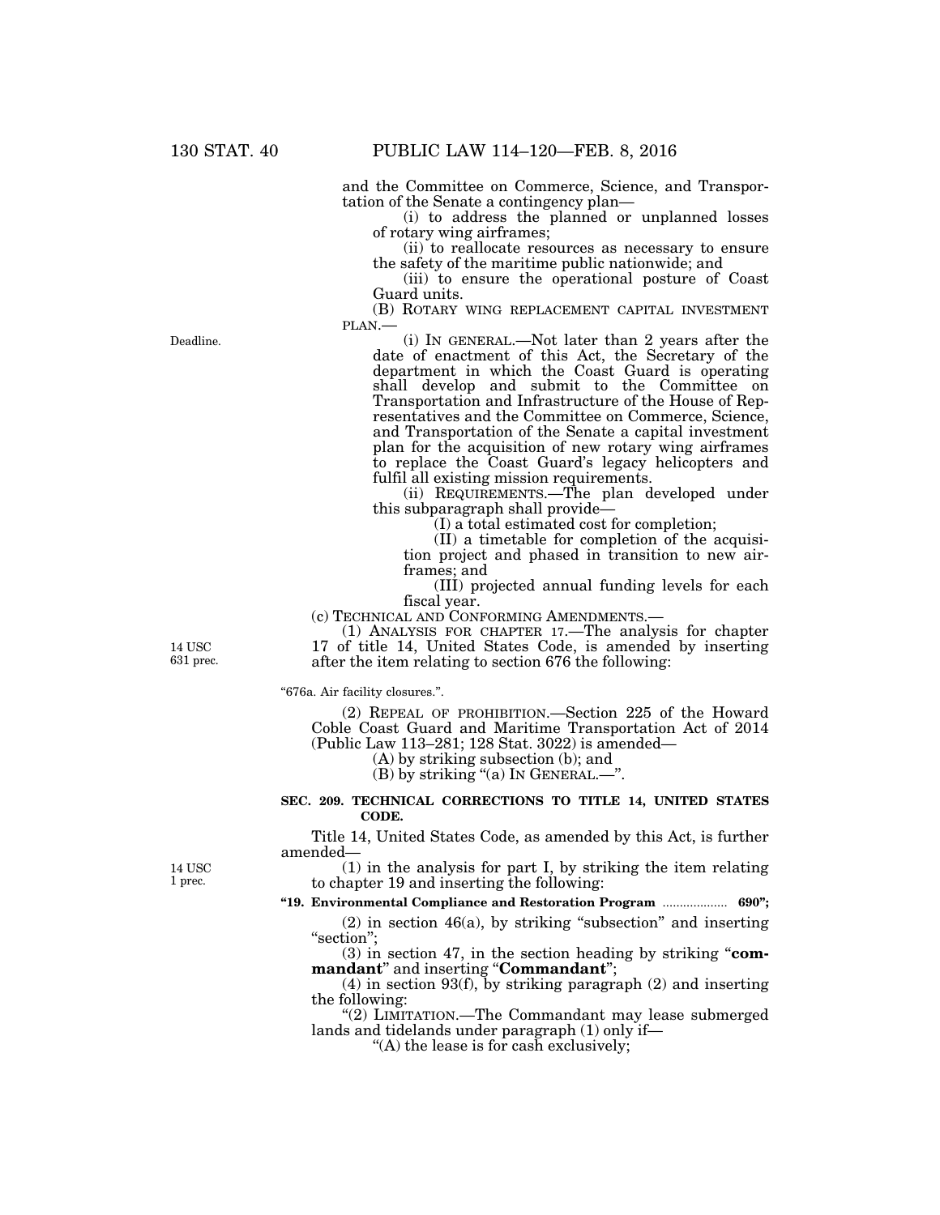and the Committee on Commerce, Science, and Transportation of the Senate a contingency plan—

(i) to address the planned or unplanned losses of rotary wing airframes;

(ii) to reallocate resources as necessary to ensure the safety of the maritime public nationwide; and

(iii) to ensure the operational posture of Coast Guard units.

(B) ROTARY WING REPLACEMENT CAPITAL INVESTMENT PLAN.—

Deadline.

(i) IN GENERAL.—Not later than 2 years after the date of enactment of this Act, the Secretary of the department in which the Coast Guard is operating shall develop and submit to the Committee on Transportation and Infrastructure of the House of Representatives and the Committee on Commerce, Science, and Transportation of the Senate a capital investment plan for the acquisition of new rotary wing airframes to replace the Coast Guard's legacy helicopters and fulfil all existing mission requirements.

(ii) REQUIREMENTS.—The plan developed under this subparagraph shall provide—

(I) a total estimated cost for completion;

(II) a timetable for completion of the acquisition project and phased in transition to new airframes; and

(III) projected annual funding levels for each fiscal year.

(c) TECHNICAL AND CONFORMING AMENDMENTS.—

14 USC 631 prec.

(1) ANALYSIS FOR CHAPTER 17.—The analysis for chapter 17 of title 14, United States Code, is amended by inserting after the item relating to section 676 the following:

"676a. Air facility closures.".

(2) REPEAL OF PROHIBITION.—Section 225 of the Howard Coble Coast Guard and Maritime Transportation Act of 2014 (Public Law 113–281; 128 Stat. 3022) is amended—

(A) by striking subsection (b); and

(B) by striking "(a) IN GENERAL.—".

**SEC. 209. TECHNICAL CORRECTIONS TO TITLE 14, UNITED STATES CODE.**

Title 14, United States Code, as amended by this Act, is further amended—

14 USC 1 prec.

(1) in the analysis for part I, by striking the item relating to chapter 19 and inserting the following:

**"19. Environmental Compliance and Restoration Program .................. 690";**

(2) in section 46(a), by striking "subsection" and inserting "section";

(3) in section 47, in the section heading by striking "**commandant**" and inserting "**Commandant**";

(4) in section 93(f), by striking paragraph (2) and inserting the following:

"(2) LIMITATION.—The Commandant may lease submerged lands and tidelands under paragraph (1) only if—

"(A) the lease is for cash exclusively;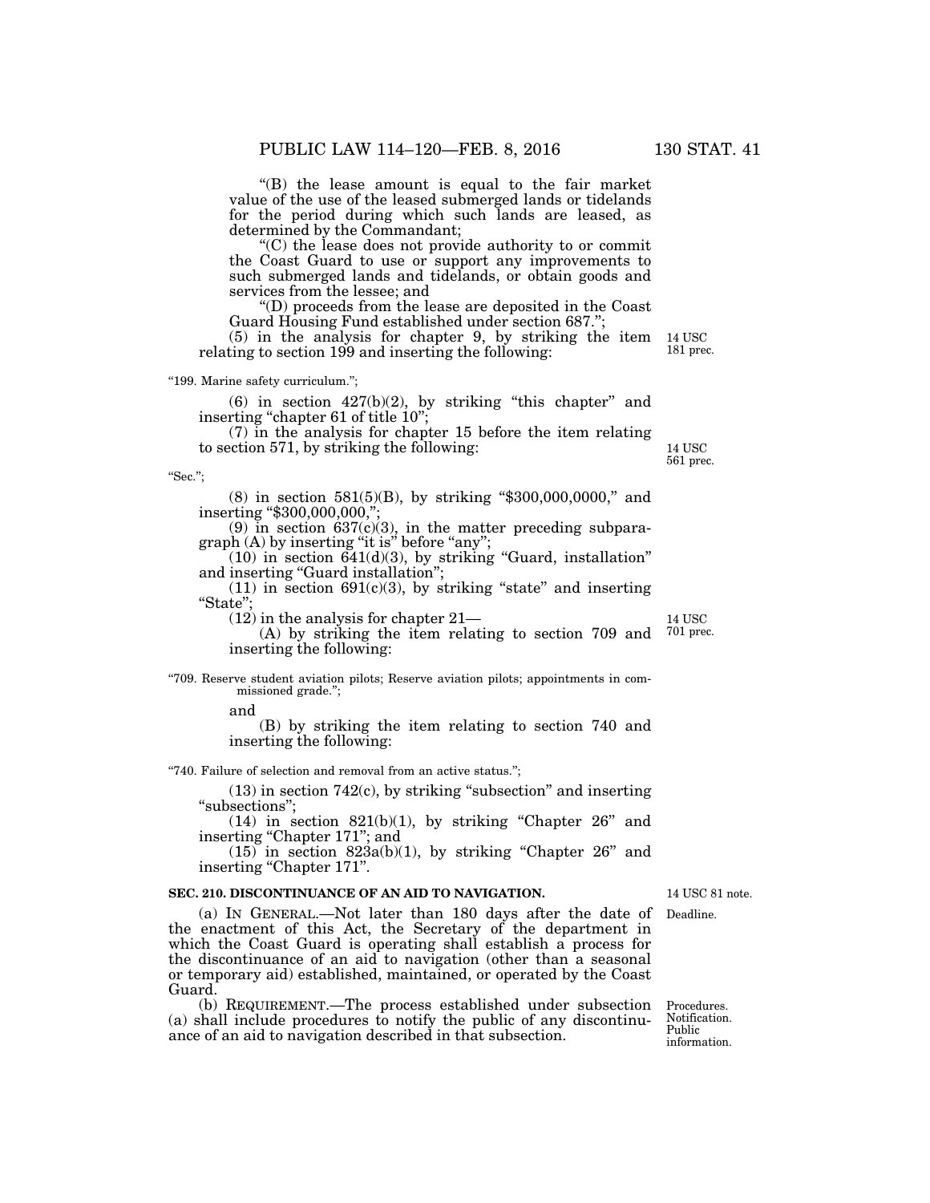"(B) the lease amount is equal to the fair market value of the use of the leased submerged lands or tidelands for the period during which such lands are leased, as determined by the Commandant;

"(C) the lease does not provide authority to or commit the Coast Guard to use or support any improvements to such submerged lands and tidelands, or obtain goods and services from the lessee; and

"(D) proceeds from the lease are deposited in the Coast Guard Housing Fund established under section 687.";

(5) in the analysis for chapter 9, by striking the item relating to section 199 and inserting the following:

14 USC 181 prec.

"199. Marine safety curriculum.";

(6) in section 427(b)(2), by striking "this chapter" and inserting "chapter 61 of title 10";

(7) in the analysis for chapter 15 before the item relating to section 571, by striking the following:

14 USC 561 prec.

"Sec.";

(8) in section 581(5)(B), by striking "$300,000,0000," and inserting "$300,000,000,";

(9) in section 637(c)(3), in the matter preceding subparagraph (A) by inserting "it is" before "any";

(10) in section 641(d)(3), by striking "Guard, installation" and inserting "Guard installation";

(11) in section 691(c)(3), by striking "state" and inserting "State";

(12) in the analysis for chapter 21—

14 USC 701 prec.

(A) by striking the item relating to section 709 and inserting the following:

"709. Reserve student aviation pilots; Reserve aviation pilots; appointments in commissioned grade.";

and

(B) by striking the item relating to section 740 and inserting the following:

"740. Failure of selection and removal from an active status.";

(13) in section 742(c), by striking "subsection" and inserting "subsections";

(14) in section 821(b)(1), by striking "Chapter 26" and inserting "Chapter 171"; and

(15) in section 823a(b)(1), by striking "Chapter 26" and inserting "Chapter 171".

**SEC. 210. DISCONTINUANCE OF AN AID TO NAVIGATION.**

14 USC 81 note.

Deadline.

(a) IN GENERAL.—Not later than 180 days after the date of the enactment of this Act, the Secretary of the department in which the Coast Guard is operating shall establish a process for the discontinuance of an aid to navigation (other than a seasonal or temporary aid) established, maintained, or operated by the Coast Guard.

Procedures. Notification. Public information.

(b) REQUIREMENT.—The process established under subsection (a) shall include procedures to notify the public of any discontinuance of an aid to navigation described in that subsection.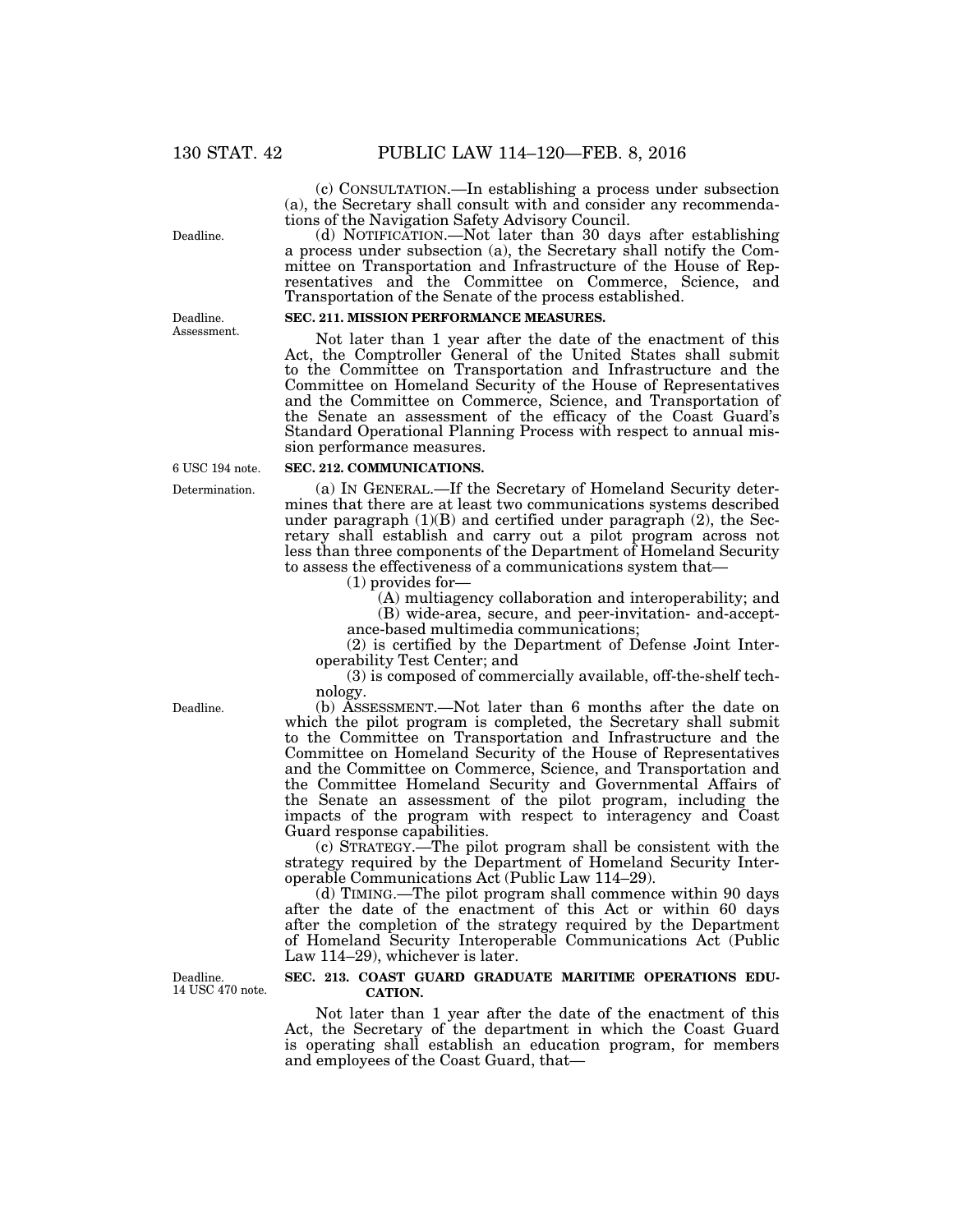(c) CONSULTATION.—In establishing a process under subsection (a), the Secretary shall consult with and consider any recommendations of the Navigation Safety Advisory Council.

Deadline.

(d) NOTIFICATION.—Not later than 30 days after establishing a process under subsection (a), the Secretary shall notify the Committee on Transportation and Infrastructure of the House of Representatives and the Committee on Commerce, Science, and Transportation of the Senate of the process established.

Deadline. Assessment.

**SEC. 211. MISSION PERFORMANCE MEASURES.**

Not later than 1 year after the date of the enactment of this Act, the Comptroller General of the United States shall submit to the Committee on Transportation and Infrastructure and the Committee on Homeland Security of the House of Representatives and the Committee on Commerce, Science, and Transportation of the Senate an assessment of the efficacy of the Coast Guard's Standard Operational Planning Process with respect to annual mission performance measures.

6 USC 194 note.

**SEC. 212. COMMUNICATIONS.**

Determination.

(a) IN GENERAL.—If the Secretary of Homeland Security determines that there are at least two communications systems described under paragraph (1)(B) and certified under paragraph (2), the Secretary shall establish and carry out a pilot program across not less than three components of the Department of Homeland Security to assess the effectiveness of a communications system that—

(1) provides for—

(A) multiagency collaboration and interoperability; and

(B) wide-area, secure, and peer-invitation- and-acceptance-based multimedia communications;

(2) is certified by the Department of Defense Joint Interoperability Test Center; and

(3) is composed of commercially available, off-the-shelf technology.

Deadline.

(b) ASSESSMENT.—Not later than 6 months after the date on which the pilot program is completed, the Secretary shall submit to the Committee on Transportation and Infrastructure and the Committee on Homeland Security of the House of Representatives and the Committee on Commerce, Science, and Transportation and the Committee Homeland Security and Governmental Affairs of the Senate an assessment of the pilot program, including the impacts of the program with respect to interagency and Coast Guard response capabilities.

(c) STRATEGY.—The pilot program shall be consistent with the strategy required by the Department of Homeland Security Interoperable Communications Act (Public Law 114–29).

(d) TIMING.—The pilot program shall commence within 90 days after the date of the enactment of this Act or within 60 days after the completion of the strategy required by the Department of Homeland Security Interoperable Communications Act (Public Law 114–29), whichever is later.

Deadline. 14 USC 470 note.

**SEC. 213. COAST GUARD GRADUATE MARITIME OPERATIONS EDUCATION.**

Not later than 1 year after the date of the enactment of this Act, the Secretary of the department in which the Coast Guard is operating shall establish an education program, for members and employees of the Coast Guard, that—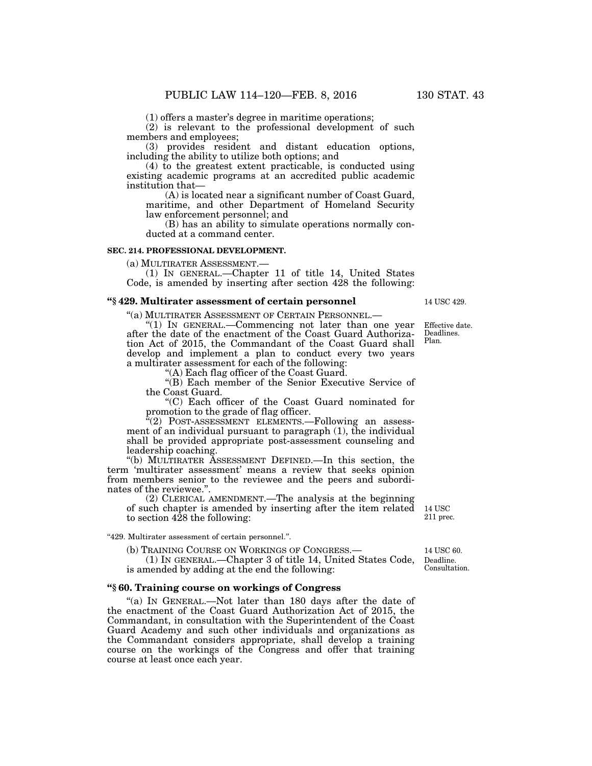(1) offers a master's degree in maritime operations;

(2) is relevant to the professional development of such members and employees;

(3) provides resident and distant education options, including the ability to utilize both options; and

(4) to the greatest extent practicable, is conducted using existing academic programs at an accredited public academic institution that—

(A) is located near a significant number of Coast Guard, maritime, and other Department of Homeland Security law enforcement personnel; and

(B) has an ability to simulate operations normally conducted at a command center.

**SEC. 214. PROFESSIONAL DEVELOPMENT.**

(a) MULTIRATER ASSESSMENT.—

(1) IN GENERAL.—Chapter 11 of title 14, United States Code, is amended by inserting after section 428 the following:

**"§ 429. Multirater assessment of certain personnel**

14 USC 429.

"(a) MULTIRATER ASSESSMENT OF CERTAIN PERSONNEL.—

Effective date. Deadlines. Plan.

"(1) IN GENERAL.—Commencing not later than one year after the date of the enactment of the Coast Guard Authorization Act of 2015, the Commandant of the Coast Guard shall develop and implement a plan to conduct every two years a multirater assessment for each of the following:

"(A) Each flag officer of the Coast Guard.

"(B) Each member of the Senior Executive Service of the Coast Guard.

"(C) Each officer of the Coast Guard nominated for promotion to the grade of flag officer.

"(2) POST-ASSESSMENT ELEMENTS.—Following an assessment of an individual pursuant to paragraph (1), the individual shall be provided appropriate post-assessment counseling and leadership coaching.

"(b) MULTIRATER ASSESSMENT DEFINED.—In this section, the term 'multirater assessment' means a review that seeks opinion from members senior to the reviewee and the peers and subordinates of the reviewee.".

(2) CLERICAL AMENDMENT.—The analysis at the beginning of such chapter is amended by inserting after the item related to section 428 the following:

14 USC 211 prec.

"429. Multirater assessment of certain personnel.".

(b) TRAINING COURSE ON WORKINGS OF CONGRESS.—

14 USC 60. Deadline. Consultation.

(1) IN GENERAL.—Chapter 3 of title 14, United States Code, is amended by adding at the end the following:

**"§ 60. Training course on workings of Congress**

"(a) IN GENERAL.—Not later than 180 days after the date of the enactment of the Coast Guard Authorization Act of 2015, the Commandant, in consultation with the Superintendent of the Coast Guard Academy and such other individuals and organizations as the Commandant considers appropriate, shall develop a training course on the workings of the Congress and offer that training course at least once each year.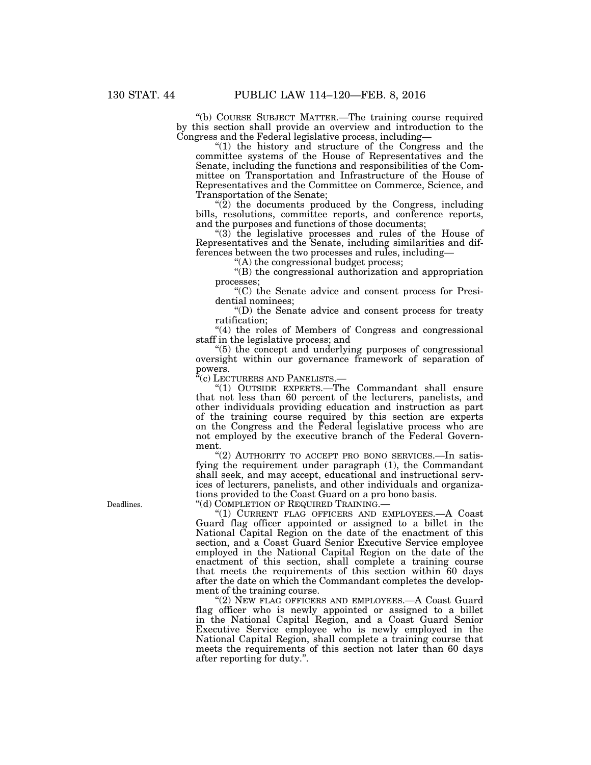"(b) COURSE SUBJECT MATTER.—The training course required by this section shall provide an overview and introduction to the Congress and the Federal legislative process, including—

"(1) the history and structure of the Congress and the committee systems of the House of Representatives and the Senate, including the functions and responsibilities of the Committee on Transportation and Infrastructure of the House of Representatives and the Committee on Commerce, Science, and Transportation of the Senate;

"(2) the documents produced by the Congress, including bills, resolutions, committee reports, and conference reports, and the purposes and functions of those documents;

"(3) the legislative processes and rules of the House of Representatives and the Senate, including similarities and differences between the two processes and rules, including—

"(A) the congressional budget process;

"(B) the congressional authorization and appropriation processes;

"(C) the Senate advice and consent process for Presidential nominees;

"(D) the Senate advice and consent process for treaty ratification;

"(4) the roles of Members of Congress and congressional staff in the legislative process; and

"(5) the concept and underlying purposes of congressional oversight within our governance framework of separation of powers.

"(c) LECTURERS AND PANELISTS.—

"(1) OUTSIDE EXPERTS.—The Commandant shall ensure that not less than 60 percent of the lecturers, panelists, and other individuals providing education and instruction as part of the training course required by this section are experts on the Congress and the Federal legislative process who are not employed by the executive branch of the Federal Government.

"(2) AUTHORITY TO ACCEPT PRO BONO SERVICES.—In satisfying the requirement under paragraph (1), the Commandant shall seek, and may accept, educational and instructional services of lecturers, panelists, and other individuals and organizations provided to the Coast Guard on a pro bono basis.

Deadlines.

"(d) COMPLETION OF REQUIRED TRAINING.—

"(1) CURRENT FLAG OFFICERS AND EMPLOYEES.—A Coast Guard flag officer appointed or assigned to a billet in the National Capital Region on the date of the enactment of this section, and a Coast Guard Senior Executive Service employee employed in the National Capital Region on the date of the enactment of this section, shall complete a training course that meets the requirements of this section within 60 days after the date on which the Commandant completes the development of the training course.

"(2) NEW FLAG OFFICERS AND EMPLOYEES.—A Coast Guard flag officer who is newly appointed or assigned to a billet in the National Capital Region, and a Coast Guard Senior Executive Service employee who is newly employed in the National Capital Region, shall complete a training course that meets the requirements of this section not later than 60 days after reporting for duty.".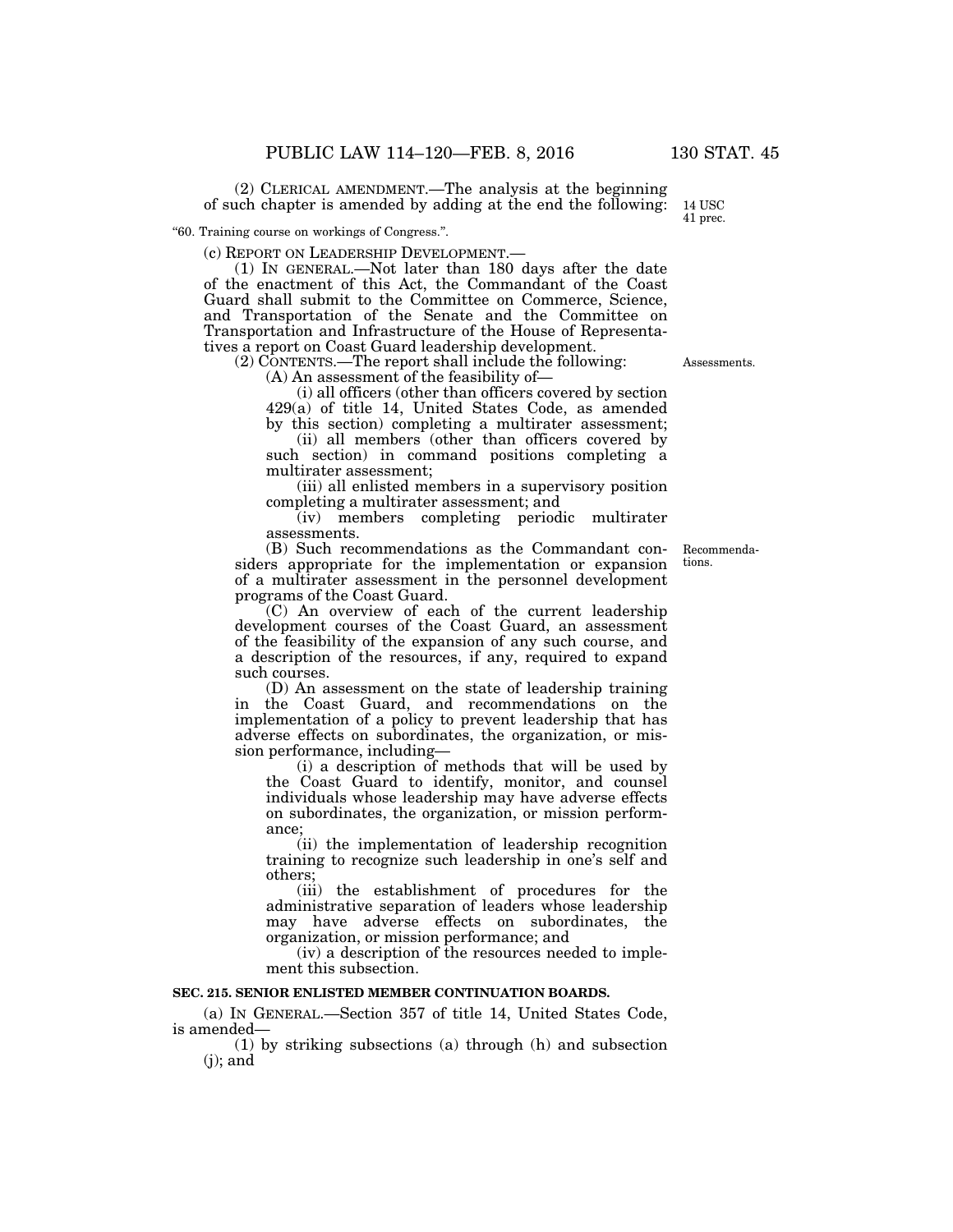(2) CLERICAL AMENDMENT.—The analysis at the beginning of such chapter is amended by adding at the end the following:

14 USC 41 prec.

"60. Training course on workings of Congress.".

(c) REPORT ON LEADERSHIP DEVELOPMENT.—

(1) IN GENERAL.—Not later than 180 days after the date of the enactment of this Act, the Commandant of the Coast Guard shall submit to the Committee on Commerce, Science, and Transportation of the Senate and the Committee on Transportation and Infrastructure of the House of Representatives a report on Coast Guard leadership development.

(2) CONTENTS.—The report shall include the following:

Assessments.

(A) An assessment of the feasibility of—

(i) all officers (other than officers covered by section 429(a) of title 14, United States Code, as amended by this section) completing a multirater assessment;

(ii) all members (other than officers covered by such section) in command positions completing a multirater assessment;

(iii) all enlisted members in a supervisory position completing a multirater assessment; and

(iv) members completing periodic multirater assessments.

Recommendations.

(B) Such recommendations as the Commandant considers appropriate for the implementation or expansion of a multirater assessment in the personnel development programs of the Coast Guard.

(C) An overview of each of the current leadership development courses of the Coast Guard, an assessment of the feasibility of the expansion of any such course, and a description of the resources, if any, required to expand such courses.

(D) An assessment on the state of leadership training in the Coast Guard, and recommendations on the implementation of a policy to prevent leadership that has adverse effects on subordinates, the organization, or mission performance, including—

(i) a description of methods that will be used by the Coast Guard to identify, monitor, and counsel individuals whose leadership may have adverse effects on subordinates, the organization, or mission performance;

(ii) the implementation of leadership recognition training to recognize such leadership in one's self and others;

(iii) the establishment of procedures for the administrative separation of leaders whose leadership may have adverse effects on subordinates, the organization, or mission performance; and

(iv) a description of the resources needed to implement this subsection.

**SEC. 215. SENIOR ENLISTED MEMBER CONTINUATION BOARDS.**

(a) IN GENERAL.—Section 357 of title 14, United States Code, is amended—

(1) by striking subsections (a) through (h) and subsection (j); and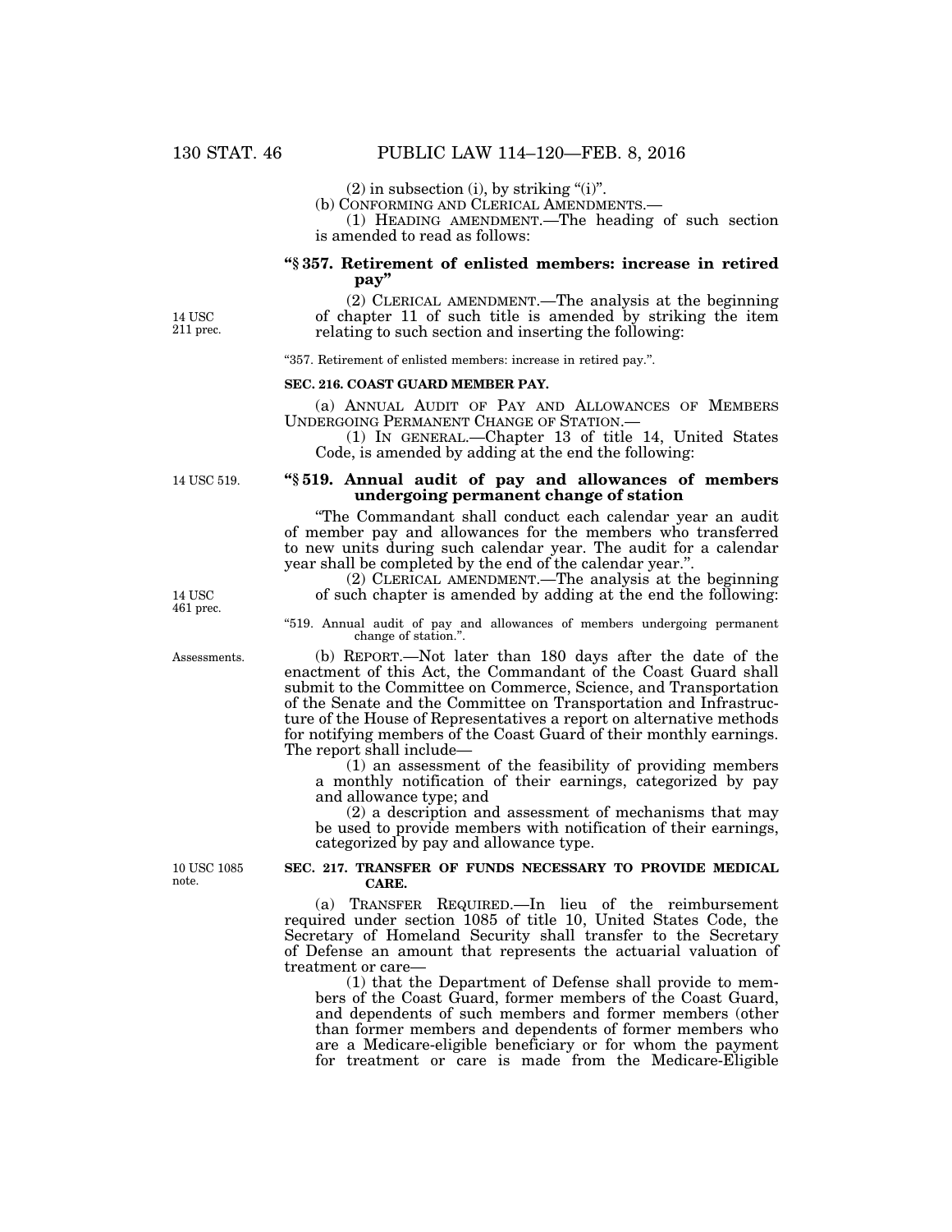(2) in subsection (i), by striking "(i)".

(b) CONFORMING AND CLERICAL AMENDMENTS.—

(1) HEADING AMENDMENT.—The heading of such section is amended to read as follows:

**"§ 357. Retirement of enlisted members: increase in retired pay"**

14 USC 211 prec.

(2) CLERICAL AMENDMENT.—The analysis at the beginning of chapter 11 of such title is amended by striking the item relating to such section and inserting the following:

"357. Retirement of enlisted members: increase in retired pay.".

**SEC. 216. COAST GUARD MEMBER PAY.**

(a) ANNUAL AUDIT OF PAY AND ALLOWANCES OF MEMBERS UNDERGOING PERMANENT CHANGE OF STATION.—

(1) IN GENERAL.—Chapter 13 of title 14, United States Code, is amended by adding at the end the following:

14 USC 519.

**"§ 519. Annual audit of pay and allowances of members undergoing permanent change of station**

"The Commandant shall conduct each calendar year an audit of member pay and allowances for the members who transferred to new units during such calendar year. The audit for a calendar year shall be completed by the end of the calendar year.".

14 USC 461 prec.

(2) CLERICAL AMENDMENT.—The analysis at the beginning of such chapter is amended by adding at the end the following:

"519. Annual audit of pay and allowances of members undergoing permanent change of station.".

Assessments.

(b) REPORT.—Not later than 180 days after the date of the enactment of this Act, the Commandant of the Coast Guard shall submit to the Committee on Commerce, Science, and Transportation of the Senate and the Committee on Transportation and Infrastructure of the House of Representatives a report on alternative methods for notifying members of the Coast Guard of their monthly earnings. The report shall include—

(1) an assessment of the feasibility of providing members a monthly notification of their earnings, categorized by pay and allowance type; and

(2) a description and assessment of mechanisms that may be used to provide members with notification of their earnings, categorized by pay and allowance type.

10 USC 1085 note.

**SEC. 217. TRANSFER OF FUNDS NECESSARY TO PROVIDE MEDICAL CARE.**

(a) TRANSFER REQUIRED.—In lieu of the reimbursement required under section 1085 of title 10, United States Code, the Secretary of Homeland Security shall transfer to the Secretary of Defense an amount that represents the actuarial valuation of treatment or care—

(1) that the Department of Defense shall provide to members of the Coast Guard, former members of the Coast Guard, and dependents of such members and former members (other than former members and dependents of former members who are a Medicare-eligible beneficiary or for whom the payment for treatment or care is made from the Medicare-Eligible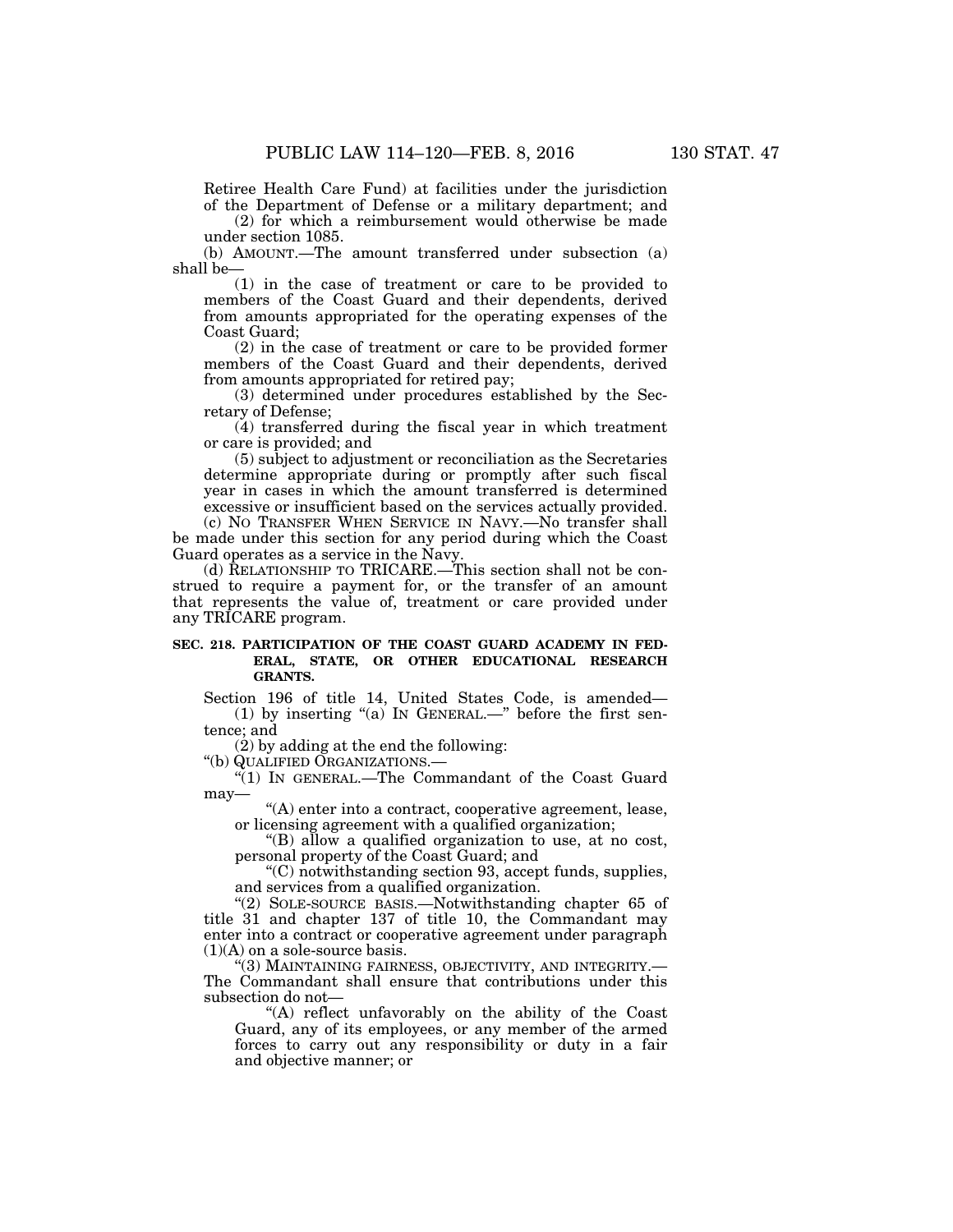Retiree Health Care Fund) at facilities under the jurisdiction of the Department of Defense or a military department; and

(2) for which a reimbursement would otherwise be made under section 1085.

(b) AMOUNT.—The amount transferred under subsection (a) shall be—

(1) in the case of treatment or care to be provided to members of the Coast Guard and their dependents, derived from amounts appropriated for the operating expenses of the Coast Guard;

(2) in the case of treatment or care to be provided former members of the Coast Guard and their dependents, derived from amounts appropriated for retired pay;

(3) determined under procedures established by the Secretary of Defense;

(4) transferred during the fiscal year in which treatment or care is provided; and

(5) subject to adjustment or reconciliation as the Secretaries determine appropriate during or promptly after such fiscal year in cases in which the amount transferred is determined excessive or insufficient based on the services actually provided.

(c) NO TRANSFER WHEN SERVICE IN NAVY.—No transfer shall be made under this section for any period during which the Coast Guard operates as a service in the Navy.

(d) RELATIONSHIP TO TRICARE.—This section shall not be construed to require a payment for, or the transfer of an amount that represents the value of, treatment or care provided under any TRICARE program.

**SEC. 218. PARTICIPATION OF THE COAST GUARD ACADEMY IN FEDERAL, STATE, OR OTHER EDUCATIONAL RESEARCH GRANTS.**

Section 196 of title 14, United States Code, is amended—

(1) by inserting "(a) IN GENERAL.—" before the first sentence; and

(2) by adding at the end the following:

"(b) QUALIFIED ORGANIZATIONS.—

"(1) IN GENERAL.—The Commandant of the Coast Guard may—

"(A) enter into a contract, cooperative agreement, lease, or licensing agreement with a qualified organization;

"(B) allow a qualified organization to use, at no cost, personal property of the Coast Guard; and

"(C) notwithstanding section 93, accept funds, supplies, and services from a qualified organization.

"(2) SOLE-SOURCE BASIS.—Notwithstanding chapter 65 of title 31 and chapter 137 of title 10, the Commandant may enter into a contract or cooperative agreement under paragraph (1)(A) on a sole-source basis.

"(3) MAINTAINING FAIRNESS, OBJECTIVITY, AND INTEGRITY.—The Commandant shall ensure that contributions under this subsection do not—

"(A) reflect unfavorably on the ability of the Coast Guard, any of its employees, or any member of the armed forces to carry out any responsibility or duty in a fair and objective manner; or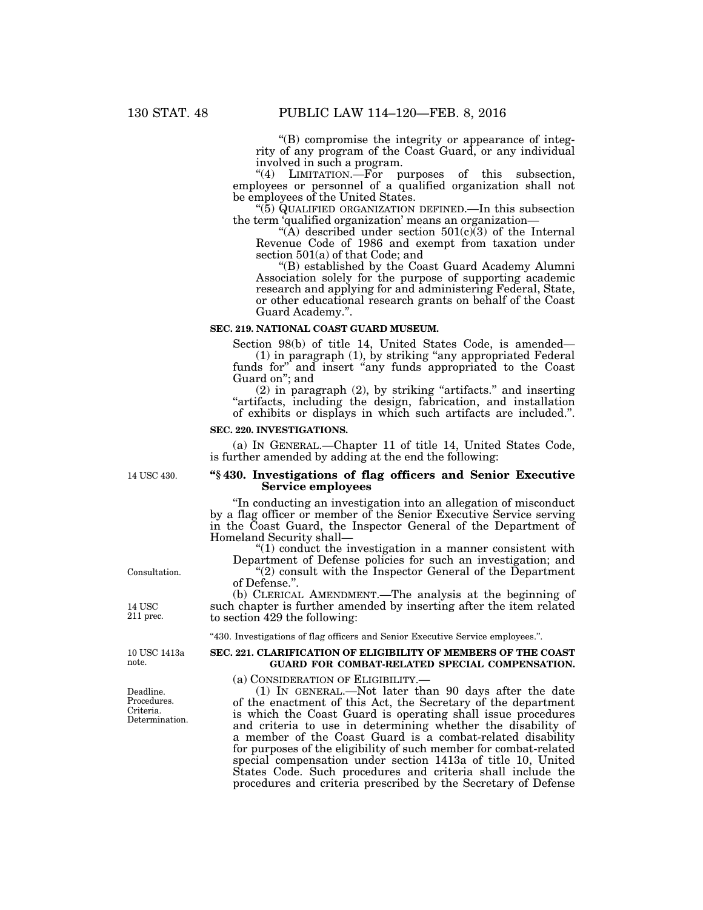"(B) compromise the integrity or appearance of integrity of any program of the Coast Guard, or any individual involved in such a program.

"(4) LIMITATION.—For purposes of this subsection, employees or personnel of a qualified organization shall not be employees of the United States.

"(5) QUALIFIED ORGANIZATION DEFINED.—In this subsection the term 'qualified organization' means an organization—

"(A) described under section 501(c)(3) of the Internal Revenue Code of 1986 and exempt from taxation under section 501(a) of that Code; and

"(B) established by the Coast Guard Academy Alumni Association solely for the purpose of supporting academic research and applying for and administering Federal, State, or other educational research grants on behalf of the Coast Guard Academy.".

**SEC. 219. NATIONAL COAST GUARD MUSEUM.**

Section 98(b) of title 14, United States Code, is amended—

(1) in paragraph (1), by striking "any appropriated Federal funds for" and insert "any funds appropriated to the Coast Guard on"; and

(2) in paragraph (2), by striking "artifacts." and inserting "artifacts, including the design, fabrication, and installation of exhibits or displays in which such artifacts are included.".

**SEC. 220. INVESTIGATIONS.**

(a) IN GENERAL.—Chapter 11 of title 14, United States Code, is further amended by adding at the end the following:

14 USC 430.

**"§ 430. Investigations of flag officers and Senior Executive Service employees**

"In conducting an investigation into an allegation of misconduct by a flag officer or member of the Senior Executive Service serving in the Coast Guard, the Inspector General of the Department of Homeland Security shall—

"(1) conduct the investigation in a manner consistent with Department of Defense policies for such an investigation; and

Consultation.

"(2) consult with the Inspector General of the Department of Defense.".

(b) CLERICAL AMENDMENT.—The analysis at the beginning of such chapter is further amended by inserting after the item related to section 429 the following:

14 USC 211 prec.

"430. Investigations of flag officers and Senior Executive Service employees.".

10 USC 1413a note.

**SEC. 221. CLARIFICATION OF ELIGIBILITY OF MEMBERS OF THE COAST GUARD FOR COMBAT-RELATED SPECIAL COMPENSATION.**

(a) CONSIDERATION OF ELIGIBILITY.—

Deadline. Procedures. Criteria. Determination.

(1) IN GENERAL.—Not later than 90 days after the date of the enactment of this Act, the Secretary of the department is which the Coast Guard is operating shall issue procedures and criteria to use in determining whether the disability of a member of the Coast Guard is a combat-related disability for purposes of the eligibility of such member for combat-related special compensation under section 1413a of title 10, United States Code. Such procedures and criteria shall include the procedures and criteria prescribed by the Secretary of Defense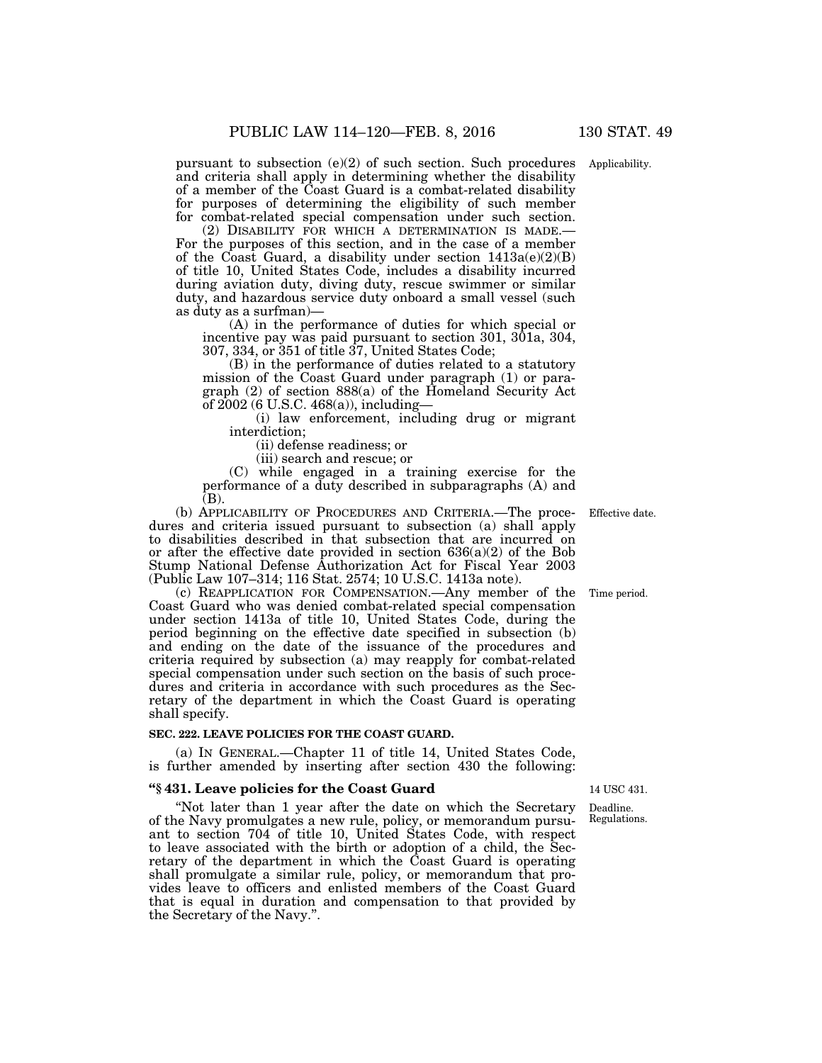pursuant to subsection (e)(2) of such section. Such procedures and criteria shall apply in determining whether the disability of a member of the Coast Guard is a combat-related disability for purposes of determining the eligibility of such member for combat-related special compensation under such section.

Applicability.

(2) DISABILITY FOR WHICH A DETERMINATION IS MADE.—For the purposes of this section, and in the case of a member of the Coast Guard, a disability under section 1413a(e)(2)(B) of title 10, United States Code, includes a disability incurred during aviation duty, diving duty, rescue swimmer or similar duty, and hazardous service duty onboard a small vessel (such as duty as a surfman)—

(A) in the performance of duties for which special or incentive pay was paid pursuant to section 301, 301a, 304, 307, 334, or 351 of title 37, United States Code;

(B) in the performance of duties related to a statutory mission of the Coast Guard under paragraph (1) or paragraph (2) of section 888(a) of the Homeland Security Act of 2002 (6 U.S.C. 468(a)), including—

(i) law enforcement, including drug or migrant interdiction;

(ii) defense readiness; or

(iii) search and rescue; or

(C) while engaged in a training exercise for the performance of a duty described in subparagraphs (A) and (B).

Effective date.

(b) APPLICABILITY OF PROCEDURES AND CRITERIA.—The procedures and criteria issued pursuant to subsection (a) shall apply to disabilities described in that subsection that are incurred on or after the effective date provided in section 636(a)(2) of the Bob Stump National Defense Authorization Act for Fiscal Year 2003 (Public Law 107–314; 116 Stat. 2574; 10 U.S.C. 1413a note).

Time period.

(c) REAPPLICATION FOR COMPENSATION.—Any member of the Coast Guard who was denied combat-related special compensation under section 1413a of title 10, United States Code, during the period beginning on the effective date specified in subsection (b) and ending on the date of the issuance of the procedures and criteria required by subsection (a) may reapply for combat-related special compensation under such section on the basis of such procedures and criteria in accordance with such procedures as the Secretary of the department in which the Coast Guard is operating shall specify.

**SEC. 222. LEAVE POLICIES FOR THE COAST GUARD.**

(a) IN GENERAL.—Chapter 11 of title 14, United States Code, is further amended by inserting after section 430 the following:

**"§ 431. Leave policies for the Coast Guard**

14 USC 431.

Deadline. Regulations.

"Not later than 1 year after the date on which the Secretary of the Navy promulgates a new rule, policy, or memorandum pursuant to section 704 of title 10, United States Code, with respect to leave associated with the birth or adoption of a child, the Secretary of the department in which the Coast Guard is operating shall promulgate a similar rule, policy, or memorandum that provides leave to officers and enlisted members of the Coast Guard that is equal in duration and compensation to that provided by the Secretary of the Navy.".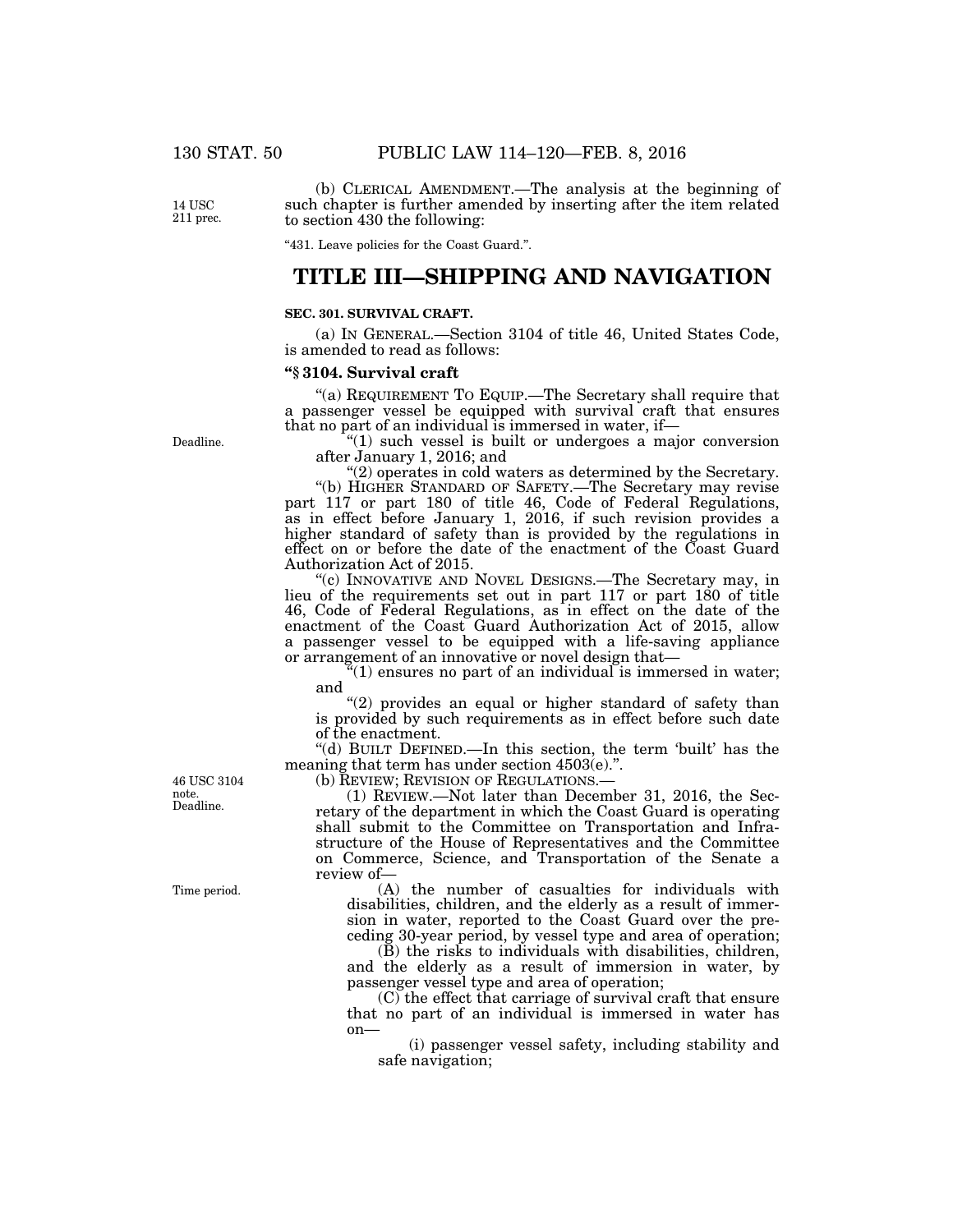(b) CLERICAL AMENDMENT.—The analysis at the beginning of such chapter is further amended by inserting after the item related to section 430 the following:

"431. Leave policies for the Coast Guard.".

# TITLE III—SHIPPING AND NAVIGATION

### SEC. 301. SURVIVAL CRAFT.

(a) IN GENERAL.—Section 3104 of title 46, United States Code, is amended to read as follows:

**"§ 3104. Survival craft**

"(a) REQUIREMENT TO EQUIP.—The Secretary shall require that a passenger vessel be equipped with survival craft that ensures that no part of an individual is immersed in water, if—

"(1) such vessel is built or undergoes a major conversion after January 1, 2016; and

"(2) operates in cold waters as determined by the Secretary.

"(b) HIGHER STANDARD OF SAFETY.—The Secretary may revise part 117 or part 180 of title 46, Code of Federal Regulations, as in effect before January 1, 2016, if such revision provides a higher standard of safety than is provided by the regulations in effect on or before the date of the enactment of the Coast Guard Authorization Act of 2015.

"(c) INNOVATIVE AND NOVEL DESIGNS.—The Secretary may, in lieu of the requirements set out in part 117 or part 180 of title 46, Code of Federal Regulations, as in effect on the date of the enactment of the Coast Guard Authorization Act of 2015, allow a passenger vessel to be equipped with a life-saving appliance or arrangement of an innovative or novel design that—

"(1) ensures no part of an individual is immersed in water; and

"(2) provides an equal or higher standard of safety than is provided by such requirements as in effect before such date of the enactment.

"(d) BUILT DEFINED.—In this section, the term 'built' has the meaning that term has under section 4503(e).".

(b) REVIEW; REVISION OF REGULATIONS.—

(1) REVIEW.—Not later than December 31, 2016, the Secretary of the department in which the Coast Guard is operating shall submit to the Committee on Transportation and Infrastructure of the House of Representatives and the Committee on Commerce, Science, and Transportation of the Senate a review of—

(A) the number of casualties for individuals with disabilities, children, and the elderly as a result of immersion in water, reported to the Coast Guard over the preceding 30-year period, by vessel type and area of operation;

(B) the risks to individuals with disabilities, children, and the elderly as a result of immersion in water, by passenger vessel type and area of operation;

(C) the effect that carriage of survival craft that ensure that no part of an individual is immersed in water has on—

(i) passenger vessel safety, including stability and safe navigation;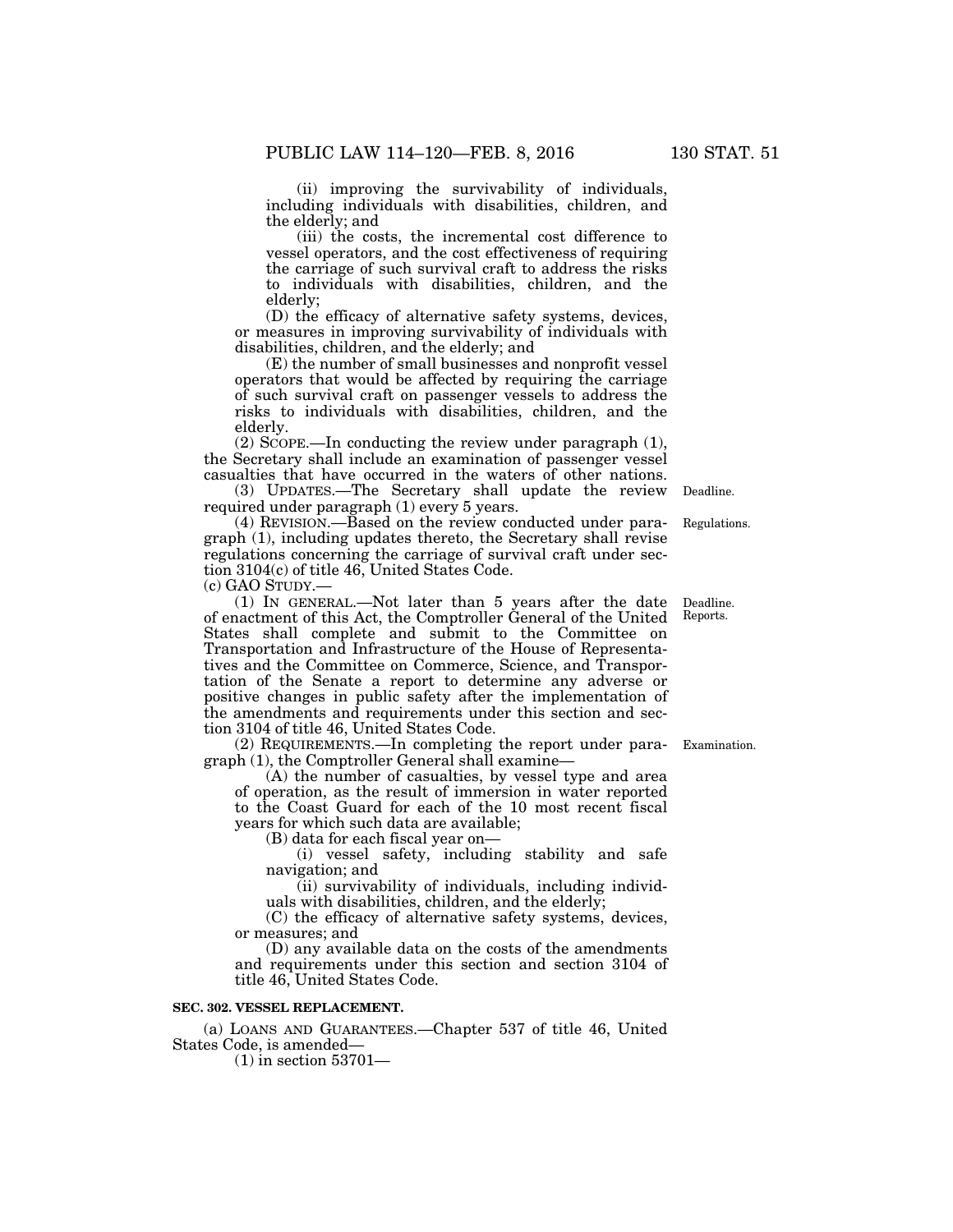(ii) improving the survivability of individuals, including individuals with disabilities, children, and the elderly; and

(iii) the costs, the incremental cost difference to vessel operators, and the cost effectiveness of requiring the carriage of such survival craft to address the risks to individuals with disabilities, children, and the elderly;

(D) the efficacy of alternative safety systems, devices, or measures in improving survivability of individuals with disabilities, children, and the elderly; and

(E) the number of small businesses and nonprofit vessel operators that would be affected by requiring the carriage of such survival craft on passenger vessels to address the risks to individuals with disabilities, children, and the elderly.

(2) SCOPE.—In conducting the review under paragraph (1), the Secretary shall include an examination of passenger vessel casualties that have occurred in the waters of other nations.

(3) UPDATES.—The Secretary shall update the review required under paragraph (1) every 5 years.

Deadline.

(4) REVISION.—Based on the review conducted under paragraph (1), including updates thereto, the Secretary shall revise regulations concerning the carriage of survival craft under section 3104(c) of title 46, United States Code.

Regulations.

(c) GAO STUDY.—

(1) IN GENERAL.—Not later than 5 years after the date of enactment of this Act, the Comptroller General of the United States shall complete and submit to the Committee on Transportation and Infrastructure of the House of Representatives and the Committee on Commerce, Science, and Transportation of the Senate a report to determine any adverse or positive changes in public safety after the implementation of the amendments and requirements under this section and section 3104 of title 46, United States Code.

Deadline. Reports.

(2) REQUIREMENTS.—In completing the report under paragraph (1), the Comptroller General shall examine—

Examination.

(A) the number of casualties, by vessel type and area of operation, as the result of immersion in water reported to the Coast Guard for each of the 10 most recent fiscal years for which such data are available;

(B) data for each fiscal year on—

(i) vessel safety, including stability and safe navigation; and

(ii) survivability of individuals, including individuals with disabilities, children, and the elderly;

(C) the efficacy of alternative safety systems, devices, or measures; and

(D) any available data on the costs of the amendments and requirements under this section and section 3104 of title 46, United States Code.

**SEC. 302. VESSEL REPLACEMENT.**

(a) LOANS AND GUARANTEES.—Chapter 537 of title 46, United States Code, is amended—

(1) in section 53701—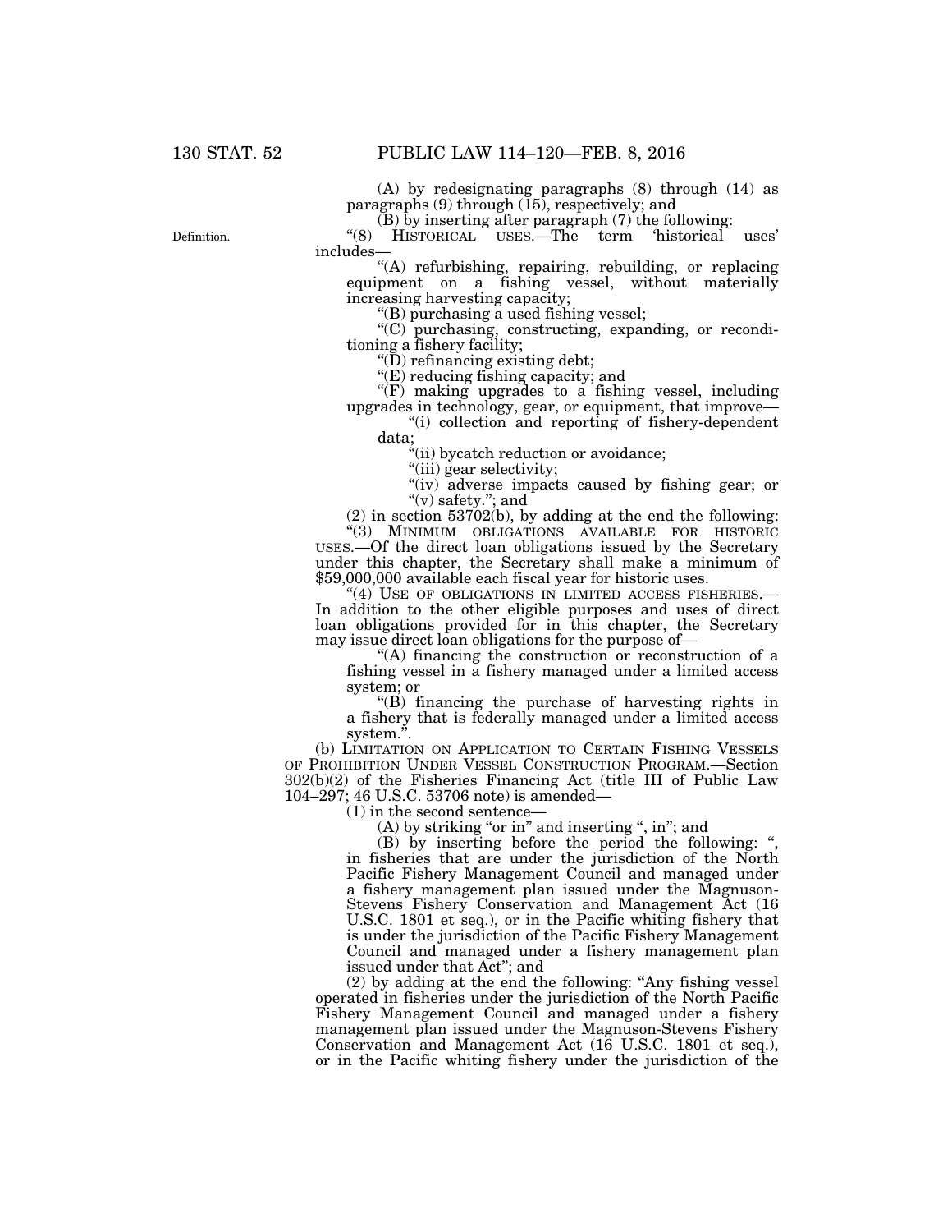(A) by redesignating paragraphs (8) through (14) as paragraphs (9) through (15), respectively; and

(B) by inserting after paragraph (7) the following:

Definition.

"(8) HISTORICAL USES.—The term 'historical uses' includes—

"(A) refurbishing, repairing, rebuilding, or replacing equipment on a fishing vessel, without materially increasing harvesting capacity;

"(B) purchasing a used fishing vessel;

"(C) purchasing, constructing, expanding, or reconditioning a fishery facility;

"(D) refinancing existing debt;

"(E) reducing fishing capacity; and

"(F) making upgrades to a fishing vessel, including upgrades in technology, gear, or equipment, that improve—

"(i) collection and reporting of fishery-dependent data;

"(ii) bycatch reduction or avoidance;

"(iii) gear selectivity;

"(iv) adverse impacts caused by fishing gear; or

"(v) safety."; and

(2) in section 53702(b), by adding at the end the following:

"(3) MINIMUM OBLIGATIONS AVAILABLE FOR HISTORIC USES.—Of the direct loan obligations issued by the Secretary under this chapter, the Secretary shall make a minimum of $59,000,000 available each fiscal year for historic uses.

"(4) USE OF OBLIGATIONS IN LIMITED ACCESS FISHERIES.—In addition to the other eligible purposes and uses of direct loan obligations provided for in this chapter, the Secretary may issue direct loan obligations for the purpose of—

"(A) financing the construction or reconstruction of a fishing vessel in a fishery managed under a limited access system; or

"(B) financing the purchase of harvesting rights in a fishery that is federally managed under a limited access system.".

(b) LIMITATION ON APPLICATION TO CERTAIN FISHING VESSELS OF PROHIBITION UNDER VESSEL CONSTRUCTION PROGRAM.—Section 302(b)(2) of the Fisheries Financing Act (title III of Public Law 104–297; 46 U.S.C. 53706 note) is amended—

(1) in the second sentence—

(A) by striking "or in" and inserting ", in"; and

(B) by inserting before the period the following: ", in fisheries that are under the jurisdiction of the North Pacific Fishery Management Council and managed under a fishery management plan issued under the Magnuson-Stevens Fishery Conservation and Management Act (16 U.S.C. 1801 et seq.), or in the Pacific whiting fishery that is under the jurisdiction of the Pacific Fishery Management Council and managed under a fishery management plan issued under that Act"; and

(2) by adding at the end the following: "Any fishing vessel operated in fisheries under the jurisdiction of the North Pacific Fishery Management Council and managed under a fishery management plan issued under the Magnuson-Stevens Fishery Conservation and Management Act (16 U.S.C. 1801 et seq.), or in the Pacific whiting fishery under the jurisdiction of the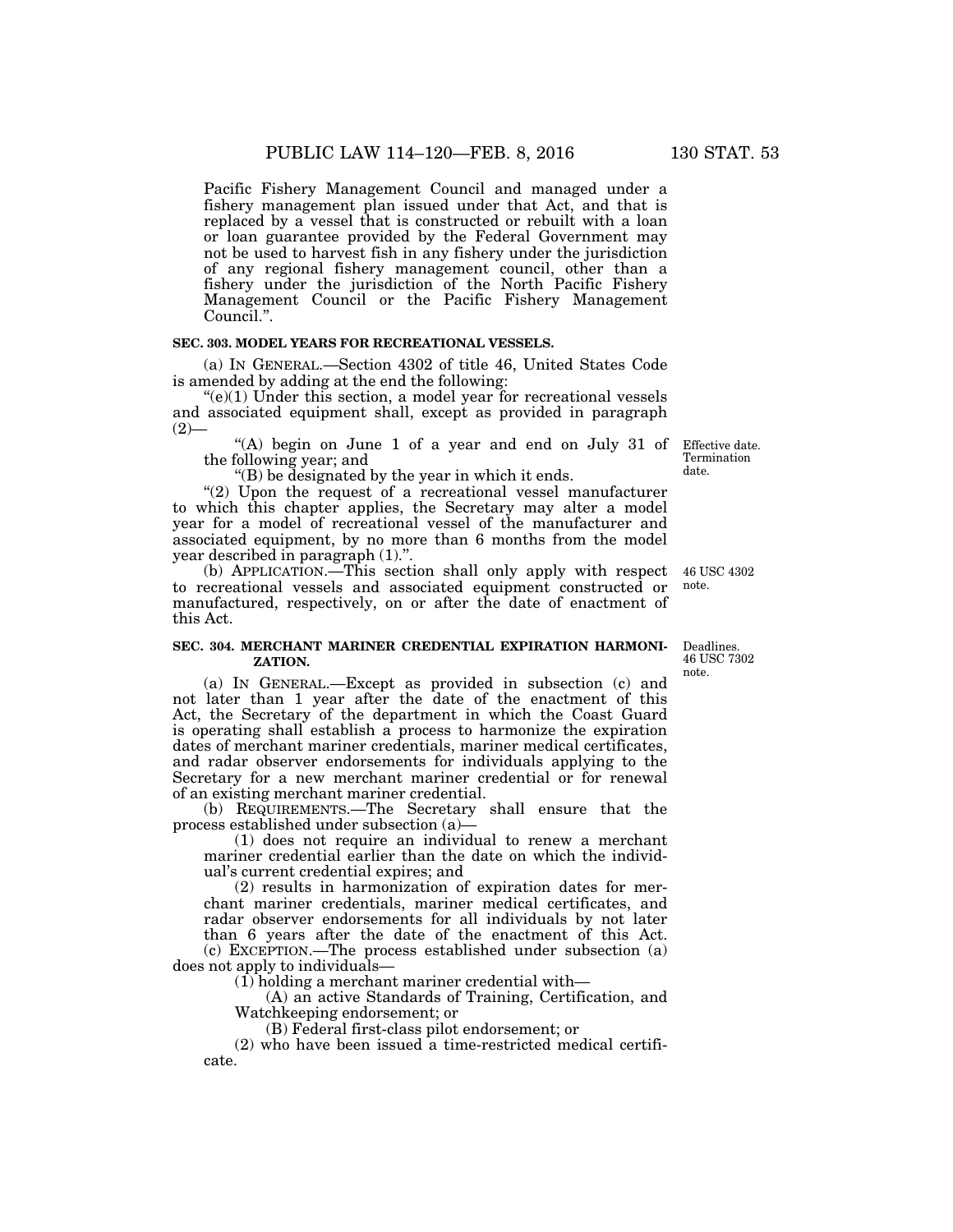Pacific Fishery Management Council and managed under a fishery management plan issued under that Act, and that is replaced by a vessel that is constructed or rebuilt with a loan or loan guarantee provided by the Federal Government may not be used to harvest fish in any fishery under the jurisdiction of any regional fishery management council, other than a fishery under the jurisdiction of the North Pacific Fishery Management Council or the Pacific Fishery Management Council.".

**SEC. 303. MODEL YEARS FOR RECREATIONAL VESSELS.**

(a) IN GENERAL.—Section 4302 of title 46, United States Code is amended by adding at the end the following:

"(e)(1) Under this section, a model year for recreational vessels and associated equipment shall, except as provided in paragraph (2)—

"(A) begin on June 1 of a year and end on July 31 of the following year; and

"(B) be designated by the year in which it ends.

"(2) Upon the request of a recreational vessel manufacturer to which this chapter applies, the Secretary may alter a model year for a model of recreational vessel of the manufacturer and associated equipment, by no more than 6 months from the model year described in paragraph (1).".

(b) APPLICATION.—This section shall only apply with respect to recreational vessels and associated equipment constructed or manufactured, respectively, on or after the date of enactment of this Act.

Effective date. Termination date.

46 USC 4302 note.

**SEC. 304. MERCHANT MARINER CREDENTIAL EXPIRATION HARMONIZATION.**

Deadlines. 46 USC 7302 note.

(a) IN GENERAL.—Except as provided in subsection (c) and not later than 1 year after the date of the enactment of this Act, the Secretary of the department in which the Coast Guard is operating shall establish a process to harmonize the expiration dates of merchant mariner credentials, mariner medical certificates, and radar observer endorsements for individuals applying to the Secretary for a new merchant mariner credential or for renewal of an existing merchant mariner credential.

(b) REQUIREMENTS.—The Secretary shall ensure that the process established under subsection (a)—

(1) does not require an individual to renew a merchant mariner credential earlier than the date on which the individual's current credential expires; and

(2) results in harmonization of expiration dates for merchant mariner credentials, mariner medical certificates, and radar observer endorsements for all individuals by not later than 6 years after the date of the enactment of this Act.

(c) EXCEPTION.—The process established under subsection (a) does not apply to individuals—

(1) holding a merchant mariner credential with—

(A) an active Standards of Training, Certification, and Watchkeeping endorsement; or

(B) Federal first-class pilot endorsement; or

(2) who have been issued a time-restricted medical certificate.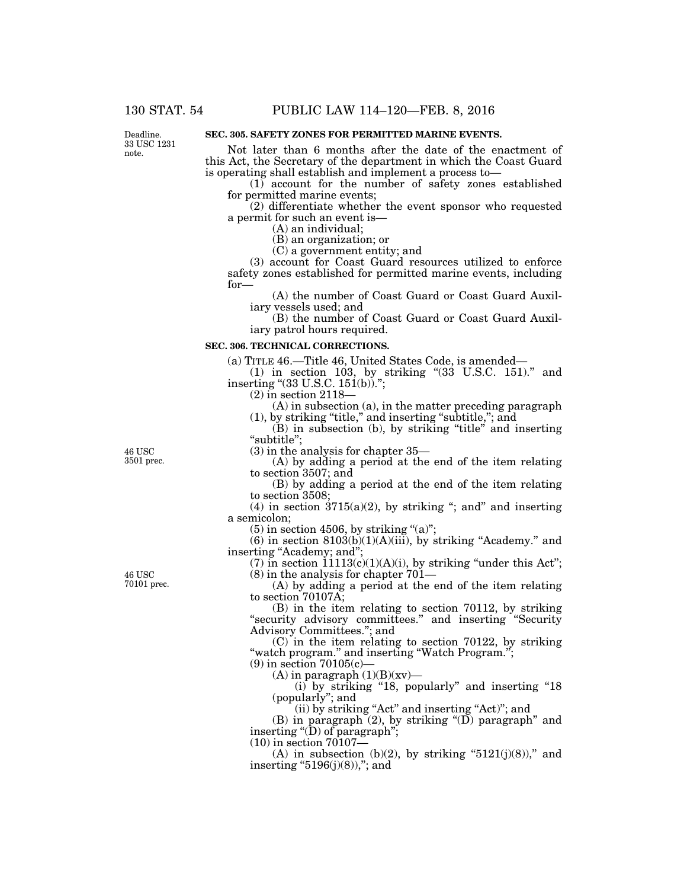Deadline.
33 USC 1231 note.

**SEC. 305. SAFETY ZONES FOR PERMITTED MARINE EVENTS.**

Not later than 6 months after the date of the enactment of this Act, the Secretary of the department in which the Coast Guard is operating shall establish and implement a process to—

(1) account for the number of safety zones established for permitted marine events;

(2) differentiate whether the event sponsor who requested a permit for such an event is—

(A) an individual;

(B) an organization; or

(C) a government entity; and

(3) account for Coast Guard resources utilized to enforce safety zones established for permitted marine events, including for—

(A) the number of Coast Guard or Coast Guard Auxiliary vessels used; and

(B) the number of Coast Guard or Coast Guard Auxiliary patrol hours required.

**SEC. 306. TECHNICAL CORRECTIONS.**

(a) TITLE 46.—Title 46, United States Code, is amended—

(1) in section 103, by striking "(33 U.S.C. 151)." and inserting "(33 U.S.C. 151(b)).";

(2) in section 2118—

(A) in subsection (a), in the matter preceding paragraph (1), by striking "title," and inserting "subtitle,"; and

(B) in subsection (b), by striking "title" and inserting "subtitle";

46 USC 3501 prec.

(3) in the analysis for chapter 35—

(A) by adding a period at the end of the item relating to section 3507; and

(B) by adding a period at the end of the item relating to section 3508;

(4) in section 3715(a)(2), by striking "; and" and inserting a semicolon;

(5) in section 4506, by striking "(a)";

(6) in section 8103(b)(1)(A)(iii), by striking "Academy." and inserting "Academy; and";

(7) in section 11113(c)(1)(A)(i), by striking "under this Act";

46 USC 70101 prec.

(8) in the analysis for chapter 701—

(A) by adding a period at the end of the item relating to section 70107A;

(B) in the item relating to section 70112, by striking "security advisory committees." and inserting "Security Advisory Committees."; and

(C) in the item relating to section 70122, by striking "watch program." and inserting "Watch Program.";

(9) in section 70105(c)—

(A) in paragraph (1)(B)(xv)—

(i) by striking "18, popularly" and inserting "18 (popularly"; and

(ii) by striking "Act" and inserting "Act)"; and

(B) in paragraph (2), by striking "(D) paragraph" and inserting "(D) of paragraph";

(10) in section 70107—

(A) in subsection (b)(2), by striking "5121(j)(8))," and inserting "5196(j)(8)),"; and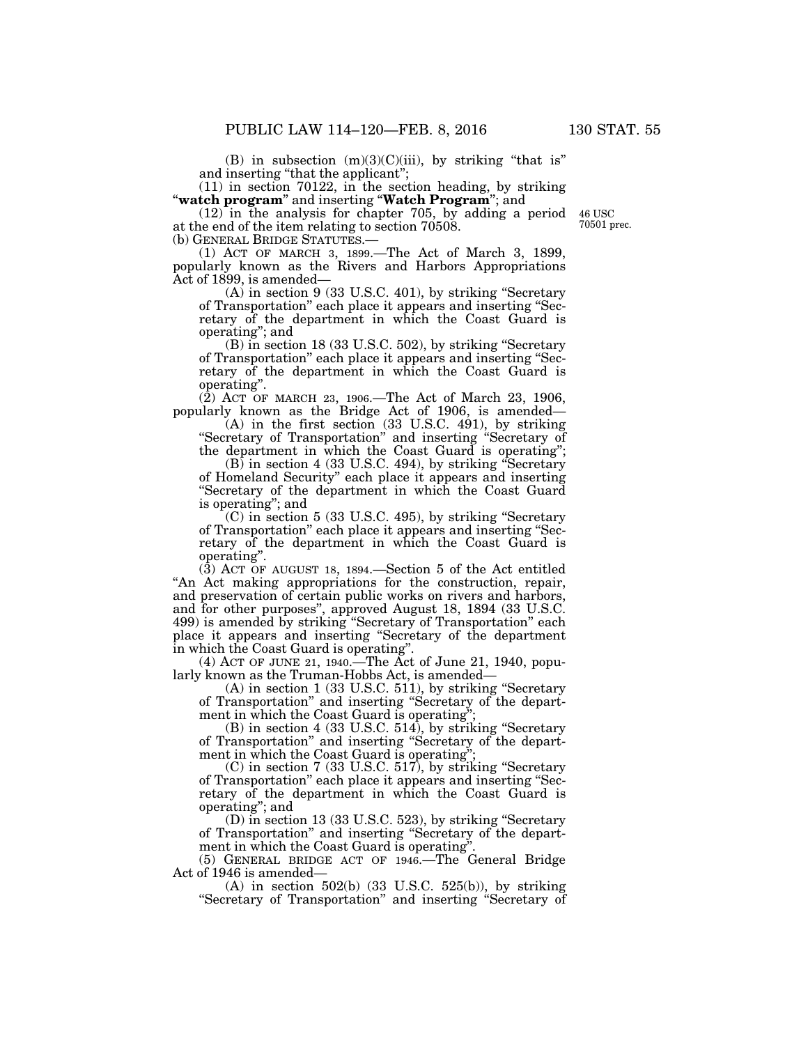(B) in subsection (m)(3)(C)(iii), by striking "that is" and inserting "that the applicant";

(11) in section 70122, in the section heading, by striking "**watch program**" and inserting "**Watch Program**"; and

(12) in the analysis for chapter 705, by adding a period at the end of the item relating to section 70508.

46 USC 70501 prec.

(b) GENERAL BRIDGE STATUTES.—

(1) ACT OF MARCH 3, 1899.—The Act of March 3, 1899, popularly known as the Rivers and Harbors Appropriations Act of 1899, is amended—

(A) in section 9 (33 U.S.C. 401), by striking "Secretary of Transportation" each place it appears and inserting "Secretary of the department in which the Coast Guard is operating"; and

(B) in section 18 (33 U.S.C. 502), by striking "Secretary of Transportation" each place it appears and inserting "Secretary of the department in which the Coast Guard is operating".

(2) ACT OF MARCH 23, 1906.—The Act of March 23, 1906, popularly known as the Bridge Act of 1906, is amended—

(A) in the first section (33 U.S.C. 491), by striking "Secretary of Transportation" and inserting "Secretary of the department in which the Coast Guard is operating";

(B) in section 4 (33 U.S.C. 494), by striking "Secretary of Homeland Security" each place it appears and inserting "Secretary of the department in which the Coast Guard is operating"; and

(C) in section 5 (33 U.S.C. 495), by striking "Secretary of Transportation" each place it appears and inserting "Secretary of the department in which the Coast Guard is operating".

(3) ACT OF AUGUST 18, 1894.—Section 5 of the Act entitled "An Act making appropriations for the construction, repair, and preservation of certain public works on rivers and harbors, and for other purposes", approved August 18, 1894 (33 U.S.C. 499) is amended by striking "Secretary of Transportation" each place it appears and inserting "Secretary of the department in which the Coast Guard is operating".

(4) ACT OF JUNE 21, 1940.—The Act of June 21, 1940, popularly known as the Truman-Hobbs Act, is amended—

(A) in section 1 (33 U.S.C. 511), by striking "Secretary of Transportation" and inserting "Secretary of the department in which the Coast Guard is operating";

(B) in section 4 (33 U.S.C. 514), by striking "Secretary of Transportation" and inserting "Secretary of the department in which the Coast Guard is operating";

(C) in section 7 (33 U.S.C. 517), by striking "Secretary of Transportation" each place it appears and inserting "Secretary of the department in which the Coast Guard is operating"; and

(D) in section 13 (33 U.S.C. 523), by striking "Secretary of Transportation" and inserting "Secretary of the department in which the Coast Guard is operating".

(5) GENERAL BRIDGE ACT OF 1946.—The General Bridge Act of 1946 is amended—

(A) in section 502(b) (33 U.S.C. 525(b)), by striking "Secretary of Transportation" and inserting "Secretary of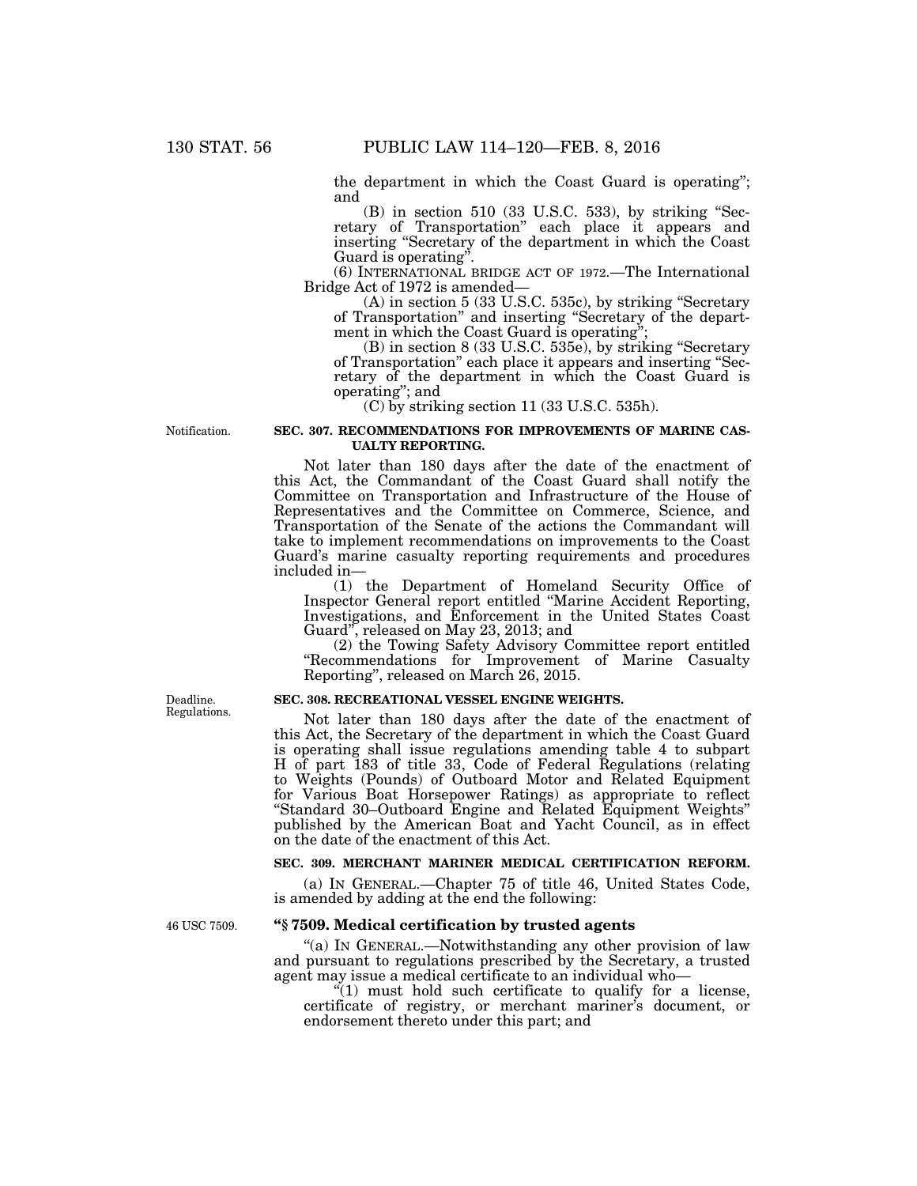the department in which the Coast Guard is operating"; and

(B) in section 510 (33 U.S.C. 533), by striking "Secretary of Transportation" each place it appears and inserting "Secretary of the department in which the Coast Guard is operating".

(6) INTERNATIONAL BRIDGE ACT OF 1972.—The International Bridge Act of 1972 is amended—

(A) in section 5 (33 U.S.C. 535c), by striking "Secretary of Transportation" and inserting "Secretary of the department in which the Coast Guard is operating";

(B) in section 8 (33 U.S.C. 535e), by striking "Secretary of Transportation" each place it appears and inserting "Secretary of the department in which the Coast Guard is operating"; and

(C) by striking section 11 (33 U.S.C. 535h).

Notification.

**SEC. 307. RECOMMENDATIONS FOR IMPROVEMENTS OF MARINE CASUALTY REPORTING.**

Not later than 180 days after the date of the enactment of this Act, the Commandant of the Coast Guard shall notify the Committee on Transportation and Infrastructure of the House of Representatives and the Committee on Commerce, Science, and Transportation of the Senate of the actions the Commandant will take to implement recommendations on improvements to the Coast Guard's marine casualty reporting requirements and procedures included in—

(1) the Department of Homeland Security Office of Inspector General report entitled "Marine Accident Reporting, Investigations, and Enforcement in the United States Coast Guard", released on May 23, 2013; and

(2) the Towing Safety Advisory Committee report entitled "Recommendations for Improvement of Marine Casualty Reporting", released on March 26, 2015.

Deadline. Regulations.

**SEC. 308. RECREATIONAL VESSEL ENGINE WEIGHTS.**

Not later than 180 days after the date of the enactment of this Act, the Secretary of the department in which the Coast Guard is operating shall issue regulations amending table 4 to subpart H of part 183 of title 33, Code of Federal Regulations (relating to Weights (Pounds) of Outboard Motor and Related Equipment for Various Boat Horsepower Ratings) as appropriate to reflect "Standard 30–Outboard Engine and Related Equipment Weights" published by the American Boat and Yacht Council, as in effect on the date of the enactment of this Act.

**SEC. 309. MERCHANT MARINER MEDICAL CERTIFICATION REFORM.**

(a) IN GENERAL.—Chapter 75 of title 46, United States Code, is amended by adding at the end the following:

46 USC 7509.

**"§ 7509. Medical certification by trusted agents**

"(a) IN GENERAL.—Notwithstanding any other provision of law and pursuant to regulations prescribed by the Secretary, a trusted agent may issue a medical certificate to an individual who—

"(1) must hold such certificate to qualify for a license, certificate of registry, or merchant mariner's document, or endorsement thereto under this part; and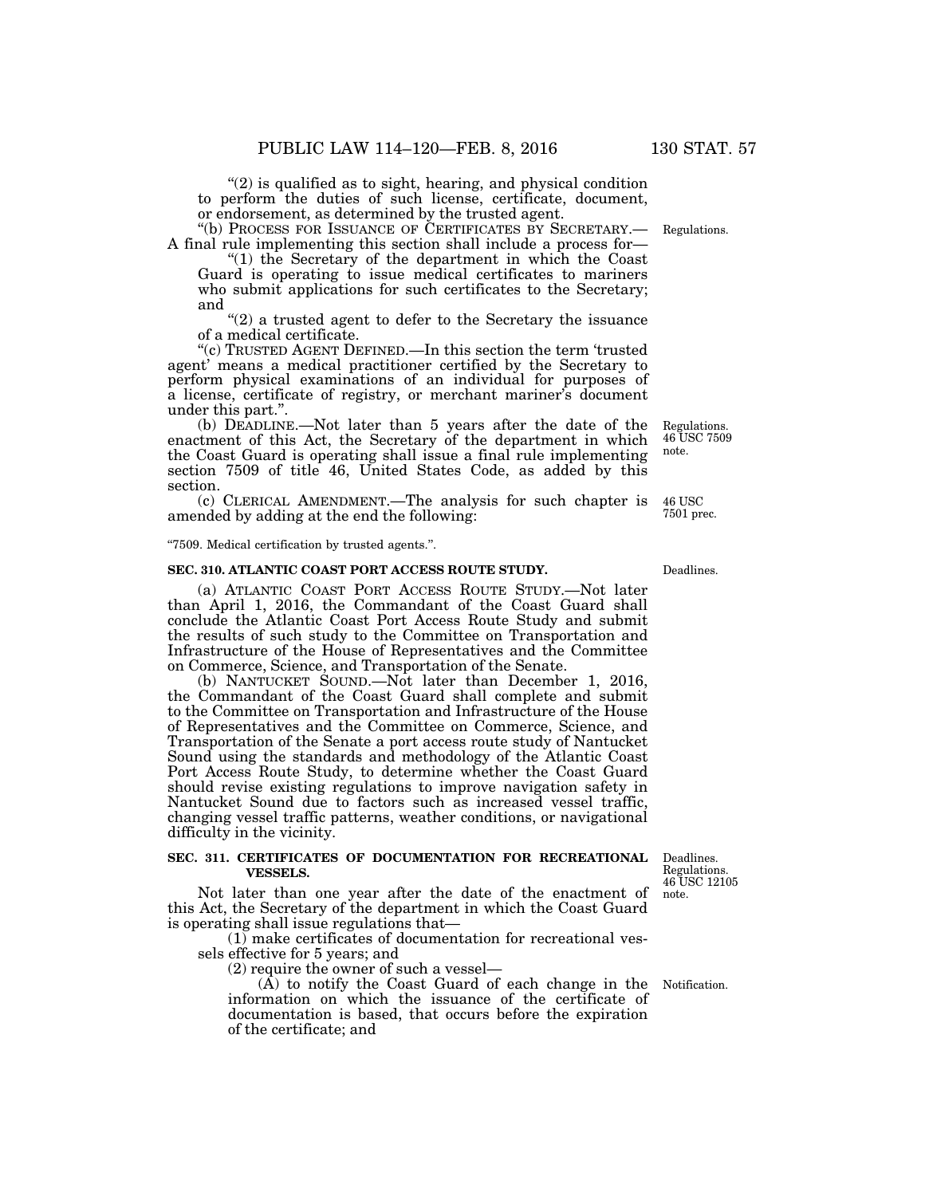"(2) is qualified as to sight, hearing, and physical condition to perform the duties of such license, certificate, document, or endorsement, as determined by the trusted agent.

"(b) PROCESS FOR ISSUANCE OF CERTIFICATES BY SECRETARY.—A final rule implementing this section shall include a process for—

"(1) the Secretary of the department in which the Coast Guard is operating to issue medical certificates to mariners who submit applications for such certificates to the Secretary; and

"(2) a trusted agent to defer to the Secretary the issuance of a medical certificate.

"(c) TRUSTED AGENT DEFINED.—In this section the term 'trusted agent' means a medical practitioner certified by the Secretary to perform physical examinations of an individual for purposes of a license, certificate of registry, or merchant mariner's document under this part.".

Regulations.

(b) DEADLINE.—Not later than 5 years after the date of the enactment of this Act, the Secretary of the department in which the Coast Guard is operating shall issue a final rule implementing section 7509 of title 46, United States Code, as added by this section.

Regulations. 46 USC 7509 note.

(c) CLERICAL AMENDMENT.—The analysis for such chapter is amended by adding at the end the following:

46 USC 7501 prec.

"7509. Medical certification by trusted agents.".

### SEC. 310. ATLANTIC COAST PORT ACCESS ROUTE STUDY.

Deadlines.

(a) ATLANTIC COAST PORT ACCESS ROUTE STUDY.—Not later than April 1, 2016, the Commandant of the Coast Guard shall conclude the Atlantic Coast Port Access Route Study and submit the results of such study to the Committee on Transportation and Infrastructure of the House of Representatives and the Committee on Commerce, Science, and Transportation of the Senate.

(b) NANTUCKET SOUND.—Not later than December 1, 2016, the Commandant of the Coast Guard shall complete and submit to the Committee on Transportation and Infrastructure of the House of Representatives and the Committee on Commerce, Science, and Transportation of the Senate a port access route study of Nantucket Sound using the standards and methodology of the Atlantic Coast Port Access Route Study, to determine whether the Coast Guard should revise existing regulations to improve navigation safety in Nantucket Sound due to factors such as increased vessel traffic, changing vessel traffic patterns, weather conditions, or navigational difficulty in the vicinity.

### SEC. 311. CERTIFICATES OF DOCUMENTATION FOR RECREATIONAL VESSELS.

Deadlines. Regulations. 46 USC 12105 note.

Not later than one year after the date of the enactment of this Act, the Secretary of the department in which the Coast Guard is operating shall issue regulations that—

(1) make certificates of documentation for recreational vessels effective for 5 years; and

(2) require the owner of such a vessel—

(A) to notify the Coast Guard of each change in the information on which the issuance of the certificate of documentation is based, that occurs before the expiration of the certificate; and

Notification.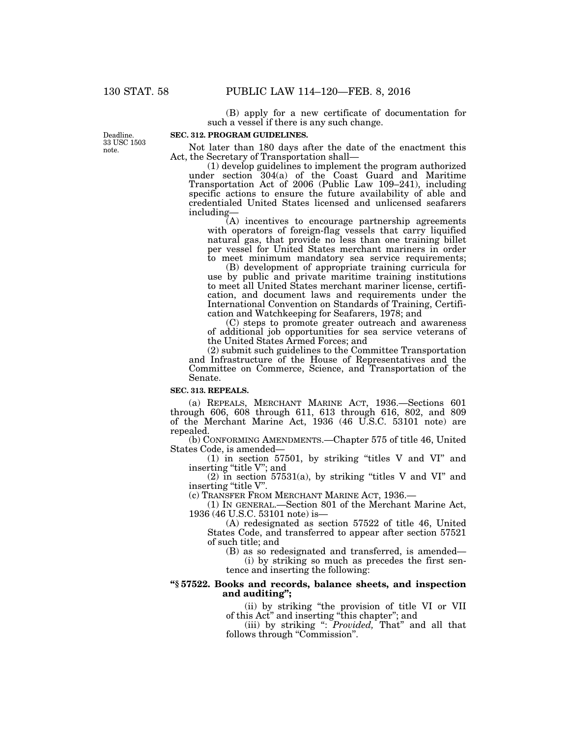(B) apply for a new certificate of documentation for such a vessel if there is any such change.

Deadline. 33 USC 1503 note.

**SEC. 312. PROGRAM GUIDELINES.**

Not later than 180 days after the date of the enactment this Act, the Secretary of Transportation shall—

(1) develop guidelines to implement the program authorized under section 304(a) of the Coast Guard and Maritime Transportation Act of 2006 (Public Law 109–241), including specific actions to ensure the future availability of able and credentialed United States licensed and unlicensed seafarers including—

(A) incentives to encourage partnership agreements with operators of foreign-flag vessels that carry liquified natural gas, that provide no less than one training billet per vessel for United States merchant mariners in order to meet minimum mandatory sea service requirements;

(B) development of appropriate training curricula for use by public and private maritime training institutions to meet all United States merchant mariner license, certification, and document laws and requirements under the International Convention on Standards of Training, Certification and Watchkeeping for Seafarers, 1978; and

(C) steps to promote greater outreach and awareness of additional job opportunities for sea service veterans of the United States Armed Forces; and

(2) submit such guidelines to the Committee Transportation and Infrastructure of the House of Representatives and the Committee on Commerce, Science, and Transportation of the Senate.

**SEC. 313. REPEALS.**

(a) REPEALS, MERCHANT MARINE ACT, 1936.—Sections 601 through 606, 608 through 611, 613 through 616, 802, and 809 of the Merchant Marine Act, 1936 (46 U.S.C. 53101 note) are repealed.

(b) CONFORMING AMENDMENTS.—Chapter 575 of title 46, United States Code, is amended—

(1) in section 57501, by striking "titles V and VI" and inserting "title V"; and

(2) in section 57531(a), by striking "titles V and VI" and inserting "title V".

(c) TRANSFER FROM MERCHANT MARINE ACT, 1936.—

(1) IN GENERAL.—Section 801 of the Merchant Marine Act, 1936 (46 U.S.C. 53101 note) is—

(A) redesignated as section 57522 of title 46, United States Code, and transferred to appear after section 57521 of such title; and

(B) as so redesignated and transferred, is amended—

(i) by striking so much as precedes the first sentence and inserting the following:

**"§ 57522. Books and records, balance sheets, and inspection and auditing";**

(ii) by striking "the provision of title VI or VII of this Act" and inserting "this chapter"; and

(iii) by striking ": *Provided,* That" and all that follows through "Commission".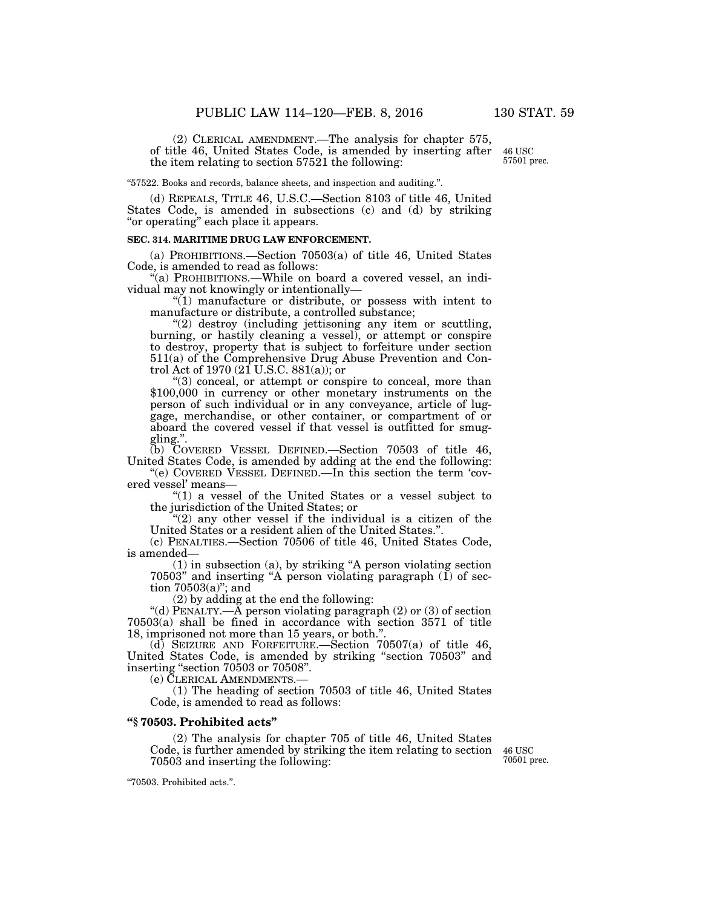(2) CLERICAL AMENDMENT.—The analysis for chapter 575, of title 46, United States Code, is amended by inserting after the item relating to section 57521 the following:

46 USC 57501 prec.

"57522. Books and records, balance sheets, and inspection and auditing.".

(d) REPEALS, TITLE 46, U.S.C.—Section 8103 of title 46, United States Code, is amended in subsections (c) and (d) by striking "or operating" each place it appears.

**SEC. 314. MARITIME DRUG LAW ENFORCEMENT.**

(a) PROHIBITIONS.—Section 70503(a) of title 46, United States Code, is amended to read as follows:

"(a) PROHIBITIONS.—While on board a covered vessel, an individual may not knowingly or intentionally—

"(1) manufacture or distribute, or possess with intent to manufacture or distribute, a controlled substance;

"(2) destroy (including jettisoning any item or scuttling, burning, or hastily cleaning a vessel), or attempt or conspire to destroy, property that is subject to forfeiture under section 511(a) of the Comprehensive Drug Abuse Prevention and Control Act of 1970 (21 U.S.C. 881(a)); or

"(3) conceal, or attempt or conspire to conceal, more than $100,000 in currency or other monetary instruments on the person of such individual or in any conveyance, article of luggage, merchandise, or other container, or compartment of or aboard the covered vessel if that vessel is outfitted for smuggling.".

(b) COVERED VESSEL DEFINED.—Section 70503 of title 46, United States Code, is amended by adding at the end the following:

"(e) COVERED VESSEL DEFINED.—In this section the term 'covered vessel' means—

"(1) a vessel of the United States or a vessel subject to the jurisdiction of the United States; or

"(2) any other vessel if the individual is a citizen of the United States or a resident alien of the United States.".

(c) PENALTIES.—Section 70506 of title 46, United States Code, is amended—

(1) in subsection (a), by striking "A person violating section 70503" and inserting "A person violating paragraph (1) of section 70503(a)"; and

(2) by adding at the end the following:

"(d) PENALTY.—A person violating paragraph (2) or (3) of section 70503(a) shall be fined in accordance with section 3571 of title 18, imprisoned not more than 15 years, or both.".

(d) SEIZURE AND FORFEITURE.—Section 70507(a) of title 46, United States Code, is amended by striking "section 70503" and inserting "section 70503 or 70508".

(e) CLERICAL AMENDMENTS.—

(1) The heading of section 70503 of title 46, United States Code, is amended to read as follows:

**"§ 70503. Prohibited acts"**

(2) The analysis for chapter 705 of title 46, United States Code, is further amended by striking the item relating to section 70503 and inserting the following:

46 USC 70501 prec.

"70503. Prohibited acts.".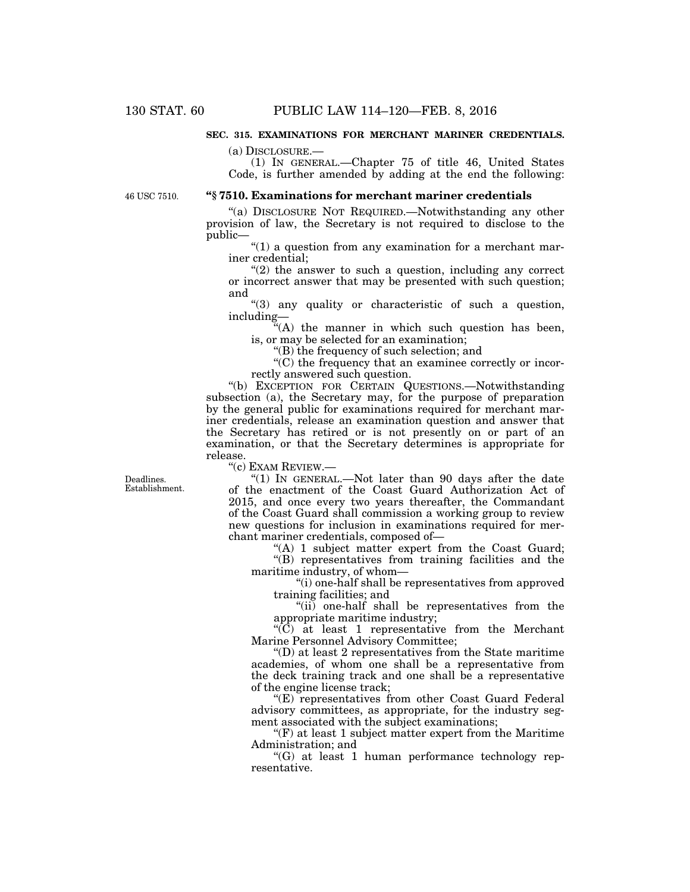**SEC. 315. EXAMINATIONS FOR MERCHANT MARINER CREDENTIALS.**

(a) DISCLOSURE.—

(1) IN GENERAL.—Chapter 75 of title 46, United States Code, is further amended by adding at the end the following:

46 USC 7510.

**"§ 7510. Examinations for merchant mariner credentials**

"(a) DISCLOSURE NOT REQUIRED.—Notwithstanding any other provision of law, the Secretary is not required to disclose to the public—

"(1) a question from any examination for a merchant mariner credential;

"(2) the answer to such a question, including any correct or incorrect answer that may be presented with such question; and

"(3) any quality or characteristic of such a question, including—

"(A) the manner in which such question has been, is, or may be selected for an examination;

"(B) the frequency of such selection; and

"(C) the frequency that an examinee correctly or incorrectly answered such question.

"(b) EXCEPTION FOR CERTAIN QUESTIONS.—Notwithstanding subsection (a), the Secretary may, for the purpose of preparation by the general public for examinations required for merchant mariner credentials, release an examination question and answer that the Secretary has retired or is not presently on or part of an examination, or that the Secretary determines is appropriate for release.

"(c) EXAM REVIEW.—

Deadlines. Establishment.

"(1) IN GENERAL.—Not later than 90 days after the date of the enactment of the Coast Guard Authorization Act of 2015, and once every two years thereafter, the Commandant of the Coast Guard shall commission a working group to review new questions for inclusion in examinations required for merchant mariner credentials, composed of—

"(A) 1 subject matter expert from the Coast Guard;

"(B) representatives from training facilities and the maritime industry, of whom—

"(i) one-half shall be representatives from approved training facilities; and

"(ii) one-half shall be representatives from the appropriate maritime industry;

"(C) at least 1 representative from the Merchant Marine Personnel Advisory Committee;

"(D) at least 2 representatives from the State maritime academies, of whom one shall be a representative from the deck training track and one shall be a representative of the engine license track;

"(E) representatives from other Coast Guard Federal advisory committees, as appropriate, for the industry segment associated with the subject examinations;

"(F) at least 1 subject matter expert from the Maritime Administration; and

"(G) at least 1 human performance technology representative.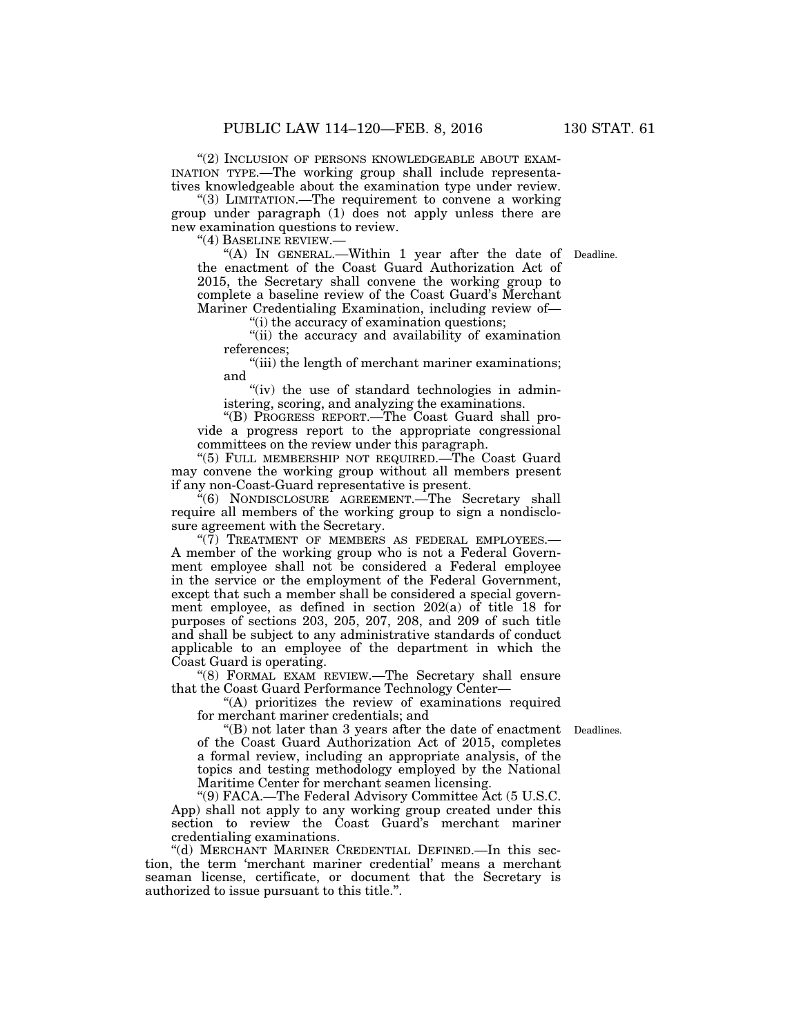"(2) INCLUSION OF PERSONS KNOWLEDGEABLE ABOUT EXAMINATION TYPE.—The working group shall include representatives knowledgeable about the examination type under review.

"(3) LIMITATION.—The requirement to convene a working group under paragraph (1) does not apply unless there are new examination questions to review.

"(4) BASELINE REVIEW.—

"(A) IN GENERAL.—Within 1 year after the date of the enactment of the Coast Guard Authorization Act of 2015, the Secretary shall convene the working group to complete a baseline review of the Coast Guard's Merchant Mariner Credentialing Examination, including review of—

Deadline.

"(i) the accuracy of examination questions;

"(ii) the accuracy and availability of examination references;

"(iii) the length of merchant mariner examinations; and

"(iv) the use of standard technologies in administering, scoring, and analyzing the examinations.

"(B) PROGRESS REPORT.—The Coast Guard shall provide a progress report to the appropriate congressional committees on the review under this paragraph.

"(5) FULL MEMBERSHIP NOT REQUIRED.—The Coast Guard may convene the working group without all members present if any non-Coast-Guard representative is present.

"(6) NONDISCLOSURE AGREEMENT.—The Secretary shall require all members of the working group to sign a nondisclosure agreement with the Secretary.

"(7) TREATMENT OF MEMBERS AS FEDERAL EMPLOYEES.—A member of the working group who is not a Federal Government employee shall not be considered a Federal employee in the service or the employment of the Federal Government, except that such a member shall be considered a special government employee, as defined in section 202(a) of title 18 for purposes of sections 203, 205, 207, 208, and 209 of such title and shall be subject to any administrative standards of conduct applicable to an employee of the department in which the Coast Guard is operating.

"(8) FORMAL EXAM REVIEW.—The Secretary shall ensure that the Coast Guard Performance Technology Center—

"(A) prioritizes the review of examinations required for merchant mariner credentials; and

"(B) not later than 3 years after the date of enactment of the Coast Guard Authorization Act of 2015, completes a formal review, including an appropriate analysis, of the topics and testing methodology employed by the National Maritime Center for merchant seamen licensing.

Deadlines.

"(9) FACA.—The Federal Advisory Committee Act (5 U.S.C. App) shall not apply to any working group created under this section to review the Coast Guard's merchant mariner credentialing examinations.

"(d) MERCHANT MARINER CREDENTIAL DEFINED.—In this section, the term 'merchant mariner credential' means a merchant seaman license, certificate, or document that the Secretary is authorized to issue pursuant to this title.".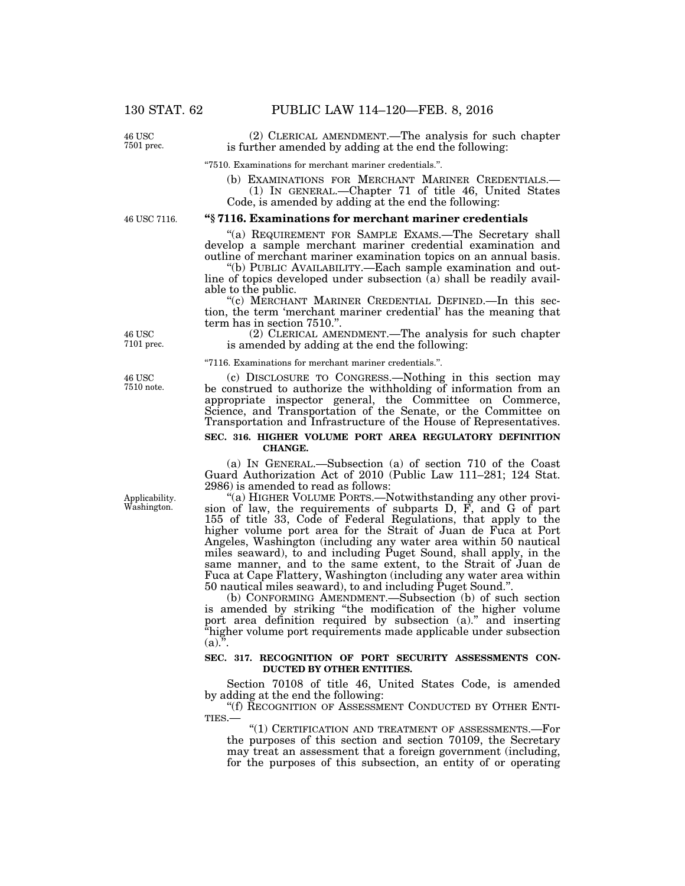(2) CLERICAL AMENDMENT.—The analysis for such chapter is further amended by adding at the end the following:

"7510. Examinations for merchant mariner credentials.".

(b) EXAMINATIONS FOR MERCHANT MARINER CREDENTIALS.—

(1) IN GENERAL.—Chapter 71 of title 46, United States Code, is amended by adding at the end the following:

**"§ 7116. Examinations for merchant mariner credentials**

"(a) REQUIREMENT FOR SAMPLE EXAMS.—The Secretary shall develop a sample merchant mariner credential examination and outline of merchant mariner examination topics on an annual basis.

"(b) PUBLIC AVAILABILITY.—Each sample examination and outline of topics developed under subsection (a) shall be readily available to the public.

"(c) MERCHANT MARINER CREDENTIAL DEFINED.—In this section, the term 'merchant mariner credential' has the meaning that term has in section 7510.".

(2) CLERICAL AMENDMENT.—The analysis for such chapter is amended by adding at the end the following:

"7116. Examinations for merchant mariner credentials.".

(c) DISCLOSURE TO CONGRESS.—Nothing in this section may be construed to authorize the withholding of information from an appropriate inspector general, the Committee on Commerce, Science, and Transportation of the Senate, or the Committee on Transportation and Infrastructure of the House of Representatives.

**SEC. 316. HIGHER VOLUME PORT AREA REGULATORY DEFINITION CHANGE.**

(a) IN GENERAL.—Subsection (a) of section 710 of the Coast Guard Authorization Act of 2010 (Public Law 111–281; 124 Stat. 2986) is amended to read as follows:

"(a) HIGHER VOLUME PORTS.—Notwithstanding any other provision of law, the requirements of subparts D, F, and G of part 155 of title 33, Code of Federal Regulations, that apply to the higher volume port area for the Strait of Juan de Fuca at Port Angeles, Washington (including any water area within 50 nautical miles seaward), to and including Puget Sound, shall apply, in the same manner, and to the same extent, to the Strait of Juan de Fuca at Cape Flattery, Washington (including any water area within 50 nautical miles seaward), to and including Puget Sound.".

(b) CONFORMING AMENDMENT.—Subsection (b) of such section is amended by striking "the modification of the higher volume port area definition required by subsection (a)." and inserting "higher volume port requirements made applicable under subsection (a).".

**SEC. 317. RECOGNITION OF PORT SECURITY ASSESSMENTS CONDUCTED BY OTHER ENTITIES.**

Section 70108 of title 46, United States Code, is amended by adding at the end the following:

"(f) RECOGNITION OF ASSESSMENT CONDUCTED BY OTHER ENTITIES.—

"(1) CERTIFICATION AND TREATMENT OF ASSESSMENTS.—For the purposes of this section and section 70109, the Secretary may treat an assessment that a foreign government (including, for the purposes of this subsection, an entity of or operating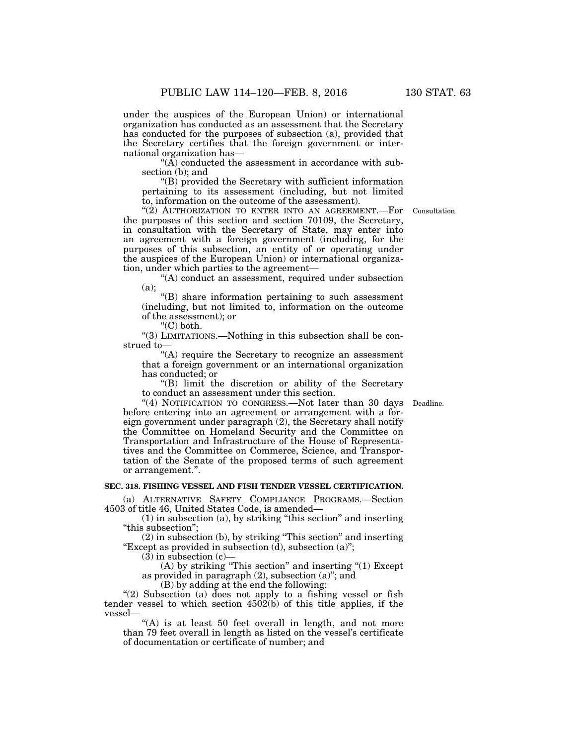under the auspices of the European Union) or international organization has conducted as an assessment that the Secretary has conducted for the purposes of subsection (a), provided that the Secretary certifies that the foreign government or international organization has—

"(A) conducted the assessment in accordance with subsection (b); and

"(B) provided the Secretary with sufficient information pertaining to its assessment (including, but not limited to, information on the outcome of the assessment).

"(2) AUTHORIZATION TO ENTER INTO AN AGREEMENT.—For the purposes of this section and section 70109, the Secretary, in consultation with the Secretary of State, may enter into an agreement with a foreign government (including, for the purposes of this subsection, an entity of or operating under the auspices of the European Union) or international organization, under which parties to the agreement—

Consultation.

"(A) conduct an assessment, required under subsection (a);

"(B) share information pertaining to such assessment (including, but not limited to, information on the outcome of the assessment); or

"(C) both.

"(3) LIMITATIONS.—Nothing in this subsection shall be construed to—

"(A) require the Secretary to recognize an assessment that a foreign government or an international organization has conducted; or

"(B) limit the discretion or ability of the Secretary to conduct an assessment under this section.

"(4) NOTIFICATION TO CONGRESS.—Not later than 30 days before entering into an agreement or arrangement with a foreign government under paragraph (2), the Secretary shall notify the Committee on Homeland Security and the Committee on Transportation and Infrastructure of the House of Representatives and the Committee on Commerce, Science, and Transportation of the Senate of the proposed terms of such agreement or arrangement.".

Deadline.

**SEC. 318. FISHING VESSEL AND FISH TENDER VESSEL CERTIFICATION.**

(a) ALTERNATIVE SAFETY COMPLIANCE PROGRAMS.—Section 4503 of title 46, United States Code, is amended—

(1) in subsection (a), by striking "this section" and inserting "this subsection";

(2) in subsection (b), by striking "This section" and inserting "Except as provided in subsection (d), subsection (a)";

(3) in subsection (c)—

(A) by striking "This section" and inserting "(1) Except as provided in paragraph (2), subsection (a)"; and

(B) by adding at the end the following:

"(2) Subsection (a) does not apply to a fishing vessel or fish tender vessel to which section 4502(b) of this title applies, if the vessel—

"(A) is at least 50 feet overall in length, and not more than 79 feet overall in length as listed on the vessel's certificate of documentation or certificate of number; and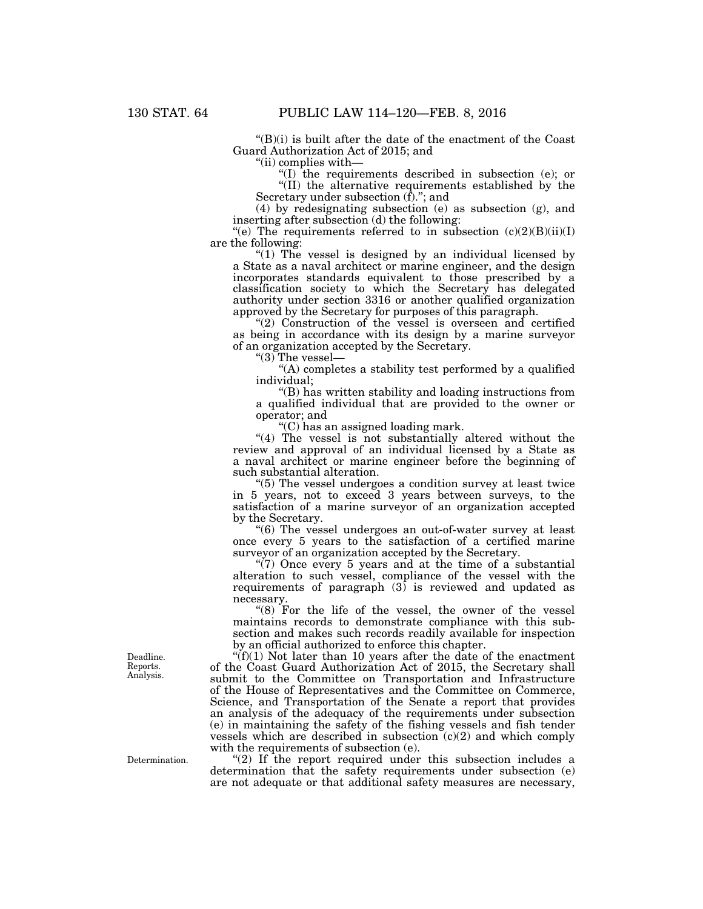"(B)(i) is built after the date of the enactment of the Coast Guard Authorization Act of 2015; and

"(ii) complies with—

"(I) the requirements described in subsection (e); or

"(II) the alternative requirements established by the Secretary under subsection (f)."; and

(4) by redesignating subsection (e) as subsection (g), and inserting after subsection (d) the following:

"(e) The requirements referred to in subsection (c)(2)(B)(ii)(I) are the following:

"(1) The vessel is designed by an individual licensed by a State as a naval architect or marine engineer, and the design incorporates standards equivalent to those prescribed by a classification society to which the Secretary has delegated authority under section 3316 or another qualified organization approved by the Secretary for purposes of this paragraph.

"(2) Construction of the vessel is overseen and certified as being in accordance with its design by a marine surveyor of an organization accepted by the Secretary.

"(3) The vessel—

"(A) completes a stability test performed by a qualified individual;

"(B) has written stability and loading instructions from a qualified individual that are provided to the owner or operator; and

"(C) has an assigned loading mark.

"(4) The vessel is not substantially altered without the review and approval of an individual licensed by a State as a naval architect or marine engineer before the beginning of such substantial alteration.

"(5) The vessel undergoes a condition survey at least twice in 5 years, not to exceed 3 years between surveys, to the satisfaction of a marine surveyor of an organization accepted by the Secretary.

"(6) The vessel undergoes an out-of-water survey at least once every 5 years to the satisfaction of a certified marine surveyor of an organization accepted by the Secretary.

"(7) Once every 5 years and at the time of a substantial alteration to such vessel, compliance of the vessel with the requirements of paragraph (3) is reviewed and updated as necessary.

"(8) For the life of the vessel, the owner of the vessel maintains records to demonstrate compliance with this subsection and makes such records readily available for inspection by an official authorized to enforce this chapter.

Deadline. Reports. Analysis.

"(f)(1) Not later than 10 years after the date of the enactment of the Coast Guard Authorization Act of 2015, the Secretary shall submit to the Committee on Transportation and Infrastructure of the House of Representatives and the Committee on Commerce, Science, and Transportation of the Senate a report that provides an analysis of the adequacy of the requirements under subsection (e) in maintaining the safety of the fishing vessels and fish tender vessels which are described in subsection (c)(2) and which comply with the requirements of subsection (e).

Determination.

"(2) If the report required under this subsection includes a determination that the safety requirements under subsection (e) are not adequate or that additional safety measures are necessary,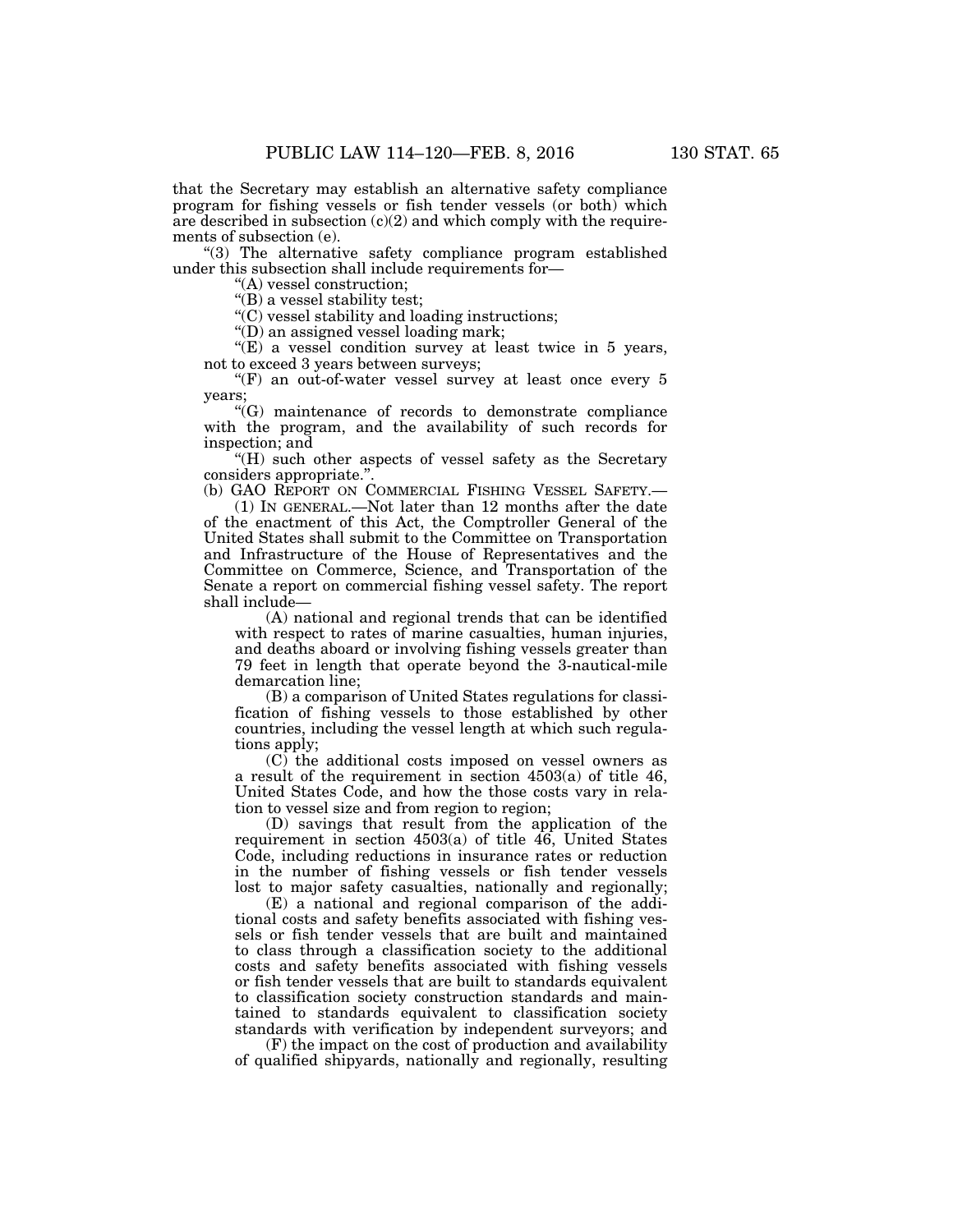that the Secretary may establish an alternative safety compliance program for fishing vessels or fish tender vessels (or both) which are described in subsection (c)(2) and which comply with the requirements of subsection (e).

"(3) The alternative safety compliance program established under this subsection shall include requirements for—

"(A) vessel construction;

"(B) a vessel stability test;

"(C) vessel stability and loading instructions;

"(D) an assigned vessel loading mark;

"(E) a vessel condition survey at least twice in 5 years, not to exceed 3 years between surveys;

"(F) an out-of-water vessel survey at least once every 5 years;

"(G) maintenance of records to demonstrate compliance with the program, and the availability of such records for inspection; and

"(H) such other aspects of vessel safety as the Secretary considers appropriate.".

(b) GAO REPORT ON COMMERCIAL FISHING VESSEL SAFETY.—

(1) IN GENERAL.—Not later than 12 months after the date of the enactment of this Act, the Comptroller General of the United States shall submit to the Committee on Transportation and Infrastructure of the House of Representatives and the Committee on Commerce, Science, and Transportation of the Senate a report on commercial fishing vessel safety. The report shall include—

(A) national and regional trends that can be identified with respect to rates of marine casualties, human injuries, and deaths aboard or involving fishing vessels greater than 79 feet in length that operate beyond the 3-nautical-mile demarcation line;

(B) a comparison of United States regulations for classification of fishing vessels to those established by other countries, including the vessel length at which such regulations apply;

(C) the additional costs imposed on vessel owners as a result of the requirement in section 4503(a) of title 46, United States Code, and how the those costs vary in relation to vessel size and from region to region;

(D) savings that result from the application of the requirement in section 4503(a) of title 46, United States Code, including reductions in insurance rates or reduction in the number of fishing vessels or fish tender vessels lost to major safety casualties, nationally and regionally;

(E) a national and regional comparison of the additional costs and safety benefits associated with fishing vessels or fish tender vessels that are built and maintained to class through a classification society to the additional costs and safety benefits associated with fishing vessels or fish tender vessels that are built to standards equivalent to classification society construction standards and maintained to standards equivalent to classification society standards with verification by independent surveyors; and

(F) the impact on the cost of production and availability of qualified shipyards, nationally and regionally, resulting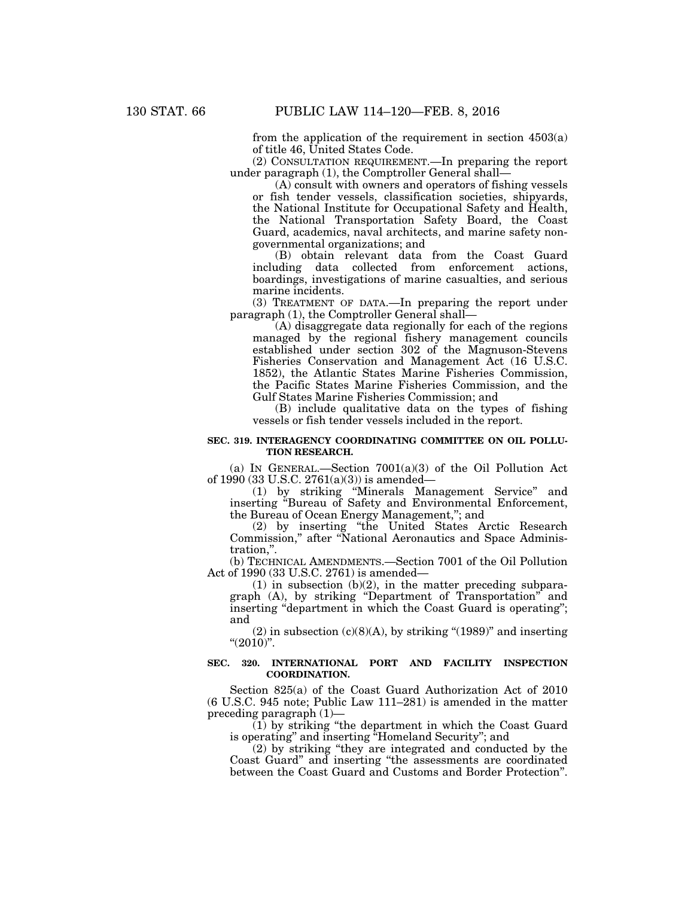from the application of the requirement in section 4503(a) of title 46, United States Code.

(2) CONSULTATION REQUIREMENT.—In preparing the report under paragraph (1), the Comptroller General shall—

(A) consult with owners and operators of fishing vessels or fish tender vessels, classification societies, shipyards, the National Institute for Occupational Safety and Health, the National Transportation Safety Board, the Coast Guard, academics, naval architects, and marine safety nongovernmental organizations; and

(B) obtain relevant data from the Coast Guard including data collected from enforcement actions, boardings, investigations of marine casualties, and serious marine incidents.

(3) TREATMENT OF DATA.—In preparing the report under paragraph (1), the Comptroller General shall—

(A) disaggregate data regionally for each of the regions managed by the regional fishery management councils established under section 302 of the Magnuson-Stevens Fisheries Conservation and Management Act (16 U.S.C. 1852), the Atlantic States Marine Fisheries Commission, the Pacific States Marine Fisheries Commission, and the Gulf States Marine Fisheries Commission; and

(B) include qualitative data on the types of fishing vessels or fish tender vessels included in the report.

**SEC. 319. INTERAGENCY COORDINATING COMMITTEE ON OIL POLLUTION RESEARCH.**

(a) IN GENERAL.—Section 7001(a)(3) of the Oil Pollution Act of 1990 (33 U.S.C. 2761(a)(3)) is amended—

(1) by striking "Minerals Management Service" and inserting "Bureau of Safety and Environmental Enforcement, the Bureau of Ocean Energy Management,"; and

(2) by inserting "the United States Arctic Research Commission," after "National Aeronautics and Space Administration,".

(b) TECHNICAL AMENDMENTS.—Section 7001 of the Oil Pollution Act of 1990 (33 U.S.C. 2761) is amended—

(1) in subsection (b)(2), in the matter preceding subparagraph (A), by striking "Department of Transportation" and inserting "department in which the Coast Guard is operating"; and

(2) in subsection (c)(8)(A), by striking "(1989)" and inserting "(2010)".

**SEC. 320. INTERNATIONAL PORT AND FACILITY INSPECTION COORDINATION.**

Section 825(a) of the Coast Guard Authorization Act of 2010 (6 U.S.C. 945 note; Public Law 111–281) is amended in the matter preceding paragraph (1)—

(1) by striking "the department in which the Coast Guard is operating" and inserting "Homeland Security"; and

(2) by striking "they are integrated and conducted by the Coast Guard" and inserting "the assessments are coordinated between the Coast Guard and Customs and Border Protection".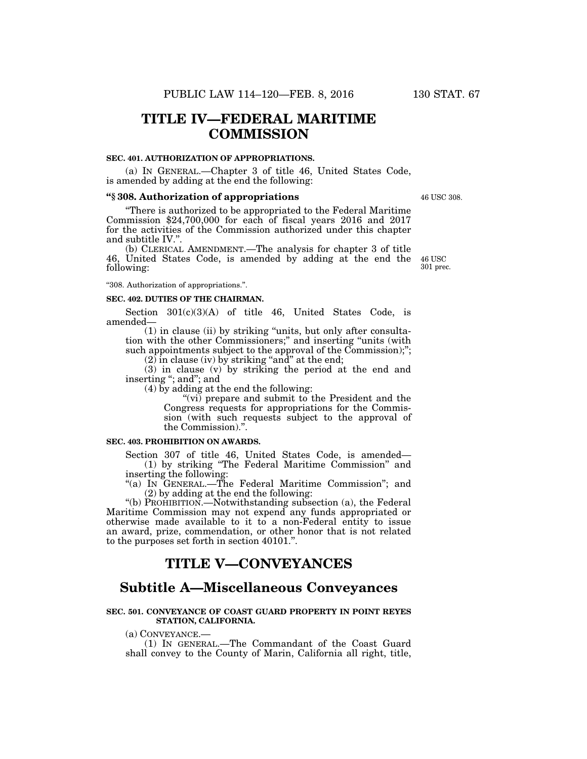# TITLE IV—FEDERAL MARITIME COMMISSION

**SEC. 401. AUTHORIZATION OF APPROPRIATIONS.**

(a) IN GENERAL.—Chapter 3 of title 46, United States Code, is amended by adding at the end the following:

**"§ 308. Authorization of appropriations**

46 USC 308.

"There is authorized to be appropriated to the Federal Maritime Commission $24,700,000 for each of fiscal years 2016 and 2017 for the activities of the Commission authorized under this chapter and subtitle IV.".

(b) CLERICAL AMENDMENT.—The analysis for chapter 3 of title 46, United States Code, is amended by adding at the end the following:

46 USC 301 prec.

"308. Authorization of appropriations.".

**SEC. 402. DUTIES OF THE CHAIRMAN.**

Section 301(c)(3)(A) of title 46, United States Code, is amended—

(1) in clause (ii) by striking "units, but only after consultation with the other Commissioners;" and inserting "units (with such appointments subject to the approval of the Commission);";

(2) in clause (iv) by striking "and" at the end;

(3) in clause (v) by striking the period at the end and inserting "; and"; and

(4) by adding at the end the following:

"(vi) prepare and submit to the President and the Congress requests for appropriations for the Commission (with such requests subject to the approval of the Commission).".

**SEC. 403. PROHIBITION ON AWARDS.**

Section 307 of title 46, United States Code, is amended—

(1) by striking "The Federal Maritime Commission" and inserting the following:

"(a) IN GENERAL.—The Federal Maritime Commission"; and

(2) by adding at the end the following:

"(b) PROHIBITION.—Notwithstanding subsection (a), the Federal Maritime Commission may not expend any funds appropriated or otherwise made available to it to a non-Federal entity to issue an award, prize, commendation, or other honor that is not related to the purposes set forth in section 40101.".

# TITLE V—CONVEYANCES

## Subtitle A—Miscellaneous Conveyances

**SEC. 501. CONVEYANCE OF COAST GUARD PROPERTY IN POINT REYES STATION, CALIFORNIA.**

(a) CONVEYANCE.—

(1) IN GENERAL.—The Commandant of the Coast Guard shall convey to the County of Marin, California all right, title,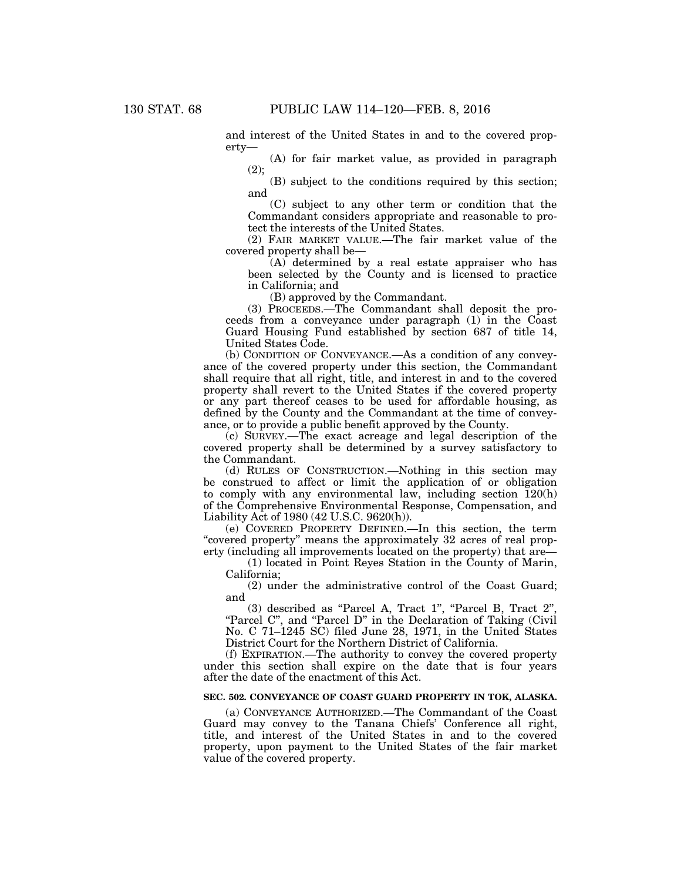and interest of the United States in and to the covered property—

(A) for fair market value, as provided in paragraph (2);

(B) subject to the conditions required by this section; and

(C) subject to any other term or condition that the Commandant considers appropriate and reasonable to protect the interests of the United States.

(2) FAIR MARKET VALUE.—The fair market value of the covered property shall be—

(A) determined by a real estate appraiser who has been selected by the County and is licensed to practice in California; and

(B) approved by the Commandant.

(3) PROCEEDS.—The Commandant shall deposit the proceeds from a conveyance under paragraph (1) in the Coast Guard Housing Fund established by section 687 of title 14, United States Code.

(b) CONDITION OF CONVEYANCE.—As a condition of any conveyance of the covered property under this section, the Commandant shall require that all right, title, and interest in and to the covered property shall revert to the United States if the covered property or any part thereof ceases to be used for affordable housing, as defined by the County and the Commandant at the time of conveyance, or to provide a public benefit approved by the County.

(c) SURVEY.—The exact acreage and legal description of the covered property shall be determined by a survey satisfactory to the Commandant.

(d) RULES OF CONSTRUCTION.—Nothing in this section may be construed to affect or limit the application of or obligation to comply with any environmental law, including section 120(h) of the Comprehensive Environmental Response, Compensation, and Liability Act of 1980 (42 U.S.C. 9620(h)).

(e) COVERED PROPERTY DEFINED.—In this section, the term "covered property" means the approximately 32 acres of real property (including all improvements located on the property) that are—

(1) located in Point Reyes Station in the County of Marin, California;

(2) under the administrative control of the Coast Guard; and

(3) described as "Parcel A, Tract 1", "Parcel B, Tract 2", "Parcel C", and "Parcel D" in the Declaration of Taking (Civil No. C 71–1245 SC) filed June 28, 1971, in the United States District Court for the Northern District of California.

(f) EXPIRATION.—The authority to convey the covered property under this section shall expire on the date that is four years after the date of the enactment of this Act.

**SEC. 502. CONVEYANCE OF COAST GUARD PROPERTY IN TOK, ALASKA.**

(a) CONVEYANCE AUTHORIZED.—The Commandant of the Coast Guard may convey to the Tanana Chiefs' Conference all right, title, and interest of the United States in and to the covered property, upon payment to the United States of the fair market value of the covered property.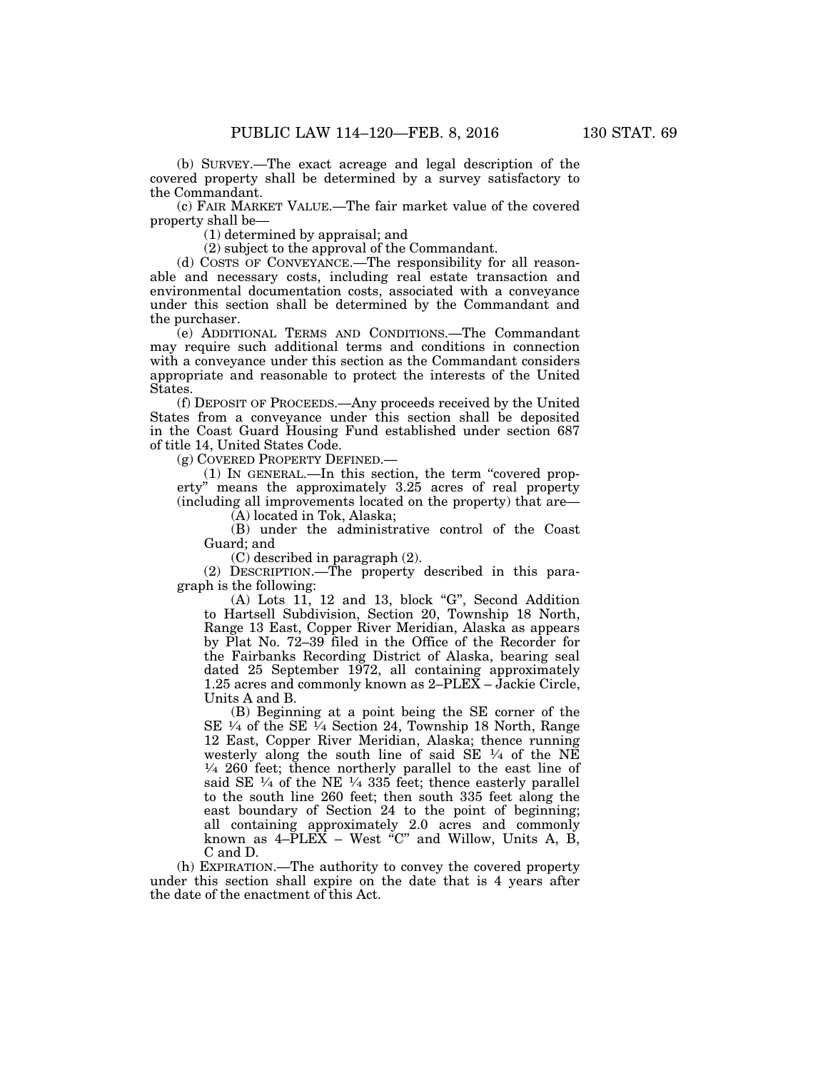(b) SURVEY.—The exact acreage and legal description of the covered property shall be determined by a survey satisfactory to the Commandant.

(c) FAIR MARKET VALUE.—The fair market value of the covered property shall be—

(1) determined by appraisal; and

(2) subject to the approval of the Commandant.

(d) COSTS OF CONVEYANCE.—The responsibility for all reasonable and necessary costs, including real estate transaction and environmental documentation costs, associated with a conveyance under this section shall be determined by the Commandant and the purchaser.

(e) ADDITIONAL TERMS AND CONDITIONS.—The Commandant may require such additional terms and conditions in connection with a conveyance under this section as the Commandant considers appropriate and reasonable to protect the interests of the United States.

(f) DEPOSIT OF PROCEEDS.—Any proceeds received by the United States from a conveyance under this section shall be deposited in the Coast Guard Housing Fund established under section 687 of title 14, United States Code.

(g) COVERED PROPERTY DEFINED.—

(1) IN GENERAL.—In this section, the term "covered property" means the approximately 3.25 acres of real property (including all improvements located on the property) that are—

(A) located in Tok, Alaska;

(B) under the administrative control of the Coast Guard; and

(C) described in paragraph (2).

(2) DESCRIPTION.—The property described in this paragraph is the following:

(A) Lots 11, 12 and 13, block "G", Second Addition to Hartsell Subdivision, Section 20, Township 18 North, Range 13 East, Copper River Meridian, Alaska as appears by Plat No. 72–39 filed in the Office of the Recorder for the Fairbanks Recording District of Alaska, bearing seal dated 25 September 1972, all containing approximately 1.25 acres and commonly known as 2–PLEX – Jackie Circle, Units A and B.

(B) Beginning at a point being the SE corner of the SE ¼ of the SE ¼ Section 24, Township 18 North, Range 12 East, Copper River Meridian, Alaska; thence running westerly along the south line of said SE ¼ of the NE ¼ 260 feet; thence northerly parallel to the east line of said SE ¼ of the NE ¼ 335 feet; thence easterly parallel to the south line 260 feet; then south 335 feet along the east boundary of Section 24 to the point of beginning; all containing approximately 2.0 acres and commonly known as 4–PLEX – West "C" and Willow, Units A, B, C and D.

(h) EXPIRATION.—The authority to convey the covered property under this section shall expire on the date that is 4 years after the date of the enactment of this Act.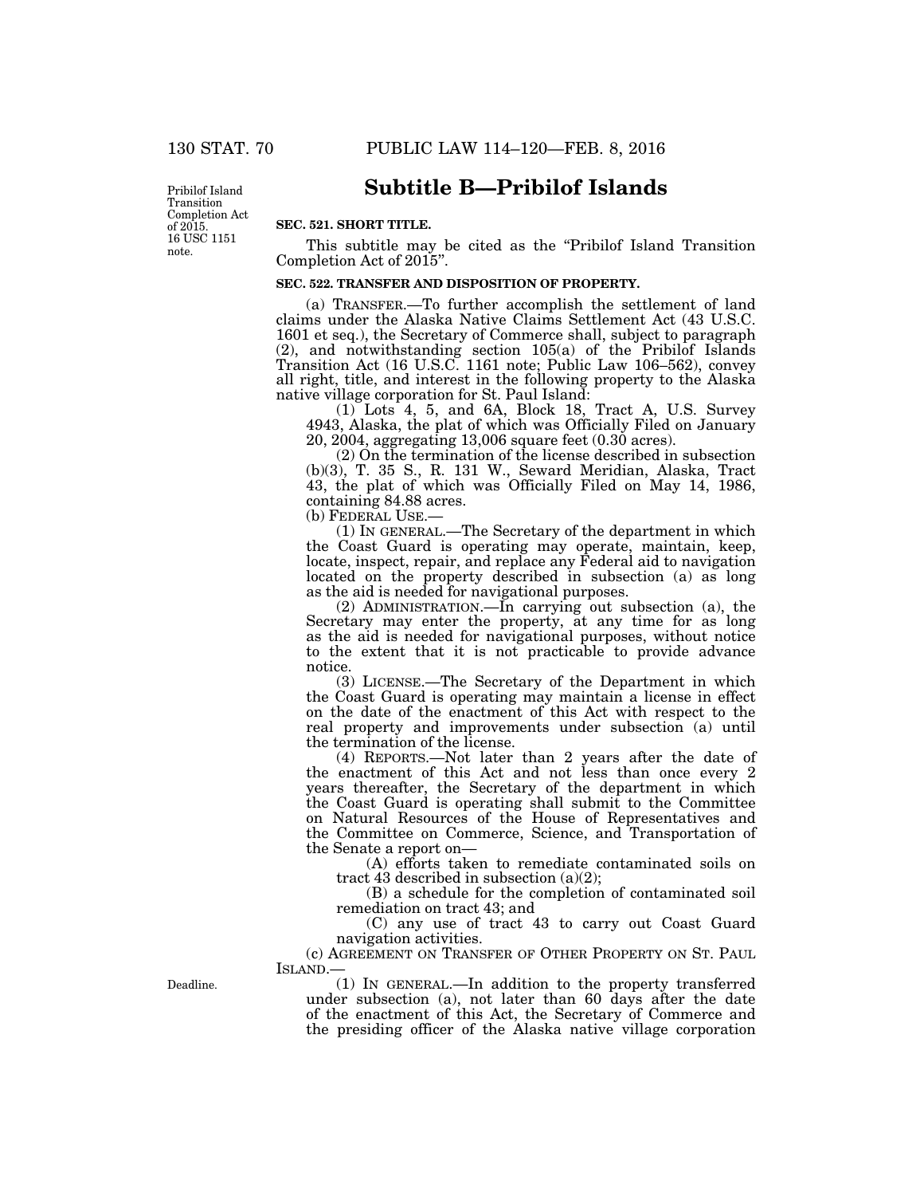## Subtitle B—Pribilof Islands

Pribilof Island Transition Completion Act of 2015. 16 USC 1151 note.

**SEC. 521. SHORT TITLE.**

This subtitle may be cited as the "Pribilof Island Transition Completion Act of 2015".

**SEC. 522. TRANSFER AND DISPOSITION OF PROPERTY.**

(a) TRANSFER.—To further accomplish the settlement of land claims under the Alaska Native Claims Settlement Act (43 U.S.C. 1601 et seq.), the Secretary of Commerce shall, subject to paragraph (2), and notwithstanding section 105(a) of the Pribilof Islands Transition Act (16 U.S.C. 1161 note; Public Law 106–562), convey all right, title, and interest in the following property to the Alaska native village corporation for St. Paul Island:

(1) Lots 4, 5, and 6A, Block 18, Tract A, U.S. Survey 4943, Alaska, the plat of which was Officially Filed on January 20, 2004, aggregating 13,006 square feet (0.30 acres).

(2) On the termination of the license described in subsection (b)(3), T. 35 S., R. 131 W., Seward Meridian, Alaska, Tract 43, the plat of which was Officially Filed on May 14, 1986, containing 84.88 acres.

(b) FEDERAL USE.—

(1) IN GENERAL.—The Secretary of the department in which the Coast Guard is operating may operate, maintain, keep, locate, inspect, repair, and replace any Federal aid to navigation located on the property described in subsection (a) as long as the aid is needed for navigational purposes.

(2) ADMINISTRATION.—In carrying out subsection (a), the Secretary may enter the property, at any time for as long as the aid is needed for navigational purposes, without notice to the extent that it is not practicable to provide advance notice.

(3) LICENSE.—The Secretary of the Department in which the Coast Guard is operating may maintain a license in effect on the date of the enactment of this Act with respect to the real property and improvements under subsection (a) until the termination of the license.

(4) REPORTS.—Not later than 2 years after the date of the enactment of this Act and not less than once every 2 years thereafter, the Secretary of the department in which the Coast Guard is operating shall submit to the Committee on Natural Resources of the House of Representatives and the Committee on Commerce, Science, and Transportation of the Senate a report on—

(A) efforts taken to remediate contaminated soils on tract 43 described in subsection (a)(2);

(B) a schedule for the completion of contaminated soil remediation on tract 43; and

(C) any use of tract 43 to carry out Coast Guard navigation activities.

(c) AGREEMENT ON TRANSFER OF OTHER PROPERTY ON ST. PAUL ISLAND.—

Deadline.

(1) IN GENERAL.—In addition to the property transferred under subsection (a), not later than 60 days after the date of the enactment of this Act, the Secretary of Commerce and the presiding officer of the Alaska native village corporation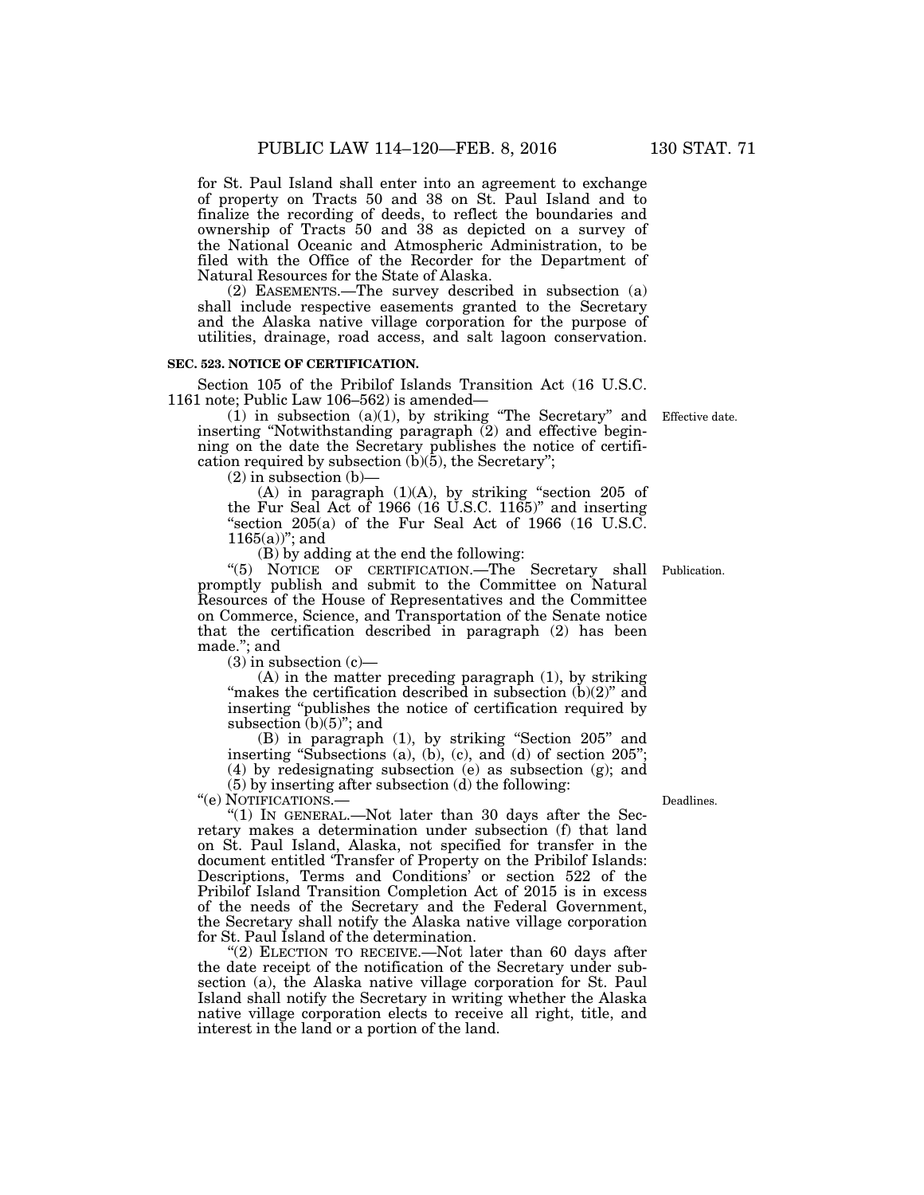for St. Paul Island shall enter into an agreement to exchange of property on Tracts 50 and 38 on St. Paul Island and to finalize the recording of deeds, to reflect the boundaries and ownership of Tracts 50 and 38 as depicted on a survey of the National Oceanic and Atmospheric Administration, to be filed with the Office of the Recorder for the Department of Natural Resources for the State of Alaska.

(2) EASEMENTS.—The survey described in subsection (a) shall include respective easements granted to the Secretary and the Alaska native village corporation for the purpose of utilities, drainage, road access, and salt lagoon conservation.

**SEC. 523. NOTICE OF CERTIFICATION.**

Section 105 of the Pribilof Islands Transition Act (16 U.S.C. 1161 note; Public Law 106–562) is amended—

(1) in subsection (a)(1), by striking "The Secretary" and inserting "Notwithstanding paragraph (2) and effective beginning on the date the Secretary publishes the notice of certification required by subsection (b)(5), the Secretary";

Effective date.

(2) in subsection (b)—

(A) in paragraph (1)(A), by striking "section 205 of the Fur Seal Act of 1966 (16 U.S.C. 1165)" and inserting "section 205(a) of the Fur Seal Act of 1966 (16 U.S.C. 1165(a))"; and

(B) by adding at the end the following:

"(5) NOTICE OF CERTIFICATION.—The Secretary shall promptly publish and submit to the Committee on Natural Resources of the House of Representatives and the Committee on Commerce, Science, and Transportation of the Senate notice that the certification described in paragraph (2) has been made."; and

Publication.

(3) in subsection (c)—

(A) in the matter preceding paragraph (1), by striking "makes the certification described in subsection (b)(2)" and inserting "publishes the notice of certification required by subsection (b)(5)"; and

(B) in paragraph (1), by striking "Section 205" and inserting "Subsections (a), (b), (c), and (d) of section 205";

(4) by redesignating subsection (e) as subsection (g); and

(5) by inserting after subsection (d) the following:

"(e) NOTIFICATIONS.—

Deadlines.

"(1) IN GENERAL.—Not later than 30 days after the Secretary makes a determination under subsection (f) that land on St. Paul Island, Alaska, not specified for transfer in the document entitled 'Transfer of Property on the Pribilof Islands: Descriptions, Terms and Conditions' or section 522 of the Pribilof Island Transition Completion Act of 2015 is in excess of the needs of the Secretary and the Federal Government, the Secretary shall notify the Alaska native village corporation for St. Paul Island of the determination.

"(2) ELECTION TO RECEIVE.—Not later than 60 days after the date receipt of the notification of the Secretary under subsection (a), the Alaska native village corporation for St. Paul Island shall notify the Secretary in writing whether the Alaska native village corporation elects to receive all right, title, and interest in the land or a portion of the land.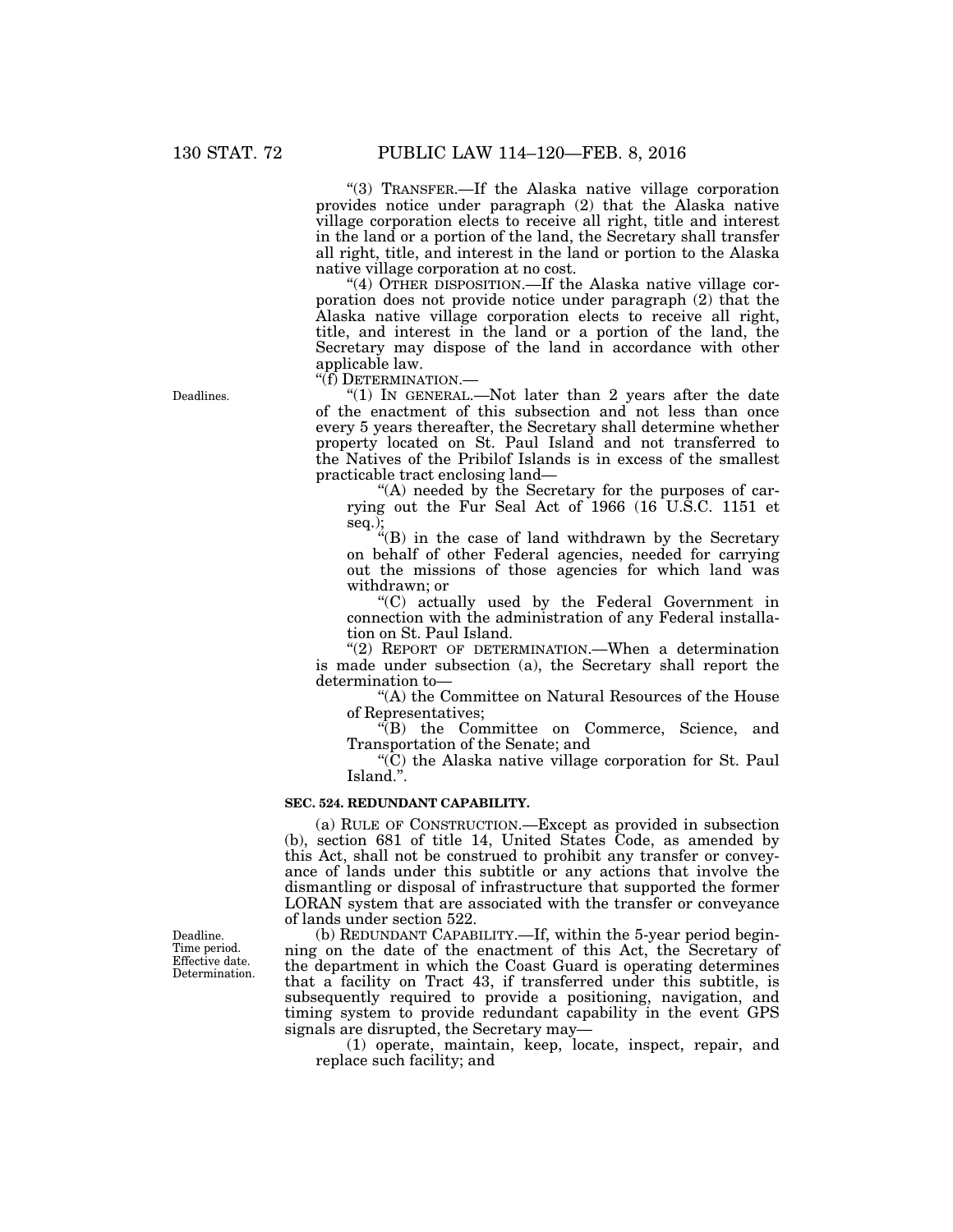"(3) TRANSFER.—If the Alaska native village corporation provides notice under paragraph (2) that the Alaska native village corporation elects to receive all right, title and interest in the land or a portion of the land, the Secretary shall transfer all right, title, and interest in the land or portion to the Alaska native village corporation at no cost.

"(4) OTHER DISPOSITION.—If the Alaska native village corporation does not provide notice under paragraph (2) that the Alaska native village corporation elects to receive all right, title, and interest in the land or a portion of the land, the Secretary may dispose of the land in accordance with other applicable law.

"(f) DETERMINATION.—

Deadlines.

"(1) IN GENERAL.—Not later than 2 years after the date of the enactment of this subsection and not less than once every 5 years thereafter, the Secretary shall determine whether property located on St. Paul Island and not transferred to the Natives of the Pribilof Islands is in excess of the smallest practicable tract enclosing land—

"(A) needed by the Secretary for the purposes of carrying out the Fur Seal Act of 1966 (16 U.S.C. 1151 et seq.);

"(B) in the case of land withdrawn by the Secretary on behalf of other Federal agencies, needed for carrying out the missions of those agencies for which land was withdrawn; or

"(C) actually used by the Federal Government in connection with the administration of any Federal installation on St. Paul Island.

"(2) REPORT OF DETERMINATION.—When a determination is made under subsection (a), the Secretary shall report the determination to—

"(A) the Committee on Natural Resources of the House of Representatives;

"(B) the Committee on Commerce, Science, and Transportation of the Senate; and

"(C) the Alaska native village corporation for St. Paul Island.".

**SEC. 524. REDUNDANT CAPABILITY.**

(a) RULE OF CONSTRUCTION.—Except as provided in subsection (b), section 681 of title 14, United States Code, as amended by this Act, shall not be construed to prohibit any transfer or conveyance of lands under this subtitle or any actions that involve the dismantling or disposal of infrastructure that supported the former LORAN system that are associated with the transfer or conveyance of lands under section 522.

Deadline. Time period. Effective date. Determination.

(b) REDUNDANT CAPABILITY.—If, within the 5-year period beginning on the date of the enactment of this Act, the Secretary of the department in which the Coast Guard is operating determines that a facility on Tract 43, if transferred under this subtitle, is subsequently required to provide a positioning, navigation, and timing system to provide redundant capability in the event GPS signals are disrupted, the Secretary may—

(1) operate, maintain, keep, locate, inspect, repair, and replace such facility; and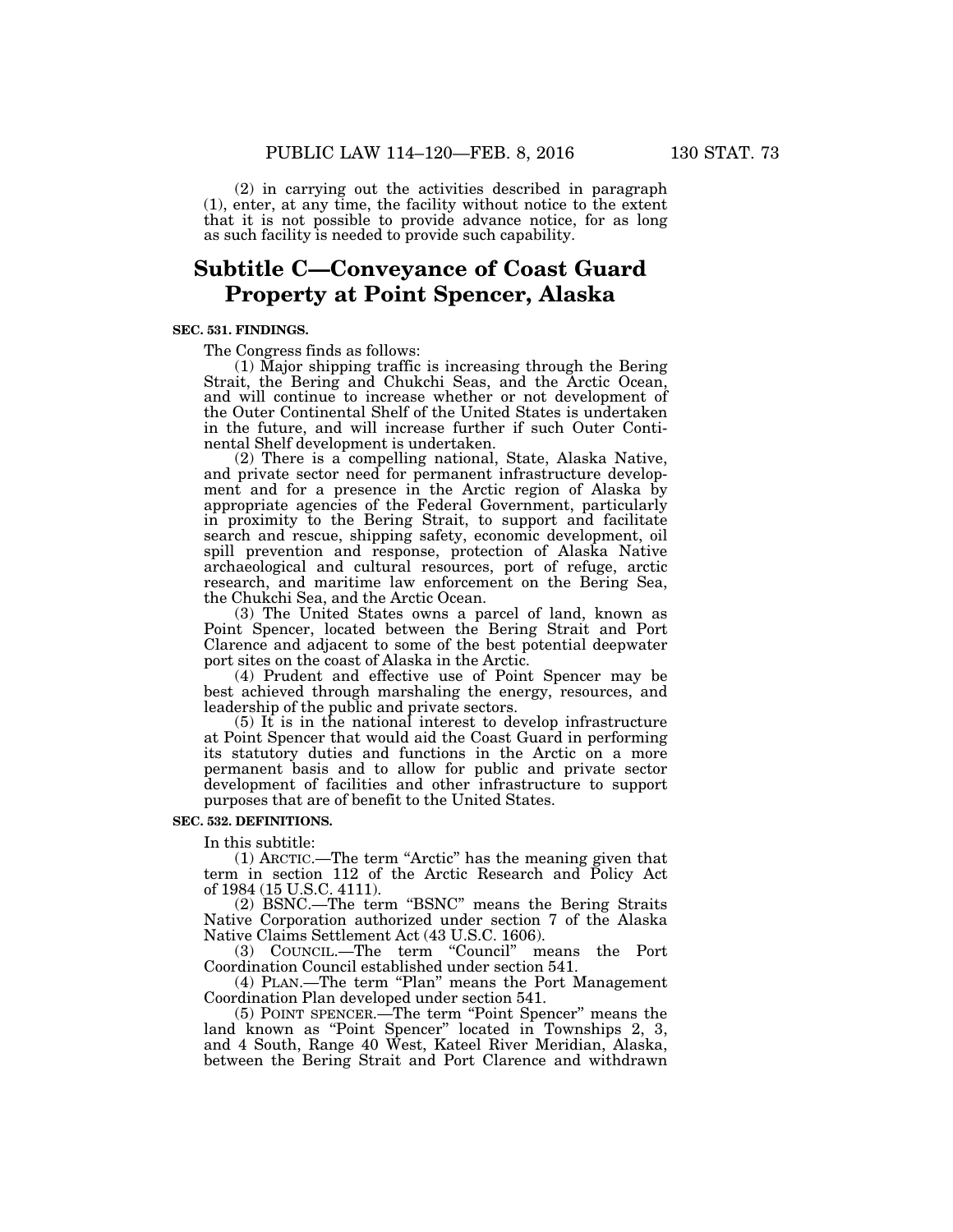(2) in carrying out the activities described in paragraph (1), enter, at any time, the facility without notice to the extent that it is not possible to provide advance notice, for as long as such facility is needed to provide such capability.

## Subtitle C—Conveyance of Coast Guard Property at Point Spencer, Alaska

**SEC. 531. FINDINGS.**

The Congress finds as follows:

(1) Major shipping traffic is increasing through the Bering Strait, the Bering and Chukchi Seas, and the Arctic Ocean, and will continue to increase whether or not development of the Outer Continental Shelf of the United States is undertaken in the future, and will increase further if such Outer Continental Shelf development is undertaken.

(2) There is a compelling national, State, Alaska Native, and private sector need for permanent infrastructure development and for a presence in the Arctic region of Alaska by appropriate agencies of the Federal Government, particularly in proximity to the Bering Strait, to support and facilitate search and rescue, shipping safety, economic development, oil spill prevention and response, protection of Alaska Native archaeological and cultural resources, port of refuge, arctic research, and maritime law enforcement on the Bering Sea, the Chukchi Sea, and the Arctic Ocean.

(3) The United States owns a parcel of land, known as Point Spencer, located between the Bering Strait and Port Clarence and adjacent to some of the best potential deepwater port sites on the coast of Alaska in the Arctic.

(4) Prudent and effective use of Point Spencer may be best achieved through marshaling the energy, resources, and leadership of the public and private sectors.

(5) It is in the national interest to develop infrastructure at Point Spencer that would aid the Coast Guard in performing its statutory duties and functions in the Arctic on a more permanent basis and to allow for public and private sector development of facilities and other infrastructure to support purposes that are of benefit to the United States.

**SEC. 532. DEFINITIONS.**

In this subtitle:

(1) ARCTIC.—The term "Arctic" has the meaning given that term in section 112 of the Arctic Research and Policy Act of 1984 (15 U.S.C. 4111).

(2) BSNC.—The term "BSNC" means the Bering Straits Native Corporation authorized under section 7 of the Alaska Native Claims Settlement Act (43 U.S.C. 1606).

(3) COUNCIL.—The term "Council" means the Port Coordination Council established under section 541.

(4) PLAN.—The term "Plan" means the Port Management Coordination Plan developed under section 541.

(5) POINT SPENCER.—The term "Point Spencer" means the land known as "Point Spencer" located in Townships 2, 3, and 4 South, Range 40 West, Kateel River Meridian, Alaska, between the Bering Strait and Port Clarence and withdrawn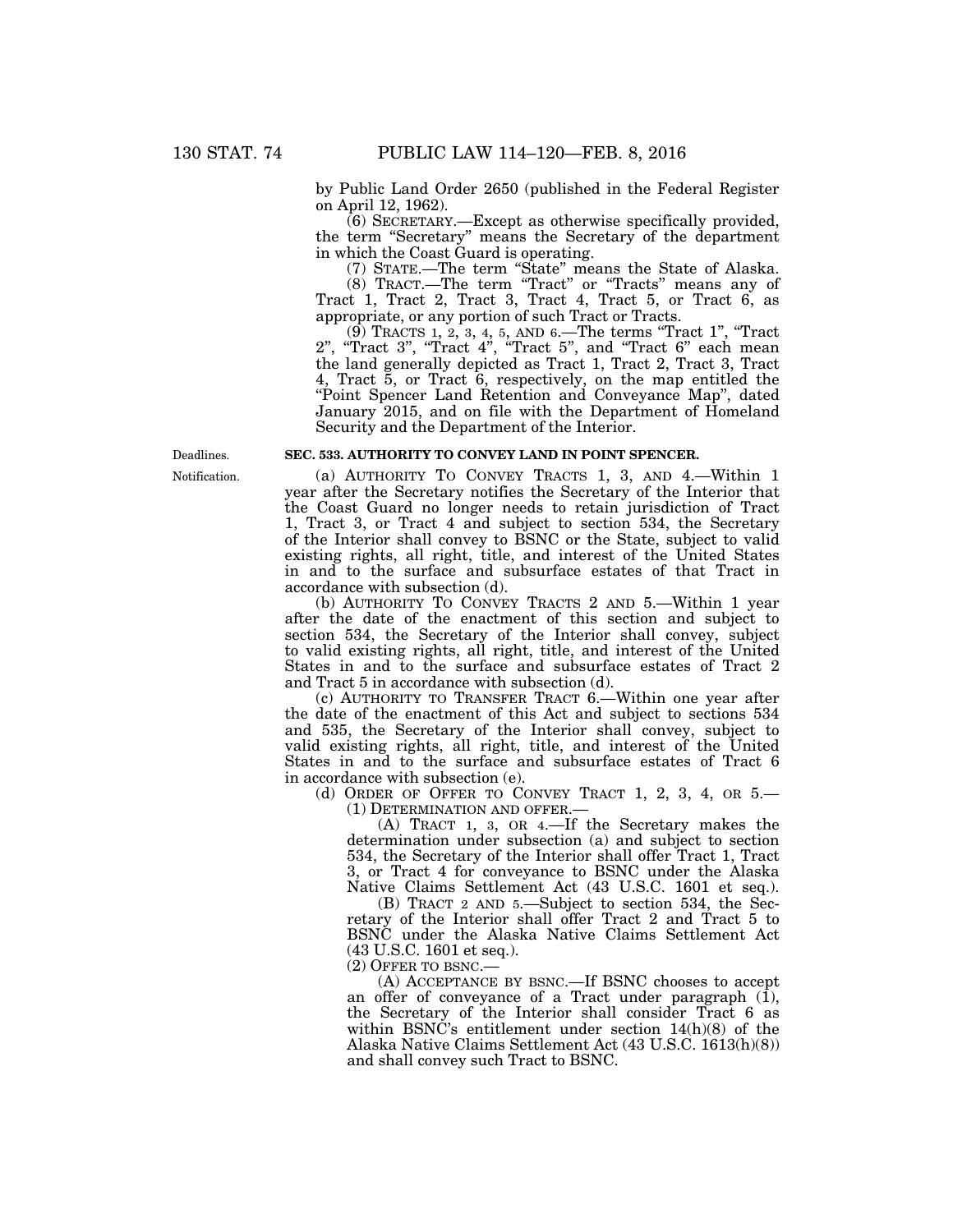by Public Land Order 2650 (published in the Federal Register on April 12, 1962).

(6) SECRETARY.—Except as otherwise specifically provided, the term "Secretary" means the Secretary of the department in which the Coast Guard is operating.

(7) STATE.—The term "State" means the State of Alaska.

(8) TRACT.—The term "Tract" or "Tracts" means any of Tract 1, Tract 2, Tract 3, Tract 4, Tract 5, or Tract 6, as appropriate, or any portion of such Tract or Tracts.

(9) TRACTS 1, 2, 3, 4, 5, AND 6.—The terms "Tract 1", "Tract 2", "Tract 3", "Tract 4", "Tract 5", and "Tract 6" each mean the land generally depicted as Tract 1, Tract 2, Tract 3, Tract 4, Tract 5, or Tract 6, respectively, on the map entitled the "Point Spencer Land Retention and Conveyance Map", dated January 2015, and on file with the Department of Homeland Security and the Department of the Interior.

Deadlines.

Notification.

**SEC. 533. AUTHORITY TO CONVEY LAND IN POINT SPENCER.**

(a) AUTHORITY TO CONVEY TRACTS 1, 3, AND 4.—Within 1 year after the Secretary notifies the Secretary of the Interior that the Coast Guard no longer needs to retain jurisdiction of Tract 1, Tract 3, or Tract 4 and subject to section 534, the Secretary of the Interior shall convey to BSNC or the State, subject to valid existing rights, all right, title, and interest of the United States in and to the surface and subsurface estates of that Tract in accordance with subsection (d).

(b) AUTHORITY TO CONVEY TRACTS 2 AND 5.—Within 1 year after the date of the enactment of this section and subject to section 534, the Secretary of the Interior shall convey, subject to valid existing rights, all right, title, and interest of the United States in and to the surface and subsurface estates of Tract 2 and Tract 5 in accordance with subsection (d).

(c) AUTHORITY TO TRANSFER TRACT 6.—Within one year after the date of the enactment of this Act and subject to sections 534 and 535, the Secretary of the Interior shall convey, subject to valid existing rights, all right, title, and interest of the United States in and to the surface and subsurface estates of Tract 6 in accordance with subsection (e).

(d) ORDER OF OFFER TO CONVEY TRACT 1, 2, 3, 4, OR 5.—

(1) DETERMINATION AND OFFER.—

(A) TRACT 1, 3, OR 4.—If the Secretary makes the determination under subsection (a) and subject to section 534, the Secretary of the Interior shall offer Tract 1, Tract 3, or Tract 4 for conveyance to BSNC under the Alaska Native Claims Settlement Act (43 U.S.C. 1601 et seq.).

(B) TRACT 2 AND 5.—Subject to section 534, the Secretary of the Interior shall offer Tract 2 and Tract 5 to BSNC under the Alaska Native Claims Settlement Act (43 U.S.C. 1601 et seq.).

(2) OFFER TO BSNC.—

(A) ACCEPTANCE BY BSNC.—If BSNC chooses to accept an offer of conveyance of a Tract under paragraph (1), the Secretary of the Interior shall consider Tract 6 as within BSNC's entitlement under section 14(h)(8) of the Alaska Native Claims Settlement Act (43 U.S.C. 1613(h)(8)) and shall convey such Tract to BSNC.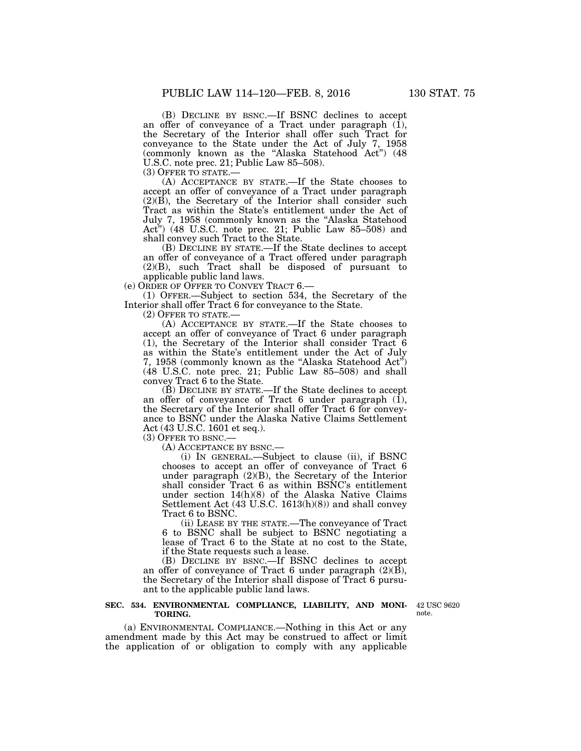(B) DECLINE BY BSNC.—If BSNC declines to accept an offer of conveyance of a Tract under paragraph (1), the Secretary of the Interior shall offer such Tract for conveyance to the State under the Act of July 7, 1958 (commonly known as the "Alaska Statehood Act") (48 U.S.C. note prec. 21; Public Law 85–508).

(3) OFFER TO STATE.—

(A) ACCEPTANCE BY STATE.—If the State chooses to accept an offer of conveyance of a Tract under paragraph (2)(B), the Secretary of the Interior shall consider such Tract as within the State's entitlement under the Act of July 7, 1958 (commonly known as the "Alaska Statehood Act") (48 U.S.C. note prec. 21; Public Law 85–508) and shall convey such Tract to the State.

(B) DECLINE BY STATE.—If the State declines to accept an offer of conveyance of a Tract offered under paragraph (2)(B), such Tract shall be disposed of pursuant to applicable public land laws.

(e) ORDER OF OFFER TO CONVEY TRACT 6.—

(1) OFFER.—Subject to section 534, the Secretary of the Interior shall offer Tract 6 for conveyance to the State.

(2) OFFER TO STATE.—

(A) ACCEPTANCE BY STATE.—If the State chooses to accept an offer of conveyance of Tract 6 under paragraph (1), the Secretary of the Interior shall consider Tract 6 as within the State's entitlement under the Act of July 7, 1958 (commonly known as the "Alaska Statehood Act") (48 U.S.C. note prec. 21; Public Law 85–508) and shall convey Tract 6 to the State.

(B) DECLINE BY STATE.—If the State declines to accept an offer of conveyance of Tract 6 under paragraph (1), the Secretary of the Interior shall offer Tract 6 for conveyance to BSNC under the Alaska Native Claims Settlement Act (43 U.S.C. 1601 et seq.).

(3) OFFER TO BSNC.—

(A) ACCEPTANCE BY BSNC.—

(i) IN GENERAL.—Subject to clause (ii), if BSNC chooses to accept an offer of conveyance of Tract 6 under paragraph (2)(B), the Secretary of the Interior shall consider Tract 6 as within BSNC's entitlement under section 14(h)(8) of the Alaska Native Claims Settlement Act (43 U.S.C. 1613(h)(8)) and shall convey Tract 6 to BSNC.

(ii) LEASE BY THE STATE.—The conveyance of Tract 6 to BSNC shall be subject to BSNC negotiating a lease of Tract 6 to the State at no cost to the State, if the State requests such a lease.

(B) DECLINE BY BSNC.—If BSNC declines to accept an offer of conveyance of Tract 6 under paragraph (2)(B), the Secretary of the Interior shall dispose of Tract 6 pursuant to the applicable public land laws.

**SEC. 534. ENVIRONMENTAL COMPLIANCE, LIABILITY, AND MONITORING.**

42 USC 9620 note.

(a) ENVIRONMENTAL COMPLIANCE.—Nothing in this Act or any amendment made by this Act may be construed to affect or limit the application of or obligation to comply with any applicable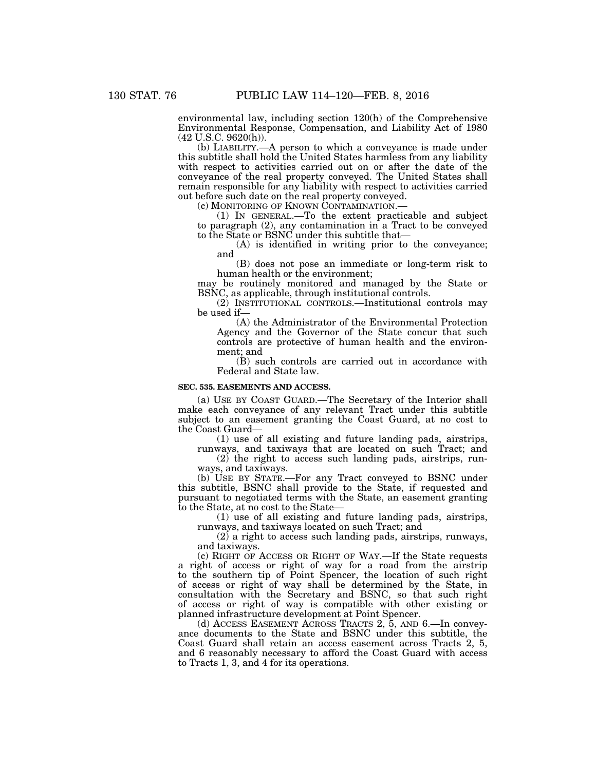environmental law, including section 120(h) of the Comprehensive Environmental Response, Compensation, and Liability Act of 1980 (42 U.S.C. 9620(h)).

(b) LIABILITY.—A person to which a conveyance is made under this subtitle shall hold the United States harmless from any liability with respect to activities carried out on or after the date of the conveyance of the real property conveyed. The United States shall remain responsible for any liability with respect to activities carried out before such date on the real property conveyed.

(c) MONITORING OF KNOWN CONTAMINATION.—

(1) IN GENERAL.—To the extent practicable and subject to paragraph (2), any contamination in a Tract to be conveyed to the State or BSNC under this subtitle that—

(A) is identified in writing prior to the conveyance; and

(B) does not pose an immediate or long-term risk to human health or the environment;

may be routinely monitored and managed by the State or BSNC, as applicable, through institutional controls.

(2) INSTITUTIONAL CONTROLS.—Institutional controls may be used if—

(A) the Administrator of the Environmental Protection Agency and the Governor of the State concur that such controls are protective of human health and the environment; and

(B) such controls are carried out in accordance with Federal and State law.

**SEC. 535. EASEMENTS AND ACCESS.**

(a) USE BY COAST GUARD.—The Secretary of the Interior shall make each conveyance of any relevant Tract under this subtitle subject to an easement granting the Coast Guard, at no cost to the Coast Guard—

(1) use of all existing and future landing pads, airstrips, runways, and taxiways that are located on such Tract; and

(2) the right to access such landing pads, airstrips, runways, and taxiways.

(b) USE BY STATE.—For any Tract conveyed to BSNC under this subtitle, BSNC shall provide to the State, if requested and pursuant to negotiated terms with the State, an easement granting to the State, at no cost to the State—

(1) use of all existing and future landing pads, airstrips, runways, and taxiways located on such Tract; and

(2) a right to access such landing pads, airstrips, runways, and taxiways.

(c) RIGHT OF ACCESS OR RIGHT OF WAY.—If the State requests a right of access or right of way for a road from the airstrip to the southern tip of Point Spencer, the location of such right of access or right of way shall be determined by the State, in consultation with the Secretary and BSNC, so that such right of access or right of way is compatible with other existing or planned infrastructure development at Point Spencer.

(d) ACCESS EASEMENT ACROSS TRACTS 2, 5, AND 6.—In conveyance documents to the State and BSNC under this subtitle, the Coast Guard shall retain an access easement across Tracts 2, 5, and 6 reasonably necessary to afford the Coast Guard with access to Tracts 1, 3, and 4 for its operations.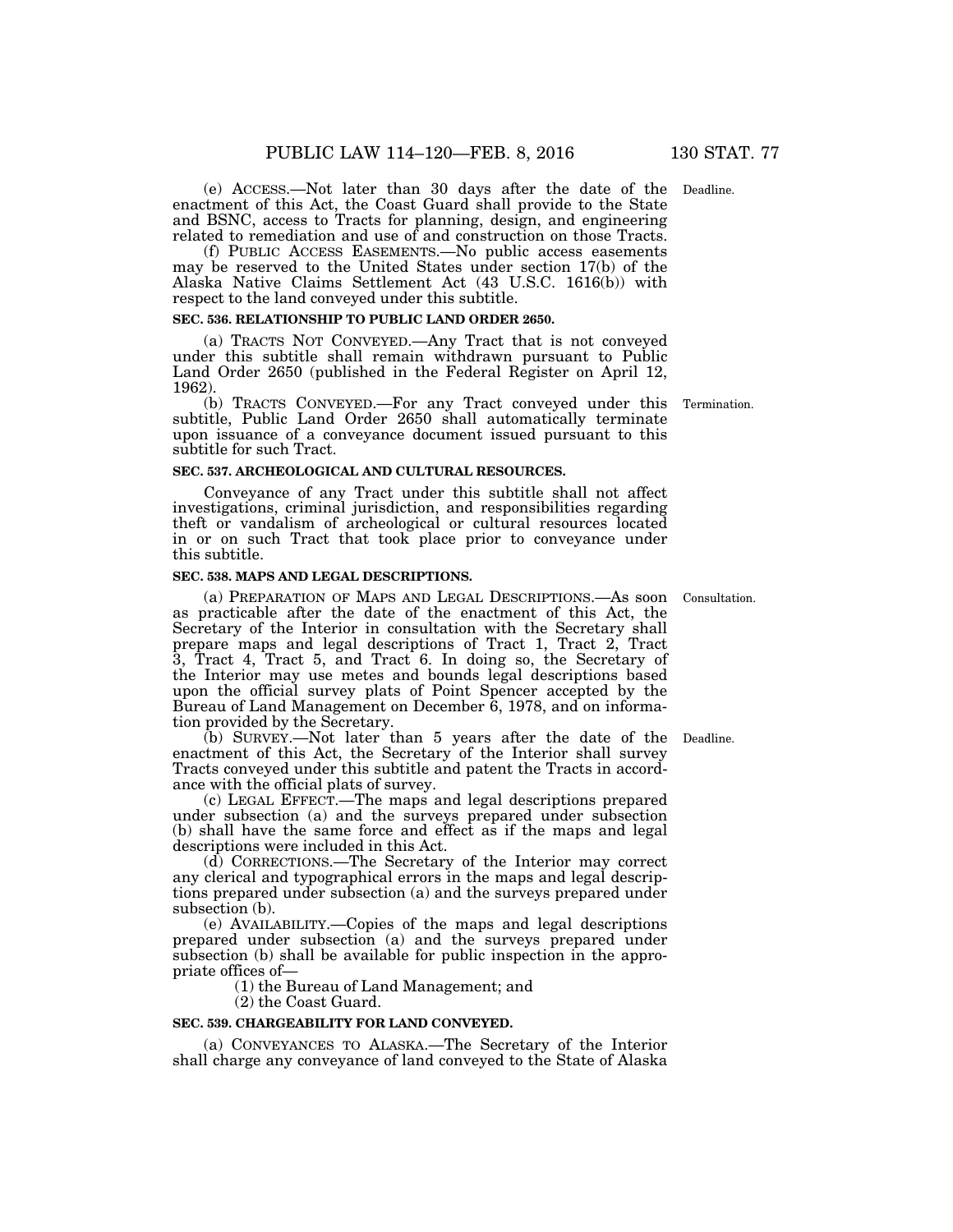(e) ACCESS.—Not later than 30 days after the date of the enactment of this Act, the Coast Guard shall provide to the State and BSNC, access to Tracts for planning, design, and engineering related to remediation and use of and construction on those Tracts.

Deadline.

(f) PUBLIC ACCESS EASEMENTS.—No public access easements may be reserved to the United States under section 17(b) of the Alaska Native Claims Settlement Act (43 U.S.C. 1616(b)) with respect to the land conveyed under this subtitle.

**SEC. 536. RELATIONSHIP TO PUBLIC LAND ORDER 2650.**

(a) TRACTS NOT CONVEYED.—Any Tract that is not conveyed under this subtitle shall remain withdrawn pursuant to Public Land Order 2650 (published in the Federal Register on April 12, 1962).

(b) TRACTS CONVEYED.—For any Tract conveyed under this subtitle, Public Land Order 2650 shall automatically terminate upon issuance of a conveyance document issued pursuant to this subtitle for such Tract.

Termination.

**SEC. 537. ARCHEOLOGICAL AND CULTURAL RESOURCES.**

Conveyance of any Tract under this subtitle shall not affect investigations, criminal jurisdiction, and responsibilities regarding theft or vandalism of archeological or cultural resources located in or on such Tract that took place prior to conveyance under this subtitle.

**SEC. 538. MAPS AND LEGAL DESCRIPTIONS.**

(a) PREPARATION OF MAPS AND LEGAL DESCRIPTIONS.—As soon as practicable after the date of the enactment of this Act, the Secretary of the Interior in consultation with the Secretary shall prepare maps and legal descriptions of Tract 1, Tract 2, Tract 3, Tract 4, Tract 5, and Tract 6. In doing so, the Secretary of the Interior may use metes and bounds legal descriptions based upon the official survey plats of Point Spencer accepted by the Bureau of Land Management on December 6, 1978, and on information provided by the Secretary.

Consultation.

(b) SURVEY.—Not later than 5 years after the date of the enactment of this Act, the Secretary of the Interior shall survey Tracts conveyed under this subtitle and patent the Tracts in accordance with the official plats of survey.

Deadline.

(c) LEGAL EFFECT.—The maps and legal descriptions prepared under subsection (a) and the surveys prepared under subsection (b) shall have the same force and effect as if the maps and legal descriptions were included in this Act.

(d) CORRECTIONS.—The Secretary of the Interior may correct any clerical and typographical errors in the maps and legal descriptions prepared under subsection (a) and the surveys prepared under subsection (b).

(e) AVAILABILITY.—Copies of the maps and legal descriptions prepared under subsection (a) and the surveys prepared under subsection (b) shall be available for public inspection in the appropriate offices of—

(1) the Bureau of Land Management; and

(2) the Coast Guard.

**SEC. 539. CHARGEABILITY FOR LAND CONVEYED.**

(a) CONVEYANCES TO ALASKA.—The Secretary of the Interior shall charge any conveyance of land conveyed to the State of Alaska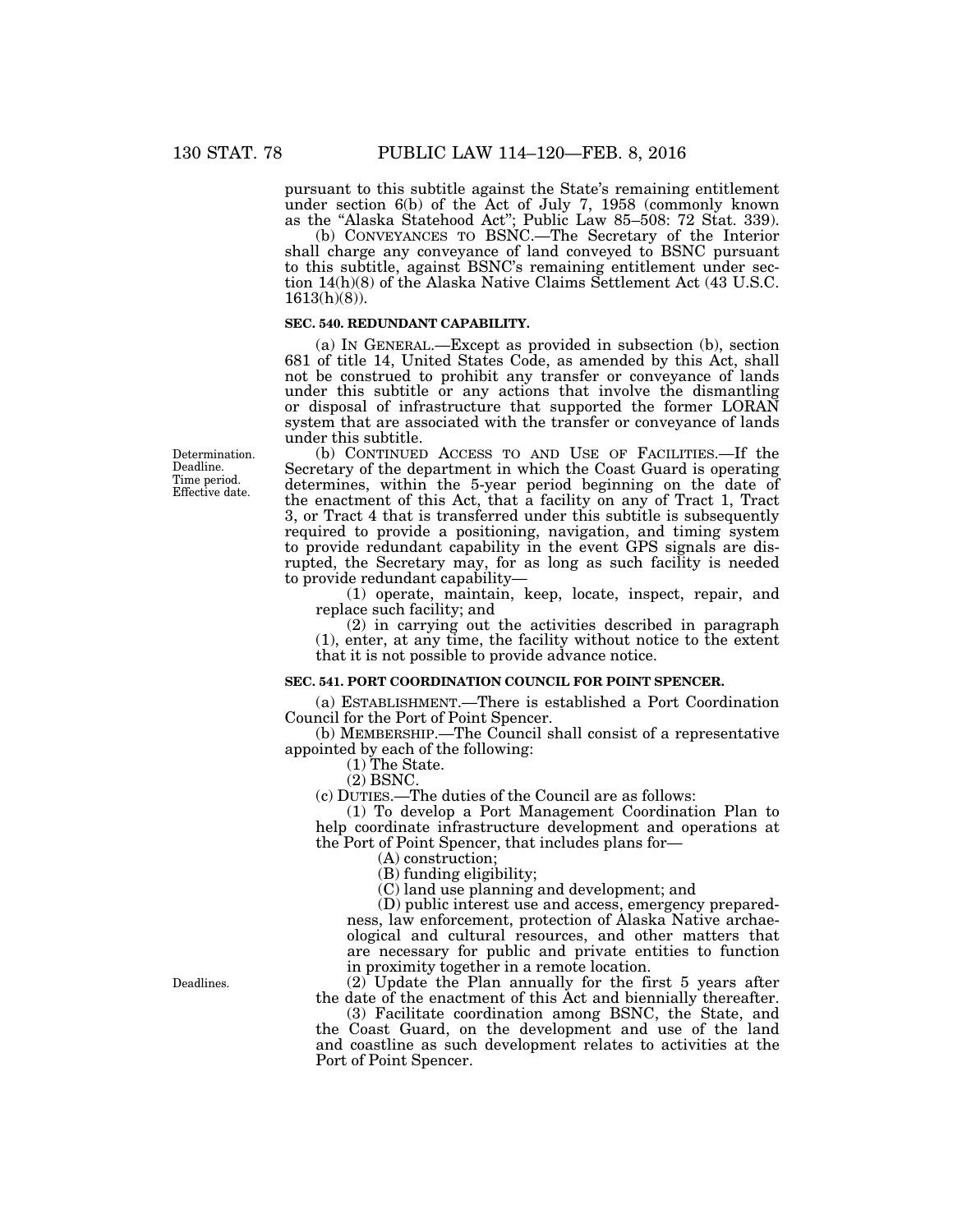pursuant to this subtitle against the State's remaining entitlement under section 6(b) of the Act of July 7, 1958 (commonly known as the "Alaska Statehood Act"; Public Law 85–508: 72 Stat. 339).

(b) CONVEYANCES TO BSNC.—The Secretary of the Interior shall charge any conveyance of land conveyed to BSNC pursuant to this subtitle, against BSNC's remaining entitlement under section 14(h)(8) of the Alaska Native Claims Settlement Act (43 U.S.C. 1613(h)(8)).

**SEC. 540. REDUNDANT CAPABILITY.**

(a) IN GENERAL.—Except as provided in subsection (b), section 681 of title 14, United States Code, as amended by this Act, shall not be construed to prohibit any transfer or conveyance of lands under this subtitle or any actions that involve the dismantling or disposal of infrastructure that supported the former LORAN system that are associated with the transfer or conveyance of lands under this subtitle.

Determination. Deadline. Time period. Effective date.

(b) CONTINUED ACCESS TO AND USE OF FACILITIES.—If the Secretary of the department in which the Coast Guard is operating determines, within the 5-year period beginning on the date of the enactment of this Act, that a facility on any of Tract 1, Tract 3, or Tract 4 that is transferred under this subtitle is subsequently required to provide a positioning, navigation, and timing system to provide redundant capability in the event GPS signals are disrupted, the Secretary may, for as long as such facility is needed to provide redundant capability—

(1) operate, maintain, keep, locate, inspect, repair, and replace such facility; and

(2) in carrying out the activities described in paragraph (1), enter, at any time, the facility without notice to the extent that it is not possible to provide advance notice.

**SEC. 541. PORT COORDINATION COUNCIL FOR POINT SPENCER.**

(a) ESTABLISHMENT.—There is established a Port Coordination Council for the Port of Point Spencer.

(b) MEMBERSHIP.—The Council shall consist of a representative appointed by each of the following:

(1) The State.

(2) BSNC.

(c) DUTIES.—The duties of the Council are as follows:

(1) To develop a Port Management Coordination Plan to help coordinate infrastructure development and operations at the Port of Point Spencer, that includes plans for—

(A) construction;

(B) funding eligibility;

(C) land use planning and development; and

(D) public interest use and access, emergency preparedness, law enforcement, protection of Alaska Native archaeological and cultural resources, and other matters that are necessary for public and private entities to function in proximity together in a remote location.

Deadlines.

(2) Update the Plan annually for the first 5 years after the date of the enactment of this Act and biennially thereafter.

(3) Facilitate coordination among BSNC, the State, and the Coast Guard, on the development and use of the land and coastline as such development relates to activities at the Port of Point Spencer.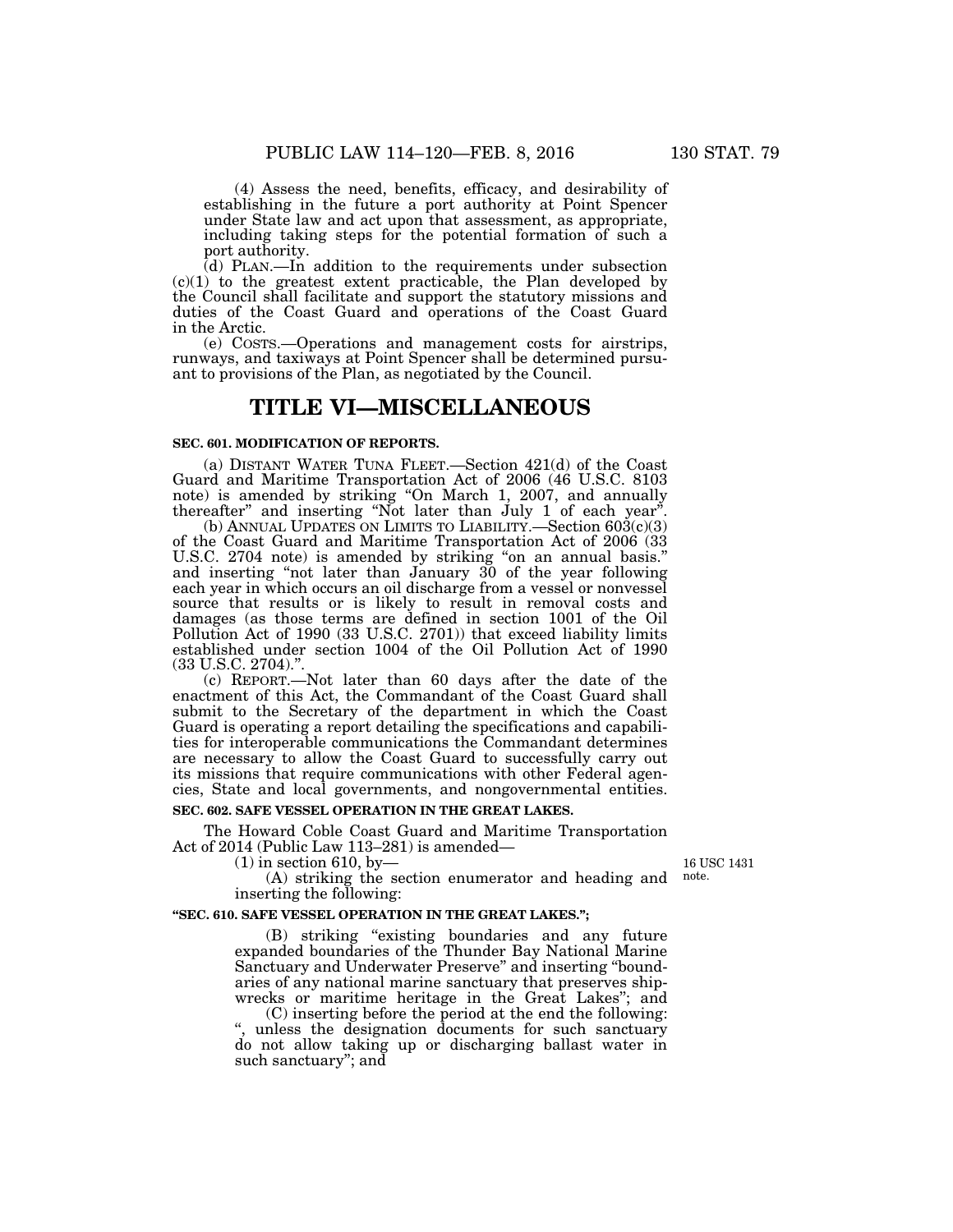(4) Assess the need, benefits, efficacy, and desirability of establishing in the future a port authority at Point Spencer under State law and act upon that assessment, as appropriate, including taking steps for the potential formation of such a port authority.

(d) PLAN.—In addition to the requirements under subsection (c)(1) to the greatest extent practicable, the Plan developed by the Council shall facilitate and support the statutory missions and duties of the Coast Guard and operations of the Coast Guard in the Arctic.

(e) COSTS.—Operations and management costs for airstrips, runways, and taxiways at Point Spencer shall be determined pursuant to provisions of the Plan, as negotiated by the Council.

# TITLE VI—MISCELLANEOUS

### SEC. 601. MODIFICATION OF REPORTS.

(a) DISTANT WATER TUNA FLEET.—Section 421(d) of the Coast Guard and Maritime Transportation Act of 2006 (46 U.S.C. 8103 note) is amended by striking "On March 1, 2007, and annually thereafter" and inserting "Not later than July 1 of each year".

(b) ANNUAL UPDATES ON LIMITS TO LIABILITY.—Section 603(c)(3) of the Coast Guard and Maritime Transportation Act of 2006 (33 U.S.C. 2704 note) is amended by striking "on an annual basis." and inserting "not later than January 30 of the year following each year in which occurs an oil discharge from a vessel or nonvessel source that results or is likely to result in removal costs and damages (as those terms are defined in section 1001 of the Oil Pollution Act of 1990 (33 U.S.C. 2701)) that exceed liability limits established under section 1004 of the Oil Pollution Act of 1990 (33 U.S.C. 2704).".

(c) REPORT.—Not later than 60 days after the date of the enactment of this Act, the Commandant of the Coast Guard shall submit to the Secretary of the department in which the Coast Guard is operating a report detailing the specifications and capabilities for interoperable communications the Commandant determines are necessary to allow the Coast Guard to successfully carry out its missions that require communications with other Federal agencies, State and local governments, and nongovernmental entities.

### SEC. 602. SAFE VESSEL OPERATION IN THE GREAT LAKES.

The Howard Coble Coast Guard and Maritime Transportation Act of 2014 (Public Law 113–281) is amended—

(1) in section 610, by—

16 USC 1431 note.

(A) striking the section enumerator and heading and inserting the following:

**"SEC. 610. SAFE VESSEL OPERATION IN THE GREAT LAKES.";**

(B) striking "existing boundaries and any future expanded boundaries of the Thunder Bay National Marine Sanctuary and Underwater Preserve" and inserting "boundaries of any national marine sanctuary that preserves shipwrecks or maritime heritage in the Great Lakes"; and

(C) inserting before the period at the end the following: ", unless the designation documents for such sanctuary do not allow taking up or discharging ballast water in such sanctuary"; and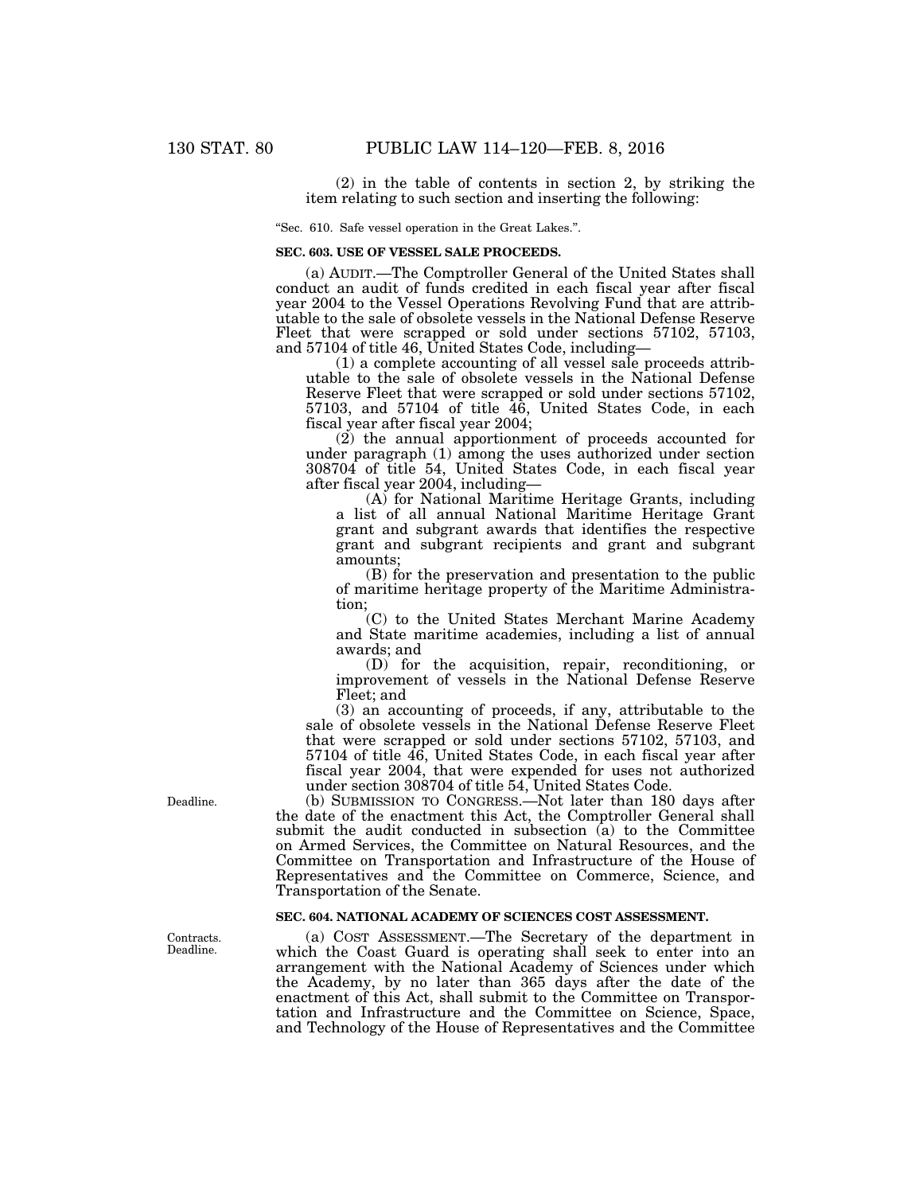(2) in the table of contents in section 2, by striking the item relating to such section and inserting the following:

"Sec. 610. Safe vessel operation in the Great Lakes.".

**SEC. 603. USE OF VESSEL SALE PROCEEDS.**

(a) AUDIT.—The Comptroller General of the United States shall conduct an audit of funds credited in each fiscal year after fiscal year 2004 to the Vessel Operations Revolving Fund that are attributable to the sale of obsolete vessels in the National Defense Reserve Fleet that were scrapped or sold under sections 57102, 57103, and 57104 of title 46, United States Code, including—

(1) a complete accounting of all vessel sale proceeds attributable to the sale of obsolete vessels in the National Defense Reserve Fleet that were scrapped or sold under sections 57102, 57103, and 57104 of title 46, United States Code, in each fiscal year after fiscal year 2004;

(2) the annual apportionment of proceeds accounted for under paragraph (1) among the uses authorized under section 308704 of title 54, United States Code, in each fiscal year after fiscal year 2004, including—

(A) for National Maritime Heritage Grants, including a list of all annual National Maritime Heritage Grant grant and subgrant awards that identifies the respective grant and subgrant recipients and grant and subgrant amounts;

(B) for the preservation and presentation to the public of maritime heritage property of the Maritime Administration;

(C) to the United States Merchant Marine Academy and State maritime academies, including a list of annual awards; and

(D) for the acquisition, repair, reconditioning, or improvement of vessels in the National Defense Reserve Fleet; and

(3) an accounting of proceeds, if any, attributable to the sale of obsolete vessels in the National Defense Reserve Fleet that were scrapped or sold under sections 57102, 57103, and 57104 of title 46, United States Code, in each fiscal year after fiscal year 2004, that were expended for uses not authorized under section 308704 of title 54, United States Code.

Deadline.

(b) SUBMISSION TO CONGRESS.—Not later than 180 days after the date of the enactment this Act, the Comptroller General shall submit the audit conducted in subsection (a) to the Committee on Armed Services, the Committee on Natural Resources, and the Committee on Transportation and Infrastructure of the House of Representatives and the Committee on Commerce, Science, and Transportation of the Senate.

**SEC. 604. NATIONAL ACADEMY OF SCIENCES COST ASSESSMENT.**

Contracts. Deadline.

(a) COST ASSESSMENT.—The Secretary of the department in which the Coast Guard is operating shall seek to enter into an arrangement with the National Academy of Sciences under which the Academy, by no later than 365 days after the date of the enactment of this Act, shall submit to the Committee on Transportation and Infrastructure and the Committee on Science, Space, and Technology of the House of Representatives and the Committee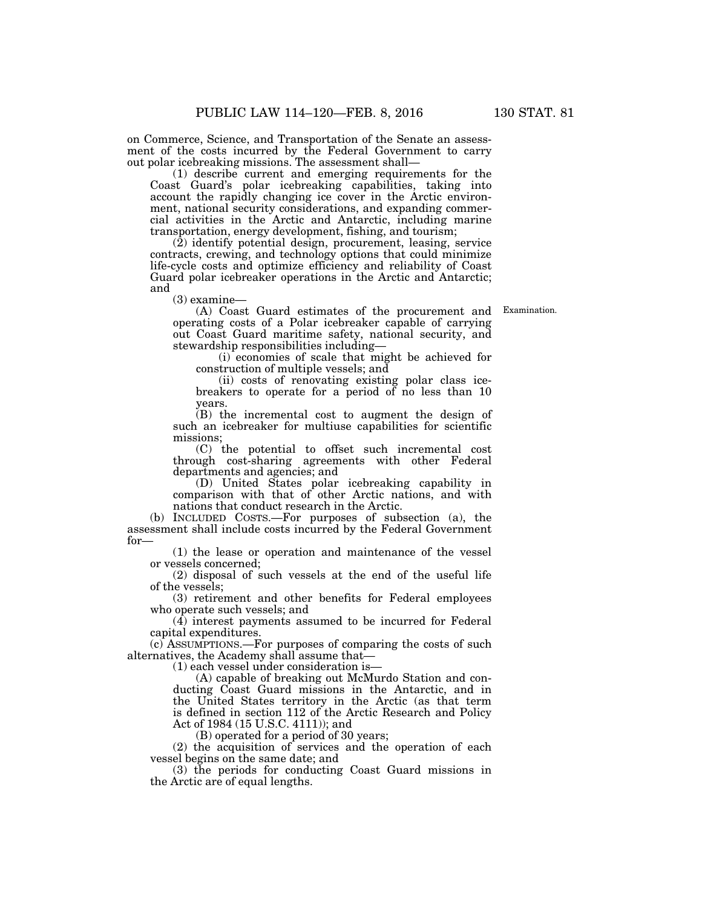on Commerce, Science, and Transportation of the Senate an assessment of the costs incurred by the Federal Government to carry out polar icebreaking missions. The assessment shall—

(1) describe current and emerging requirements for the Coast Guard's polar icebreaking capabilities, taking into account the rapidly changing ice cover in the Arctic environment, national security considerations, and expanding commercial activities in the Arctic and Antarctic, including marine transportation, energy development, fishing, and tourism;

(2) identify potential design, procurement, leasing, service contracts, crewing, and technology options that could minimize life-cycle costs and optimize efficiency and reliability of Coast Guard polar icebreaker operations in the Arctic and Antarctic; and

(3) examine—

Examination.

(A) Coast Guard estimates of the procurement and operating costs of a Polar icebreaker capable of carrying out Coast Guard maritime safety, national security, and stewardship responsibilities including—

(i) economies of scale that might be achieved for construction of multiple vessels; and

(ii) costs of renovating existing polar class icebreakers to operate for a period of no less than 10 years.

(B) the incremental cost to augment the design of such an icebreaker for multiuse capabilities for scientific missions;

(C) the potential to offset such incremental cost through cost-sharing agreements with other Federal departments and agencies; and

(D) United States polar icebreaking capability in comparison with that of other Arctic nations, and with nations that conduct research in the Arctic.

(b) INCLUDED COSTS.—For purposes of subsection (a), the assessment shall include costs incurred by the Federal Government for—

(1) the lease or operation and maintenance of the vessel or vessels concerned;

(2) disposal of such vessels at the end of the useful life of the vessels;

(3) retirement and other benefits for Federal employees who operate such vessels; and

(4) interest payments assumed to be incurred for Federal capital expenditures.

(c) ASSUMPTIONS.—For purposes of comparing the costs of such alternatives, the Academy shall assume that—

(1) each vessel under consideration is—

(A) capable of breaking out McMurdo Station and conducting Coast Guard missions in the Antarctic, and in the United States territory in the Arctic (as that term is defined in section 112 of the Arctic Research and Policy Act of 1984 (15 U.S.C. 4111)); and

(B) operated for a period of 30 years;

(2) the acquisition of services and the operation of each vessel begins on the same date; and

(3) the periods for conducting Coast Guard missions in the Arctic are of equal lengths.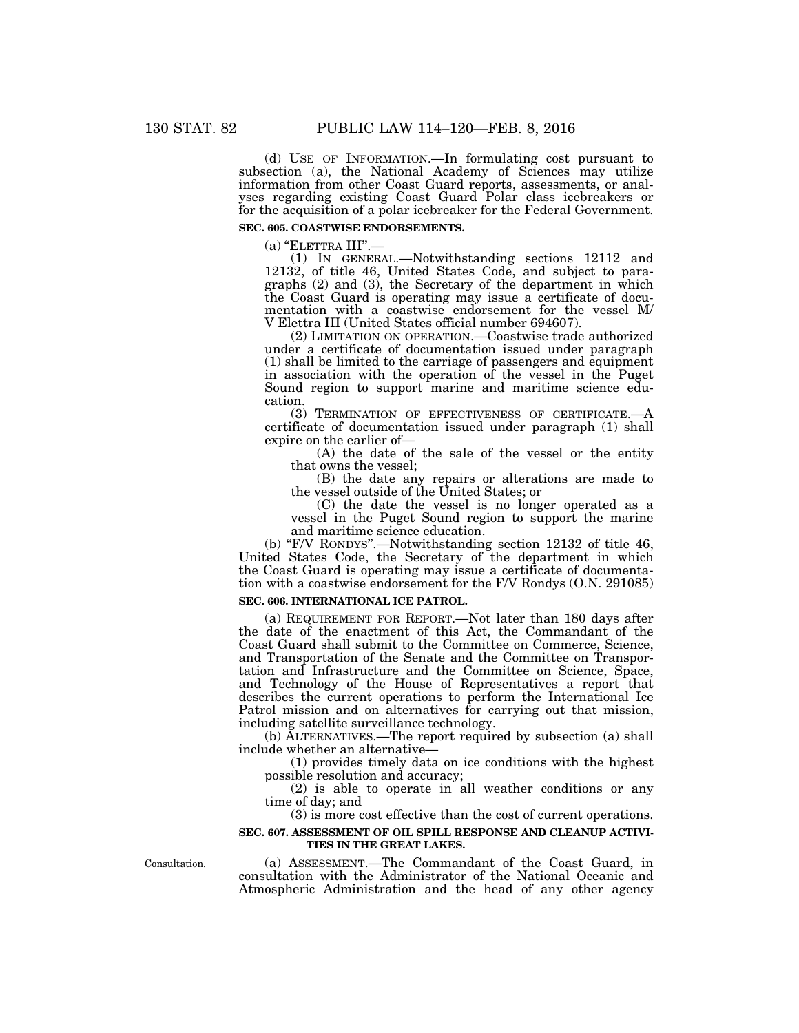(d) USE OF INFORMATION.—In formulating cost pursuant to subsection (a), the National Academy of Sciences may utilize information from other Coast Guard reports, assessments, or analyses regarding existing Coast Guard Polar class icebreakers or for the acquisition of a polar icebreaker for the Federal Government.

**SEC. 605. COASTWISE ENDORSEMENTS.**

(a) "ELETTRA III".—

(1) IN GENERAL.—Notwithstanding sections 12112 and 12132, of title 46, United States Code, and subject to paragraphs (2) and (3), the Secretary of the department in which the Coast Guard is operating may issue a certificate of documentation with a coastwise endorsement for the vessel M/V Elettra III (United States official number 694607).

(2) LIMITATION ON OPERATION.—Coastwise trade authorized under a certificate of documentation issued under paragraph (1) shall be limited to the carriage of passengers and equipment in association with the operation of the vessel in the Puget Sound region to support marine and maritime science education.

(3) TERMINATION OF EFFECTIVENESS OF CERTIFICATE.—A certificate of documentation issued under paragraph (1) shall expire on the earlier of—

(A) the date of the sale of the vessel or the entity that owns the vessel;

(B) the date any repairs or alterations are made to the vessel outside of the United States; or

(C) the date the vessel is no longer operated as a vessel in the Puget Sound region to support the marine and maritime science education.

(b) "F/V RONDYS".—Notwithstanding section 12132 of title 46, United States Code, the Secretary of the department in which the Coast Guard is operating may issue a certificate of documentation with a coastwise endorsement for the F/V Rondys (O.N. 291085)

**SEC. 606. INTERNATIONAL ICE PATROL.**

(a) REQUIREMENT FOR REPORT.—Not later than 180 days after the date of the enactment of this Act, the Commandant of the Coast Guard shall submit to the Committee on Commerce, Science, and Transportation of the Senate and the Committee on Transportation and Infrastructure and the Committee on Science, Space, and Technology of the House of Representatives a report that describes the current operations to perform the International Ice Patrol mission and on alternatives for carrying out that mission, including satellite surveillance technology.

(b) ALTERNATIVES.—The report required by subsection (a) shall include whether an alternative—

(1) provides timely data on ice conditions with the highest possible resolution and accuracy;

(2) is able to operate in all weather conditions or any time of day; and

(3) is more cost effective than the cost of current operations.

**SEC. 607. ASSESSMENT OF OIL SPILL RESPONSE AND CLEANUP ACTIVITIES IN THE GREAT LAKES.**

Consultation.

(a) ASSESSMENT.—The Commandant of the Coast Guard, in consultation with the Administrator of the National Oceanic and Atmospheric Administration and the head of any other agency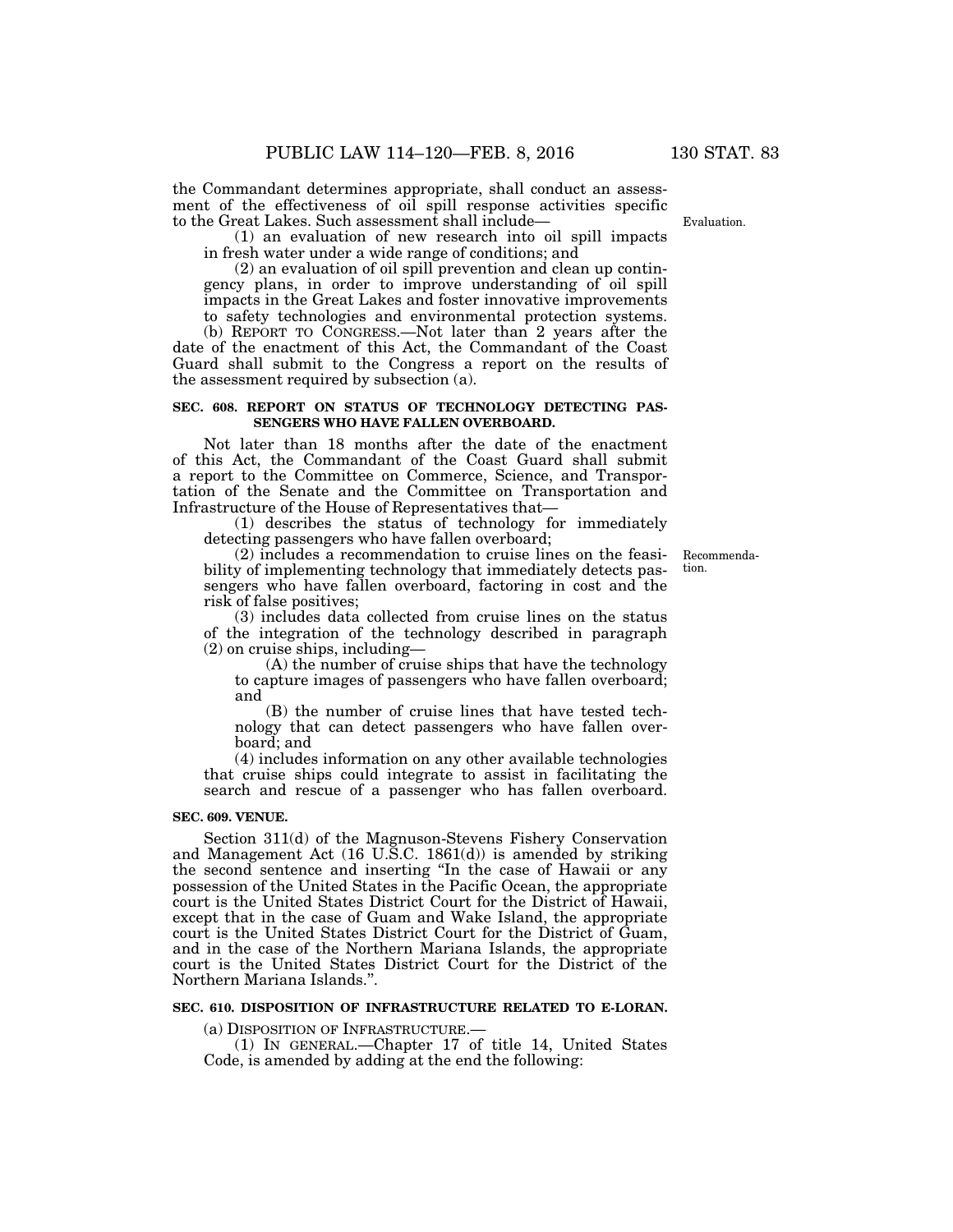the Commandant determines appropriate, shall conduct an assessment of the effectiveness of oil spill response activities specific to the Great Lakes. Such assessment shall include—

(1) an evaluation of new research into oil spill impacts in fresh water under a wide range of conditions; and

(2) an evaluation of oil spill prevention and clean up contingency plans, in order to improve understanding of oil spill impacts in the Great Lakes and foster innovative improvements to safety technologies and environmental protection systems.

(b) REPORT TO CONGRESS.—Not later than 2 years after the date of the enactment of this Act, the Commandant of the Coast Guard shall submit to the Congress a report on the results of the assessment required by subsection (a).

Evaluation.

**SEC. 608. REPORT ON STATUS OF TECHNOLOGY DETECTING PASSENGERS WHO HAVE FALLEN OVERBOARD.**

Not later than 18 months after the date of the enactment of this Act, the Commandant of the Coast Guard shall submit a report to the Committee on Commerce, Science, and Transportation of the Senate and the Committee on Transportation and Infrastructure of the House of Representatives that—

(1) describes the status of technology for immediately detecting passengers who have fallen overboard;

(2) includes a recommendation to cruise lines on the feasibility of implementing technology that immediately detects passengers who have fallen overboard, factoring in cost and the risk of false positives;

Recommendation.

(3) includes data collected from cruise lines on the status of the integration of the technology described in paragraph (2) on cruise ships, including—

(A) the number of cruise ships that have the technology to capture images of passengers who have fallen overboard; and

(B) the number of cruise lines that have tested technology that can detect passengers who have fallen overboard; and

(4) includes information on any other available technologies that cruise ships could integrate to assist in facilitating the search and rescue of a passenger who has fallen overboard.

**SEC. 609. VENUE.**

Section 311(d) of the Magnuson-Stevens Fishery Conservation and Management Act (16 U.S.C. 1861(d)) is amended by striking the second sentence and inserting "In the case of Hawaii or any possession of the United States in the Pacific Ocean, the appropriate court is the United States District Court for the District of Hawaii, except that in the case of Guam and Wake Island, the appropriate court is the United States District Court for the District of Guam, and in the case of the Northern Mariana Islands, the appropriate court is the United States District Court for the District of the Northern Mariana Islands.".

**SEC. 610. DISPOSITION OF INFRASTRUCTURE RELATED TO E-LORAN.**

(a) DISPOSITION OF INFRASTRUCTURE.—

(1) IN GENERAL.—Chapter 17 of title 14, United States Code, is amended by adding at the end the following: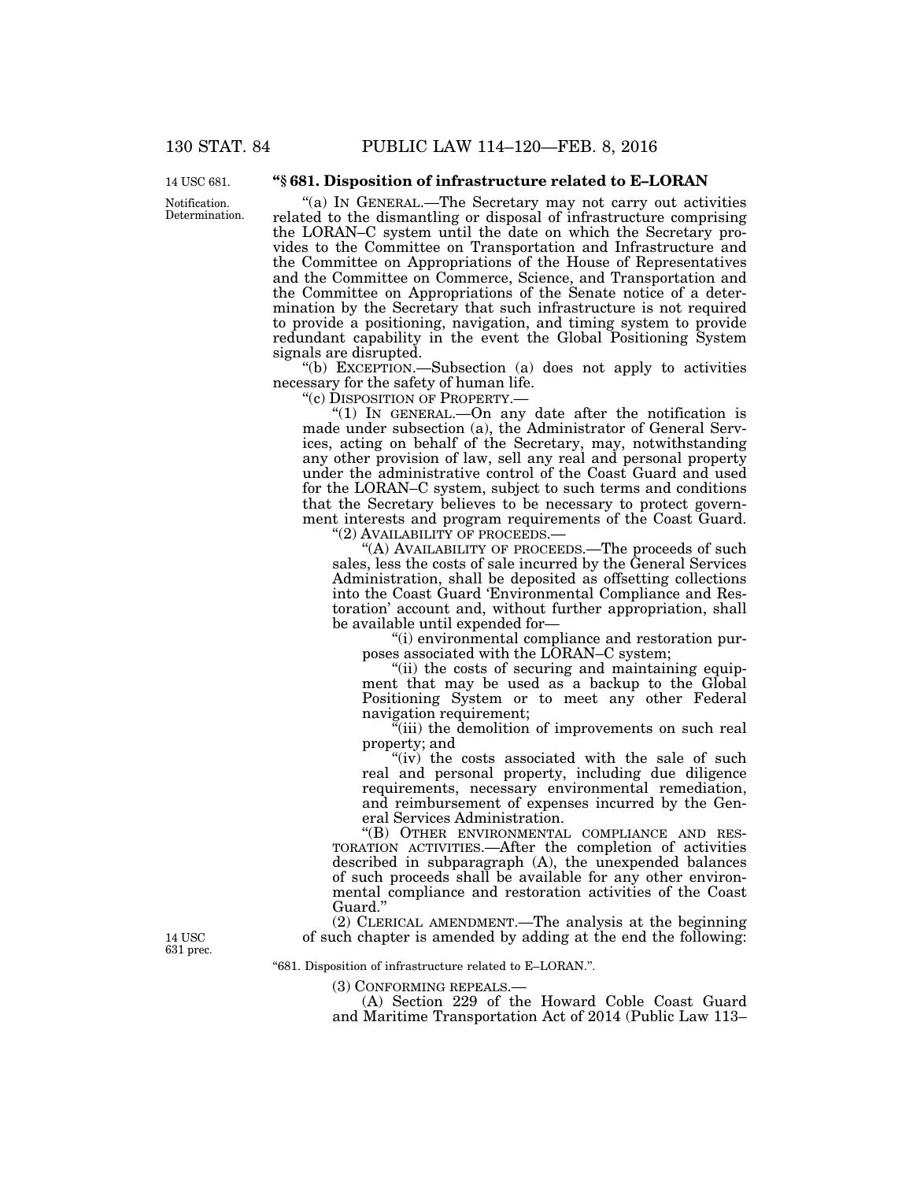**"§ 681. Disposition of infrastructure related to E–LORAN**

14 USC 681.

Notification. Determination.

"(a) IN GENERAL.—The Secretary may not carry out activities related to the dismantling or disposal of infrastructure comprising the LORAN–C system until the date on which the Secretary provides to the Committee on Transportation and Infrastructure and the Committee on Appropriations of the House of Representatives and the Committee on Commerce, Science, and Transportation and the Committee on Appropriations of the Senate notice of a determination by the Secretary that such infrastructure is not required to provide a positioning, navigation, and timing system to provide redundant capability in the event the Global Positioning System signals are disrupted.

"(b) EXCEPTION.—Subsection (a) does not apply to activities necessary for the safety of human life.

"(c) DISPOSITION OF PROPERTY.—

"(1) IN GENERAL.—On any date after the notification is made under subsection (a), the Administrator of General Services, acting on behalf of the Secretary, may, notwithstanding any other provision of law, sell any real and personal property under the administrative control of the Coast Guard and used for the LORAN–C system, subject to such terms and conditions that the Secretary believes to be necessary to protect government interests and program requirements of the Coast Guard.

"(2) AVAILABILITY OF PROCEEDS.—

"(A) AVAILABILITY OF PROCEEDS.—The proceeds of such sales, less the costs of sale incurred by the General Services Administration, shall be deposited as offsetting collections into the Coast Guard 'Environmental Compliance and Restoration' account and, without further appropriation, shall be available until expended for—

"(i) environmental compliance and restoration purposes associated with the LORAN–C system;

"(ii) the costs of securing and maintaining equipment that may be used as a backup to the Global Positioning System or to meet any other Federal navigation requirement;

"(iii) the demolition of improvements on such real property; and

"(iv) the costs associated with the sale of such real and personal property, including due diligence requirements, necessary environmental remediation, and reimbursement of expenses incurred by the General Services Administration.

"(B) OTHER ENVIRONMENTAL COMPLIANCE AND RESTORATION ACTIVITIES.—After the completion of activities described in subparagraph (A), the unexpended balances of such proceeds shall be available for any other environmental compliance and restoration activities of the Coast Guard."

(2) CLERICAL AMENDMENT.—The analysis at the beginning of such chapter is amended by adding at the end the following:

14 USC 631 prec.

"681. Disposition of infrastructure related to E–LORAN.".

(3) CONFORMING REPEALS.—

(A) Section 229 of the Howard Coble Coast Guard and Maritime Transportation Act of 2014 (Public Law 113–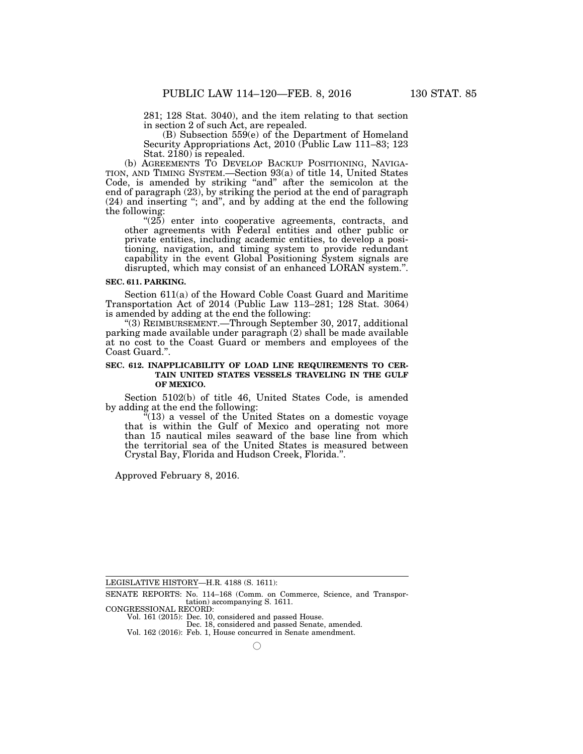281; 128 Stat. 3040), and the item relating to that section in section 2 of such Act, are repealed.

(B) Subsection 559(e) of the Department of Homeland Security Appropriations Act, 2010 (Public Law 111–83; 123 Stat. 2180) is repealed.

(b) AGREEMENTS TO DEVELOP BACKUP POSITIONING, NAVIGATION, AND TIMING SYSTEM.—Section 93(a) of title 14, United States Code, is amended by striking "and" after the semicolon at the end of paragraph (23), by striking the period at the end of paragraph (24) and inserting "; and", and by adding at the end the following the following:

"(25) enter into cooperative agreements, contracts, and other agreements with Federal entities and other public or private entities, including academic entities, to develop a positioning, navigation, and timing system to provide redundant capability in the event Global Positioning System signals are disrupted, which may consist of an enhanced LORAN system.".

**SEC. 611. PARKING.**

Section 611(a) of the Howard Coble Coast Guard and Maritime Transportation Act of 2014 (Public Law 113–281; 128 Stat. 3064) is amended by adding at the end the following:

"(3) REIMBURSEMENT.—Through September 30, 2017, additional parking made available under paragraph (2) shall be made available at no cost to the Coast Guard or members and employees of the Coast Guard.".

**SEC. 612. INAPPLICABILITY OF LOAD LINE REQUIREMENTS TO CERTAIN UNITED STATES VESSELS TRAVELING IN THE GULF OF MEXICO.**

Section 5102(b) of title 46, United States Code, is amended by adding at the end the following:

"(13) a vessel of the United States on a domestic voyage that is within the Gulf of Mexico and operating not more than 15 nautical miles seaward of the base line from which the territorial sea of the United States is measured between Crystal Bay, Florida and Hudson Creek, Florida.".

Approved February 8, 2016.

---

LEGISLATIVE HISTORY—H.R. 4188 (S. 1611):

SENATE REPORTS: No. 114–168 (Comm. on Commerce, Science, and Transportation) accompanying S. 1611.

CONGRESSIONAL RECORD:

Vol. 161 (2015): Dec. 10, considered and passed House.
Dec. 18, considered and passed Senate, amended.

Vol. 162 (2016): Feb. 1, House concurred in Senate amendment.